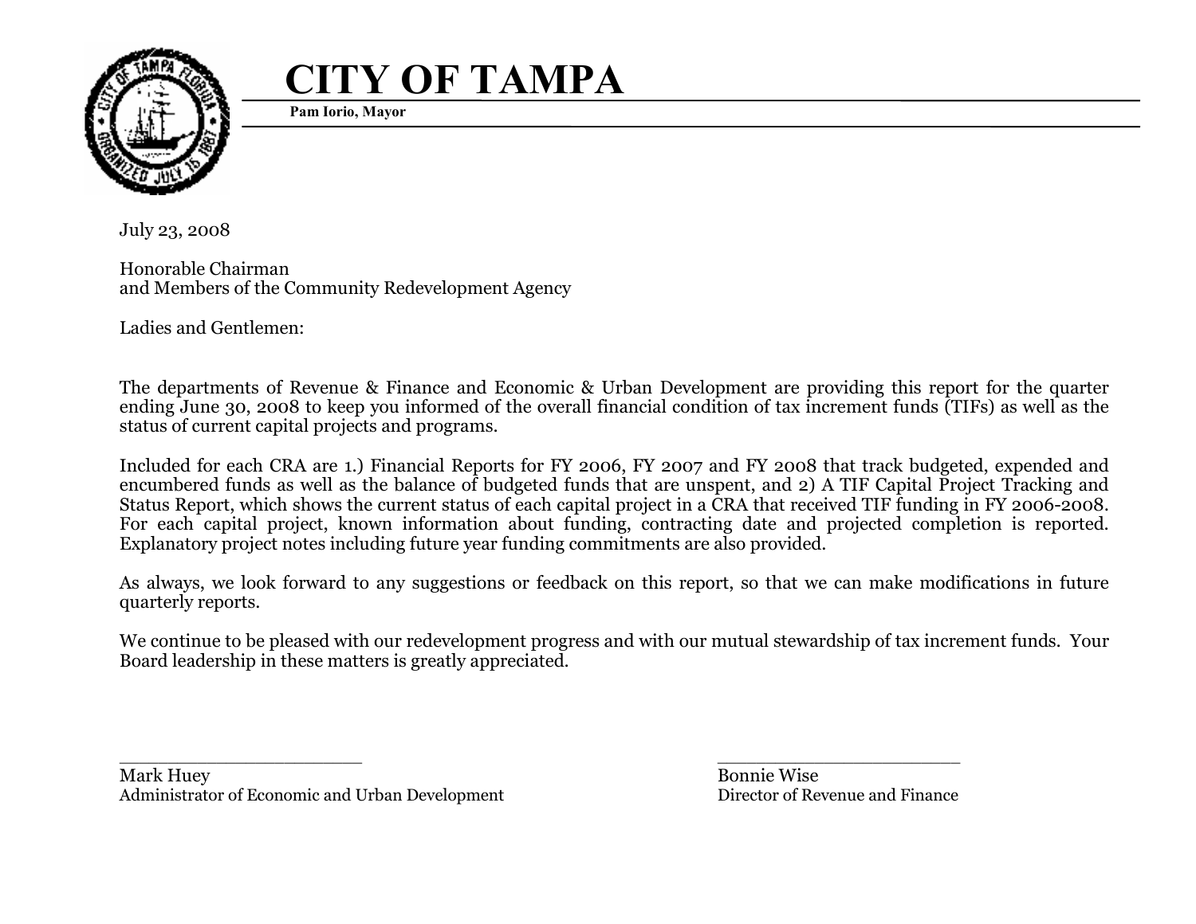# CITY OF TAMPA

**Pam Iorio, Mayor**

July 23, 2008

Honorable Chairman
and Members of the Community Redevelopment Agency

Ladies and Gentlemen:

The departments of Revenue & Finance and Economic & Urban Development are providing this report for the quarter ending June 30, 2008 to keep you informed of the overall financial condition of tax increment funds (TIFs) as well as the status of current capital projects and programs.

Included for each CRA are 1.) Financial Reports for FY 2006, FY 2007 and FY 2008 that track budgeted, expended and encumbered funds as well as the balance of budgeted funds that are unspent, and 2) A TIF Capital Project Tracking and Status Report, which shows the current status of each capital project in a CRA that received TIF funding in FY 2006-2008. For each capital project, known information about funding, contracting date and projected completion is reported. Explanatory project notes including future year funding commitments are also provided.

As always, we look forward to any suggestions or feedback on this report, so that we can make modifications in future quarterly reports.

We continue to be pleased with our redevelopment progress and with our mutual stewardship of tax increment funds. Your Board leadership in these matters is greatly appreciated.

\_\_\_\_\_\_\_\_\_\_\_\_\_\_\_\_\_\_\_\_\_\_
Mark Huey
Administrator of Economic and Urban Development

\_\_\_\_\_\_\_\_\_\_\_\_\_\_\_\_\_\_\_\_\_\_
Bonnie Wise
Director of Revenue and Finance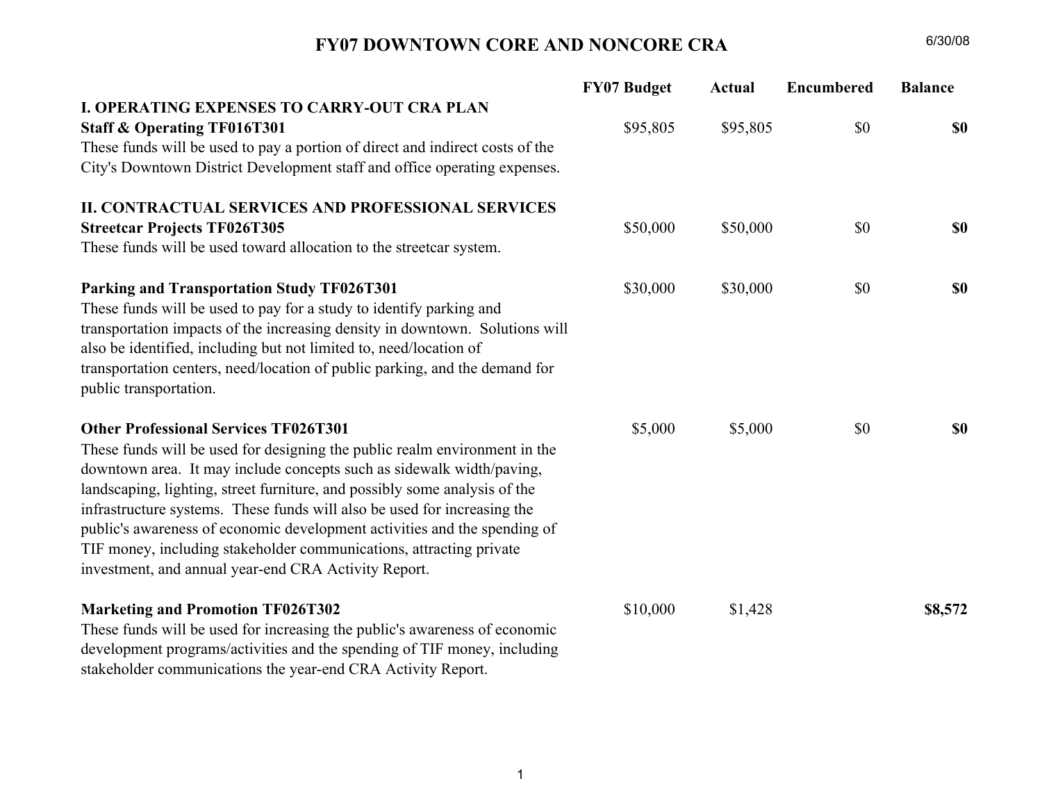# FY07 DOWNTOWN CORE AND NONCORE CRA

6/30/08

| | FY07 Budget | Actual | Encumbered | Balance |
|---|---|---|---|---|
| **I. OPERATING EXPENSES TO CARRY-OUT CRA PLAN** | | | | |
| **Staff & Operating TF016T301**<br>These funds will be used to pay a portion of direct and indirect costs of the City's Downtown District Development staff and office operating expenses. | $95,805 | $95,805 | $0 | **$0** |
| **II. CONTRACTUAL SERVICES AND PROFESSIONAL SERVICES** | | | | |
| **Streetcar Projects TF026T305**<br>These funds will be used toward allocation to the streetcar system. | $50,000 | $50,000 | $0 | **$0** |
| **Parking and Transportation Study TF026T301**<br>These funds will be used to pay for a study to identify parking and transportation impacts of the increasing density in downtown. Solutions will also be identified, including but not limited to, need/location of transportation centers, need/location of public parking, and the demand for public transportation. | $30,000 | $30,000 | $0 | **$0** |
| **Other Professional Services TF026T301**<br>These funds will be used for designing the public realm environment in the downtown area. It may include concepts such as sidewalk width/paving, landscaping, lighting, street furniture, and possibly some analysis of the infrastructure systems. These funds will also be used for increasing the public's awareness of economic development activities and the spending of TIF money, including stakeholder communications, attracting private investment, and annual year-end CRA Activity Report. | $5,000 | $5,000 | $0 | **$0** |
| **Marketing and Promotion TF026T302**<br>These funds will be used for increasing the public's awareness of economic development programs/activities and the spending of TIF money, including stakeholder communications the year-end CRA Activity Report. | $10,000 | $1,428 | | **$8,572** |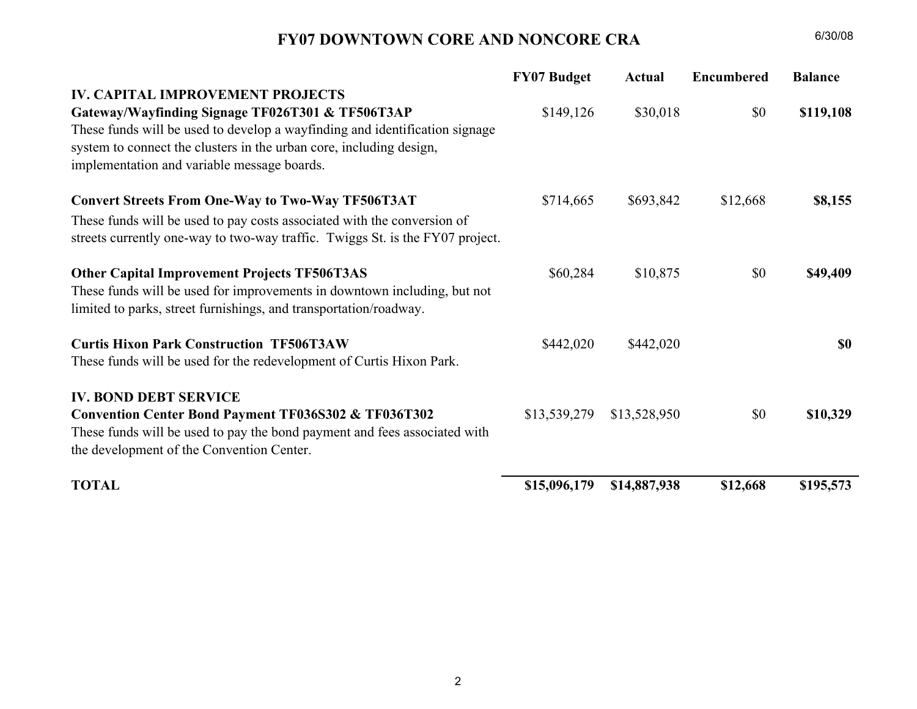# FY07 DOWNTOWN CORE AND NONCORE CRA

6/30/08

| | FY07 Budget | Actual | Encumbered | Balance |
|---|---|---|---|---|
| **IV. CAPITAL IMPROVEMENT PROJECTS** | | | | |
| **Gateway/Wayfinding Signage TF026T301 & TF506T3AP**<br>These funds will be used to develop a wayfinding and identification signage system to connect the clusters in the urban core, including design, implementation and variable message boards. | $149,126 | $30,018 | $0 | **$119,108** |
| **Convert Streets From One-Way to Two-Way TF506T3AT**<br>These funds will be used to pay costs associated with the conversion of streets currently one-way to two-way traffic. Twiggs St. is the FY07 project. | $714,665 | $693,842 | $12,668 | **$8,155** |
| **Other Capital Improvement Projects TF506T3AS**<br>These funds will be used for improvements in downtown including, but not limited to parks, street furnishings, and transportation/roadway. | $60,284 | $10,875 | $0 | **$49,409** |
| **Curtis Hixon Park Construction TF506T3AW**<br>These funds will be used for the redevelopment of Curtis Hixon Park. | $442,020 | $442,020 | | **$0** |
| **IV. BOND DEBT SERVICE** | | | | |
| **Convention Center Bond Payment TF036S302 & TF036T302**<br>These funds will be used to pay the bond payment and fees associated with the development of the Convention Center. | $13,539,279 | $13,528,950 | $0 | **$10,329** |
| **TOTAL** | **$15,096,179** | **$14,887,938** | **$12,668** | **$195,573** |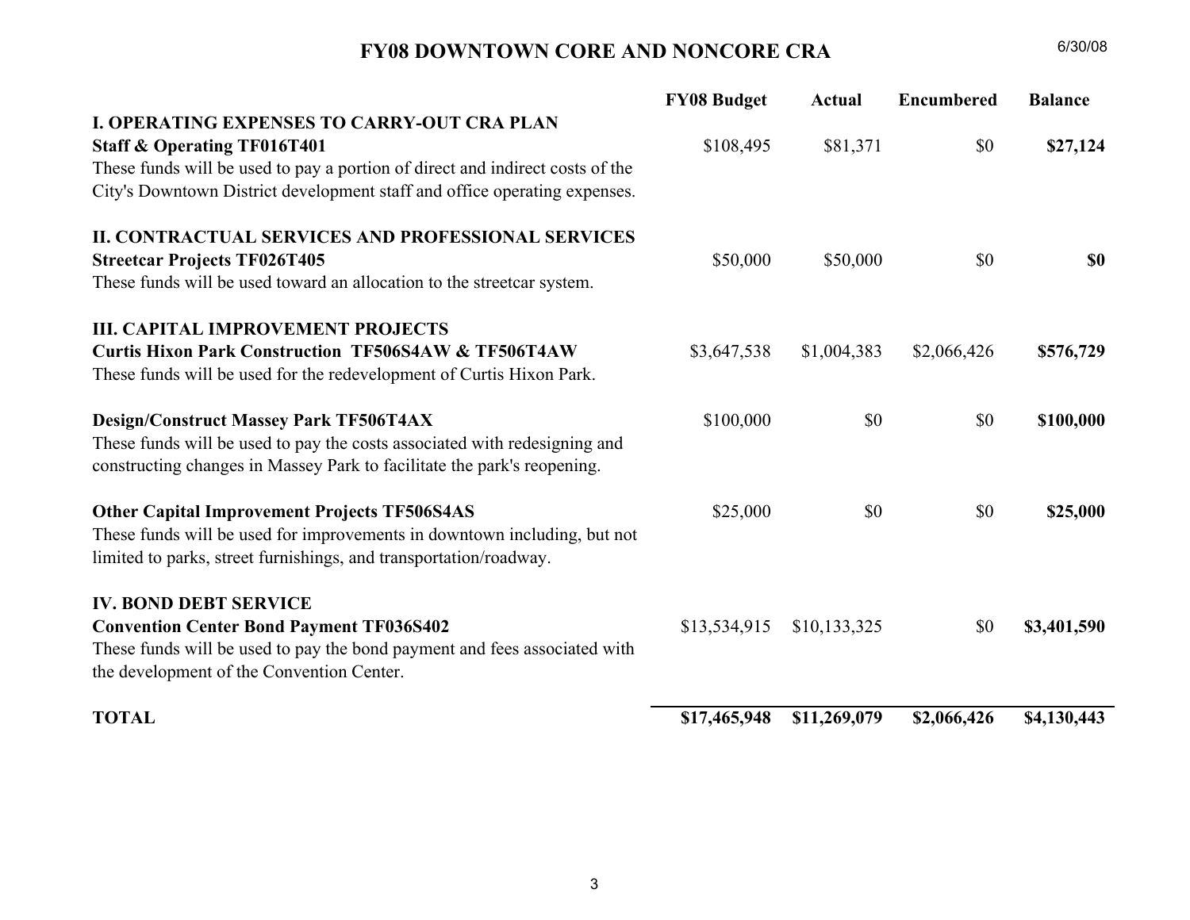# FY08 DOWNTOWN CORE AND NONCORE CRA

6/30/08

| | FY08 Budget | Actual | Encumbered | Balance |
|---|---|---|---|---|
| **I. OPERATING EXPENSES TO CARRY-OUT CRA PLAN** | | | | |
| **Staff & Operating TF016T401** | $108,495 | $81,371 | $0 | **$27,124** |
| These funds will be used to pay a portion of direct and indirect costs of the City's Downtown District development staff and office operating expenses. | | | | |
| **II. CONTRACTUAL SERVICES AND PROFESSIONAL SERVICES** | | | | |
| **Streetcar Projects TF026T405** | $50,000 | $50,000 | $0 | **$0** |
| These funds will be used toward an allocation to the streetcar system. | | | | |
| **III. CAPITAL IMPROVEMENT PROJECTS** | | | | |
| **Curtis Hixon Park Construction TF506S4AW & TF506T4AW** | $3,647,538 | $1,004,383 | $2,066,426 | **$576,729** |
| These funds will be used for the redevelopment of Curtis Hixon Park. | | | | |
| **Design/Construct Massey Park TF506T4AX** | $100,000 | $0 | $0 | **$100,000** |
| These funds will be used to pay the costs associated with redesigning and constructing changes in Massey Park to facilitate the park's reopening. | | | | |
| **Other Capital Improvement Projects TF506S4AS** | $25,000 | $0 | $0 | **$25,000** |
| These funds will be used for improvements in downtown including, but not limited to parks, street furnishings, and transportation/roadway. | | | | |
| **IV. BOND DEBT SERVICE** | | | | |
| **Convention Center Bond Payment TF036S402** | $13,534,915 | $10,133,325 | $0 | **$3,401,590** |
| These funds will be used to pay the bond payment and fees associated with the development of the Convention Center. | | | | |
| **TOTAL** | **$17,465,948** | **$11,269,079** | **$2,066,426** | **$4,130,443** |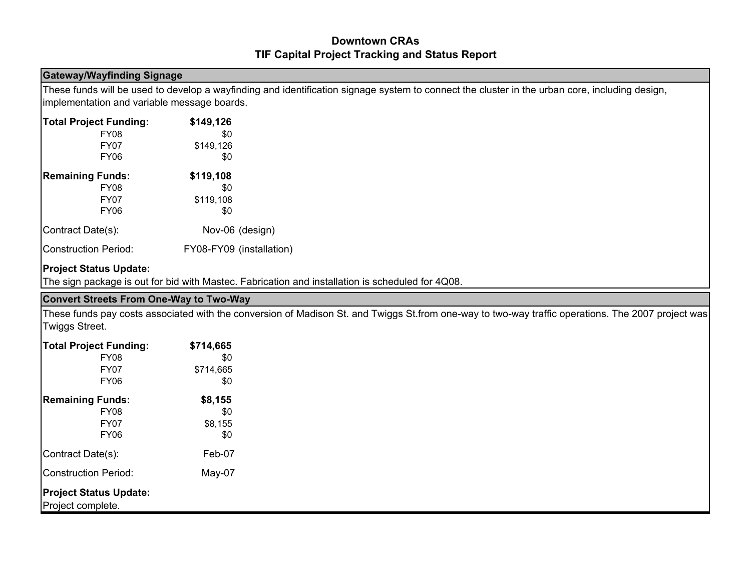# Downtown CRAs
# TIF Capital Project Tracking and Status Report

## Gateway/Wayfinding Signage

These funds will be used to develop a wayfinding and identification signage system to connect the cluster in the urban core, including design, implementation and variable message boards.

| **Total Project Funding:** | **$149,126** |
|---|---|
| FY08 | $0 |
| FY07 | $149,126 |
| FY06 | $0 |
| **Remaining Funds:** | **$119,108** |
| FY08 | $0 |
| FY07 | $119,108 |
| FY06 | $0 |

Contract Date(s): Nov-06 (design)

Construction Period: FY08-FY09 (installation)

**Project Status Update:**
The sign package is out for bid with Mastec. Fabrication and installation is scheduled for 4Q08.

## Convert Streets From One-Way to Two-Way

These funds pay costs associated with the conversion of Madison St. and Twiggs St.from one-way to two-way traffic operations. The 2007 project was Twiggs Street.

| **Total Project Funding:** | **$714,665** |
|---|---|
| FY08 | $0 |
| FY07 | $714,665 |
| FY06 | $0 |
| **Remaining Funds:** | **$8,155** |
| FY08 | $0 |
| FY07 | $8,155 |
| FY06 | $0 |

Contract Date(s): Feb-07

Construction Period: May-07

**Project Status Update:**
Project complete.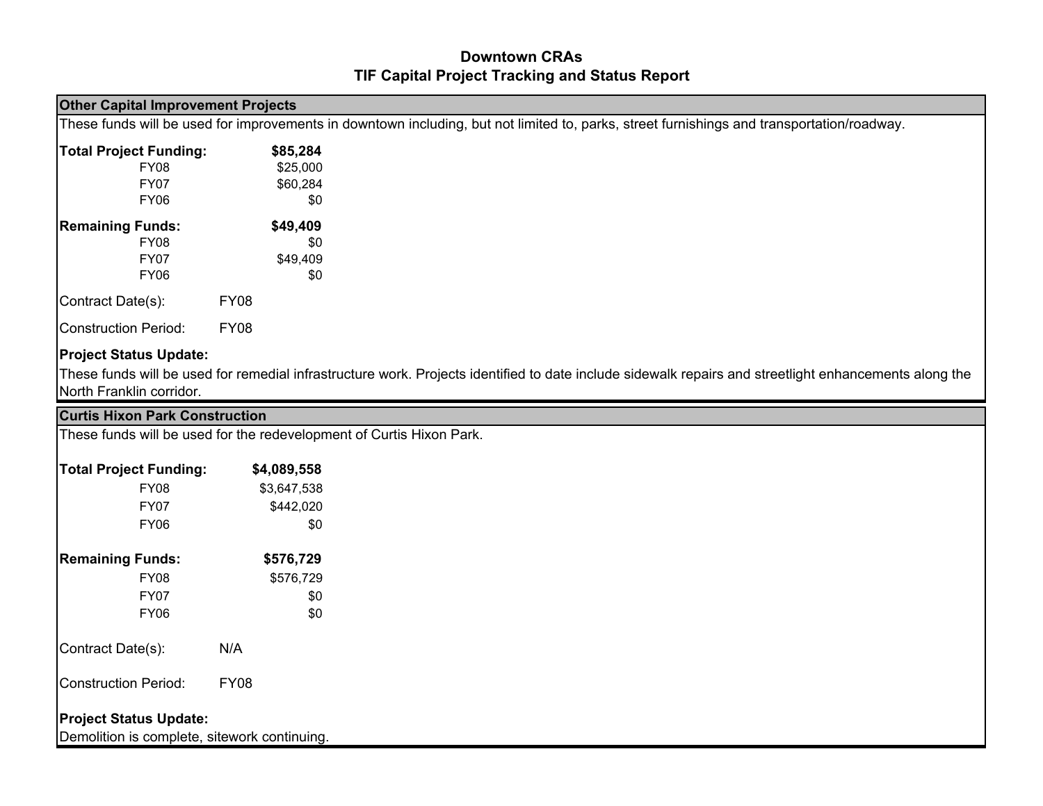# Downtown CRAs
## TIF Capital Project Tracking and Status Report

### Other Capital Improvement Projects

These funds will be used for improvements in downtown including, but not limited to, parks, street furnishings and transportation/roadway.

| | |
|---|---|
| **Total Project Funding:** | **$85,284** |
| FY08 | $25,000 |
| FY07 | $60,284 |
| FY06 | $0 |
| **Remaining Funds:** | **$49,409** |
| FY08 | $0 |
| FY07 | $49,409 |
| FY06 | $0 |

Contract Date(s): FY08

Construction Period: FY08

**Project Status Update:**

These funds will be used for remedial infrastructure work. Projects identified to date include sidewalk repairs and streetlight enhancements along the North Franklin corridor.

### Curtis Hixon Park Construction

These funds will be used for the redevelopment of Curtis Hixon Park.

| | |
|---|---|
| **Total Project Funding:** | **$4,089,558** |
| FY08 | $3,647,538 |
| FY07 | $442,020 |
| FY06 | $0 |
| **Remaining Funds:** | **$576,729** |
| FY08 | $576,729 |
| FY07 | $0 |
| FY06 | $0 |

Contract Date(s): N/A

Construction Period: FY08

**Project Status Update:**

Demolition is complete, sitework continuing.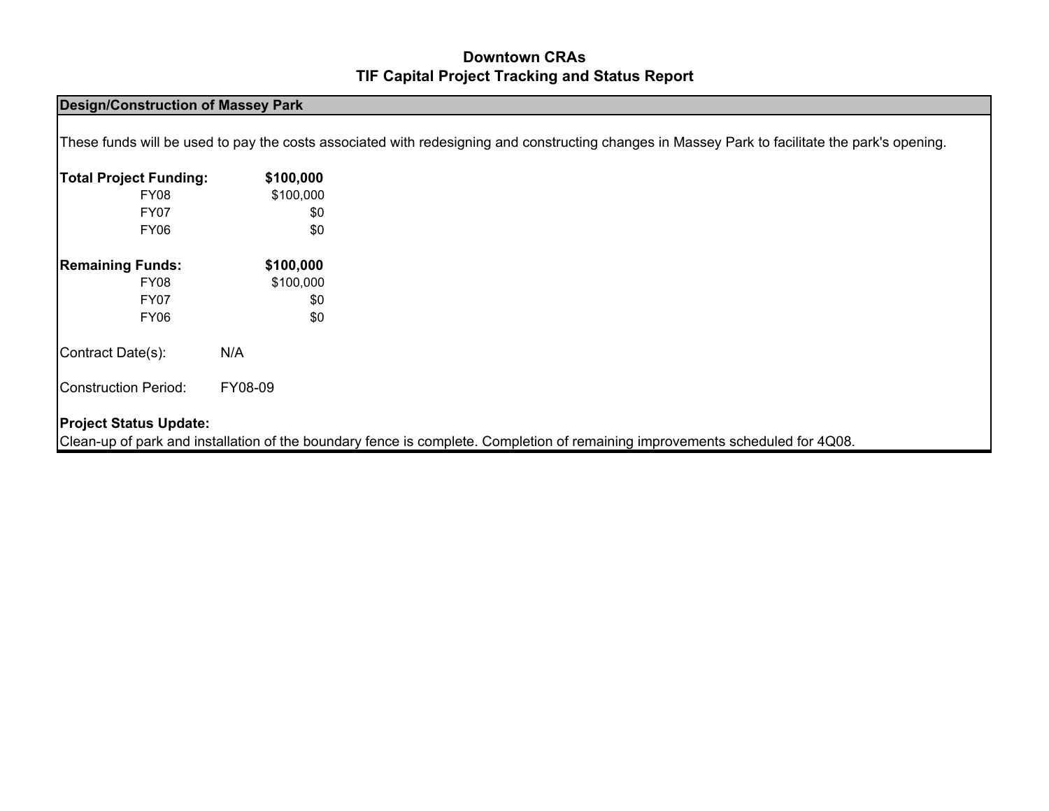# Downtown CRAs
## TIF Capital Project Tracking and Status Report

**Design/Construction of Massey Park**

These funds will be used to pay the costs associated with redesigning and constructing changes in Massey Park to facilitate the park's opening.

| | |
|---|---|
| **Total Project Funding:** | **$100,000** |
| FY08 | $100,000 |
| FY07 | $0 |
| FY06 | $0 |
| | |
| **Remaining Funds:** | **$100,000** |
| FY08 | $100,000 |
| FY07 | $0 |
| FY06 | $0 |

Contract Date(s): N/A

Construction Period: FY08-09

**Project Status Update:**
Clean-up of park and installation of the boundary fence is complete. Completion of remaining improvements scheduled for 4Q08.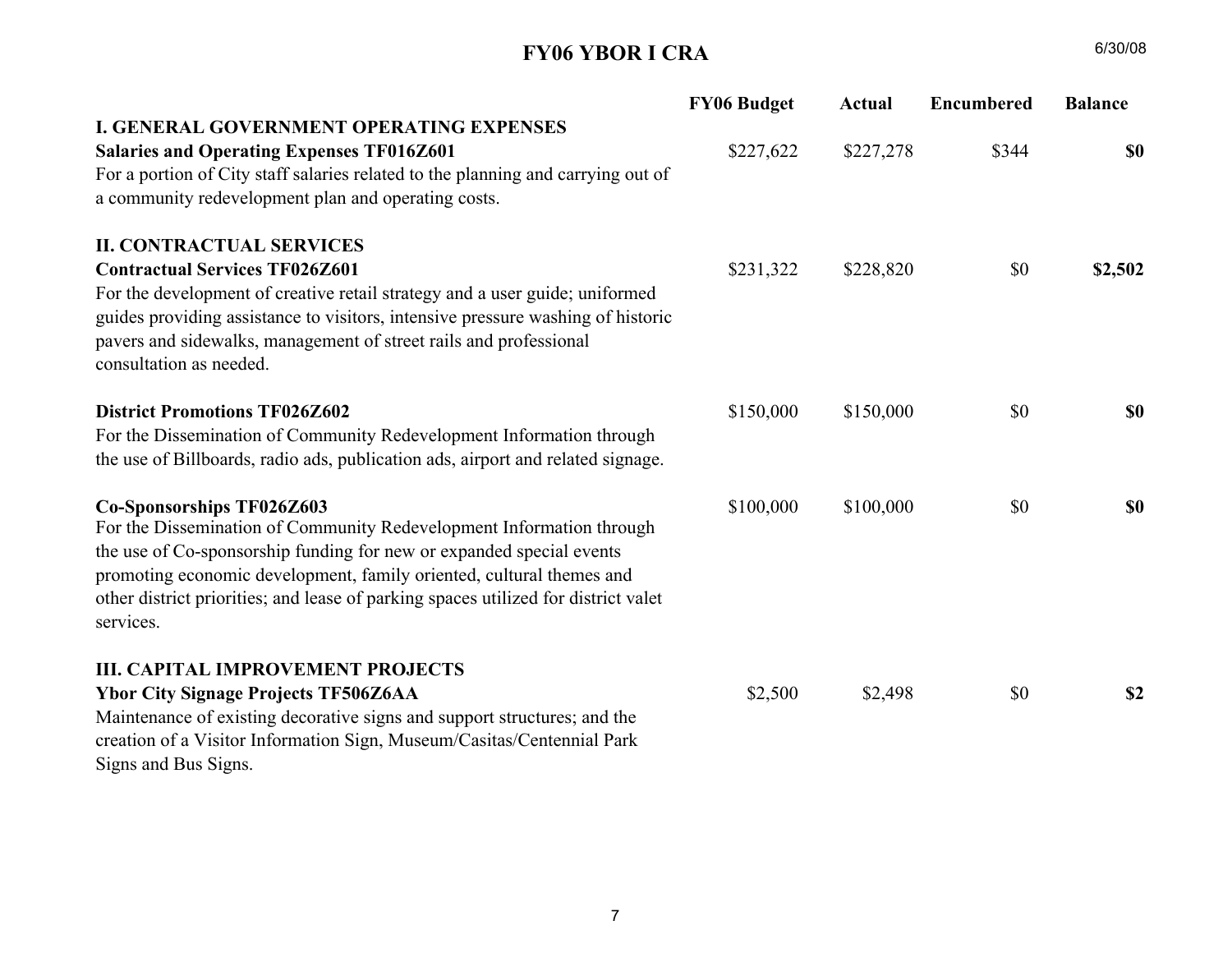# FY06 YBOR I CRA

6/30/08

| | FY06 Budget | Actual | Encumbered | Balance |
|---|---|---|---|---|
| **I. GENERAL GOVERNMENT OPERATING EXPENSES** | | | | |
| **Salaries and Operating Expenses TF016Z601**<br>For a portion of City staff salaries related to the planning and carrying out of a community redevelopment plan and operating costs. | $227,622 | $227,278 | $344 | **$0** |
| **II. CONTRACTUAL SERVICES** | | | | |
| **Contractual Services TF026Z601**<br>For the development of creative retail strategy and a user guide; uniformed guides providing assistance to visitors, intensive pressure washing of historic pavers and sidewalks, management of street rails and professional consultation as needed. | $231,322 | $228,820 | $0 | **$2,502** |
| **District Promotions TF026Z602**<br>For the Dissemination of Community Redevelopment Information through the use of Billboards, radio ads, publication ads, airport and related signage. | $150,000 | $150,000 | $0 | **$0** |
| **Co-Sponsorships TF026Z603**<br>For the Dissemination of Community Redevelopment Information through the use of Co-sponsorship funding for new or expanded special events promoting economic development, family oriented, cultural themes and other district priorities; and lease of parking spaces utilized for district valet services. | $100,000 | $100,000 | $0 | **$0** |
| **III. CAPITAL IMPROVEMENT PROJECTS** | | | | |
| **Ybor City Signage Projects TF506Z6AA**<br>Maintenance of existing decorative signs and support structures; and the creation of a Visitor Information Sign, Museum/Casitas/Centennial Park Signs and Bus Signs. | $2,500 | $2,498 | $0 | **$2** |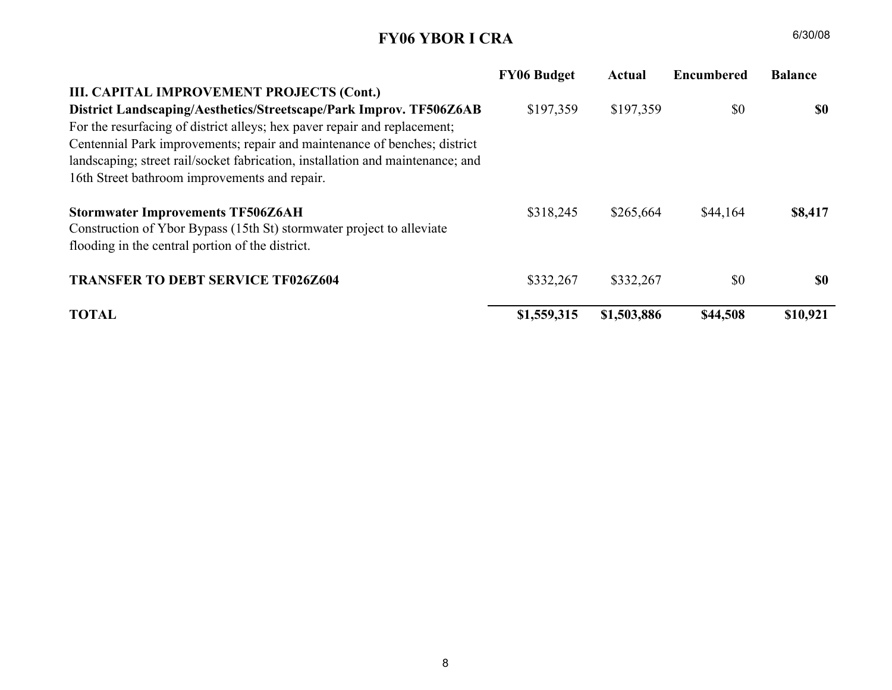# FY06 YBOR I CRA

6/30/08

| | FY06 Budget | Actual | Encumbered | Balance |
|---|---|---|---|---|
| **III. CAPITAL IMPROVEMENT PROJECTS (Cont.)** | | | | |
| **District Landscaping/Aesthetics/Streetscape/Park Improv. TF506Z6AB**<br>For the resurfacing of district alleys; hex paver repair and replacement; Centennial Park improvements; repair and maintenance of benches; district landscaping; street rail/socket fabrication, installation and maintenance; and 16th Street bathroom improvements and repair. | $197,359 | $197,359 | $0 | **$0** |
| **Stormwater Improvements TF506Z6AH**<br>Construction of Ybor Bypass (15th St) stormwater project to alleviate flooding in the central portion of the district. | $318,245 | $265,664 | $44,164 | **$8,417** |
| **TRANSFER TO DEBT SERVICE TF026Z604** | $332,267 | $332,267 | $0 | **$0** |
| **TOTAL** | **$1,559,315** | **$1,503,886** | **$44,508** | **$10,921** |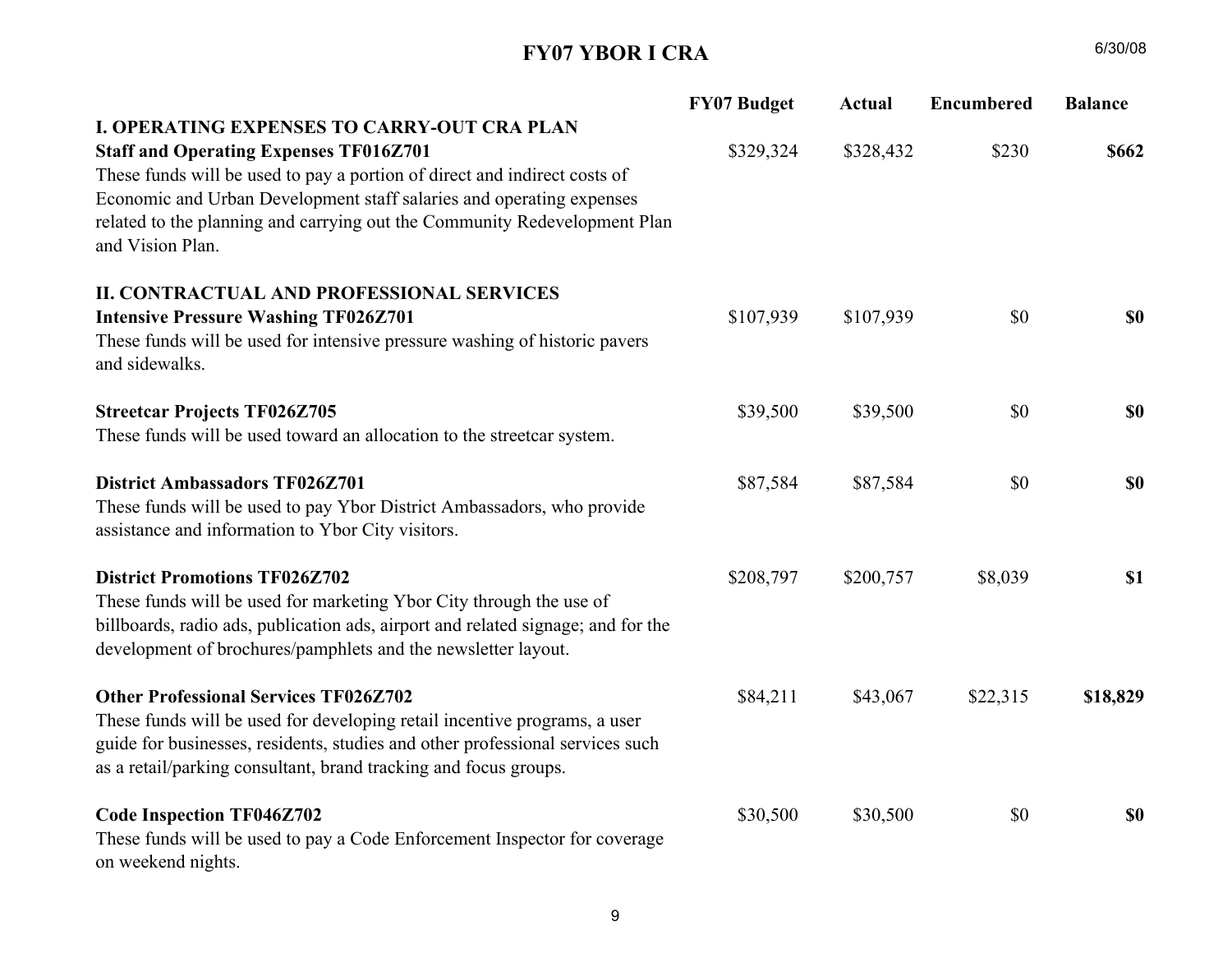# FY07 YBOR I CRA

6/30/08

| | FY07 Budget | Actual | Encumbered | Balance |
|---|---|---|---|---|
| **I. OPERATING EXPENSES TO CARRY-OUT CRA PLAN** | | | | |
| **Staff and Operating Expenses TF016Z701**<br>These funds will be used to pay a portion of direct and indirect costs of Economic and Urban Development staff salaries and operating expenses related to the planning and carrying out the Community Redevelopment Plan and Vision Plan. | $329,324 | $328,432 | $230 | **$662** |
| **II. CONTRACTUAL AND PROFESSIONAL SERVICES** | | | | |
| **Intensive Pressure Washing TF026Z701**<br>These funds will be used for intensive pressure washing of historic pavers and sidewalks. | $107,939 | $107,939 | $0 | **$0** |
| **Streetcar Projects TF026Z705**<br>These funds will be used toward an allocation to the streetcar system. | $39,500 | $39,500 | $0 | **$0** |
| **District Ambassadors TF026Z701**<br>These funds will be used to pay Ybor District Ambassadors, who provide assistance and information to Ybor City visitors. | $87,584 | $87,584 | $0 | **$0** |
| **District Promotions TF026Z702**<br>These funds will be used for marketing Ybor City through the use of billboards, radio ads, publication ads, airport and related signage; and for the development of brochures/pamphlets and the newsletter layout. | $208,797 | $200,757 | $8,039 | **$1** |
| **Other Professional Services TF026Z702**<br>These funds will be used for developing retail incentive programs, a user guide for businesses, residents, studies and other professional services such as a retail/parking consultant, brand tracking and focus groups. | $84,211 | $43,067 | $22,315 | **$18,829** |
| **Code Inspection TF046Z702**<br>These funds will be used to pay a Code Enforcement Inspector for coverage on weekend nights. | $30,500 | $30,500 | $0 | **$0** |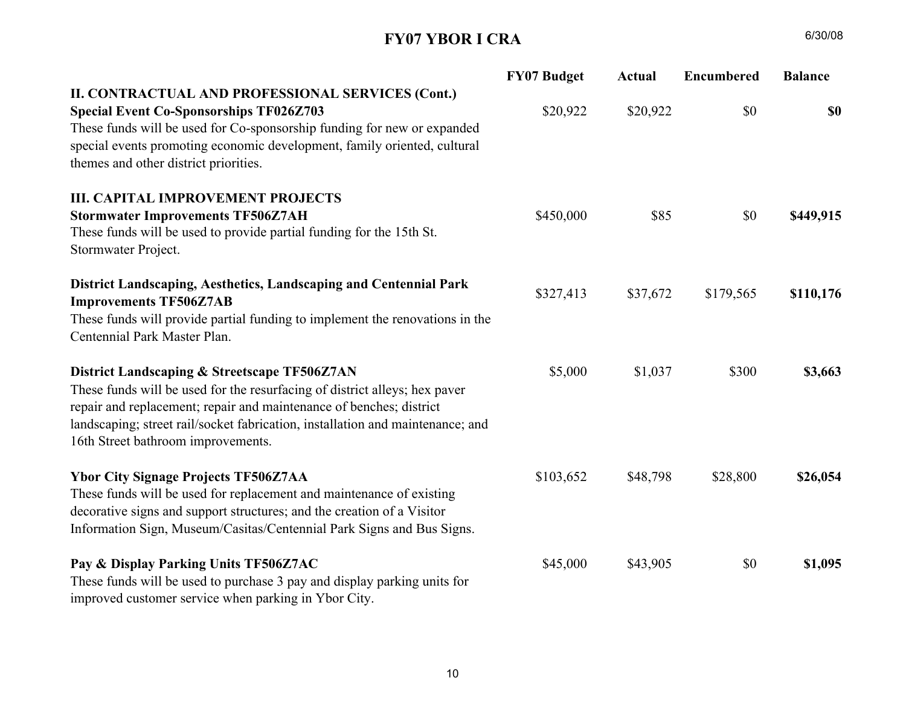# FY07 YBOR I CRA

6/30/08

| | FY07 Budget | Actual | Encumbered | Balance |
|---|---|---|---|---|
| **II. CONTRACTUAL AND PROFESSIONAL SERVICES (Cont.)** | | | | |
| **Special Event Co-Sponsorships TF026Z703**<br>These funds will be used for Co-sponsorship funding for new or expanded special events promoting economic development, family oriented, cultural themes and other district priorities. | $20,922 | $20,922 | $0 | **$0** |
| **III. CAPITAL IMPROVEMENT PROJECTS** | | | | |
| **Stormwater Improvements TF506Z7AH**<br>These funds will be used to provide partial funding for the 15th St. Stormwater Project. | $450,000 | $85 | $0 | **$449,915** |
| **District Landscaping, Aesthetics, Landscaping and Centennial Park Improvements TF506Z7AB**<br>These funds will provide partial funding to implement the renovations in the Centennial Park Master Plan. | $327,413 | $37,672 | $179,565 | **$110,176** |
| **District Landscaping & Streetscape TF506Z7AN**<br>These funds will be used for the resurfacing of district alleys; hex paver repair and replacement; repair and maintenance of benches; district landscaping; street rail/socket fabrication, installation and maintenance; and 16th Street bathroom improvements. | $5,000 | $1,037 | $300 | **$3,663** |
| **Ybor City Signage Projects TF506Z7AA**<br>These funds will be used for replacement and maintenance of existing decorative signs and support structures; and the creation of a Visitor Information Sign, Museum/Casitas/Centennial Park Signs and Bus Signs. | $103,652 | $48,798 | $28,800 | **$26,054** |
| **Pay & Display Parking Units TF506Z7AC**<br>These funds will be used to purchase 3 pay and display parking units for improved customer service when parking in Ybor City. | $45,000 | $43,905 | $0 | **$1,095** |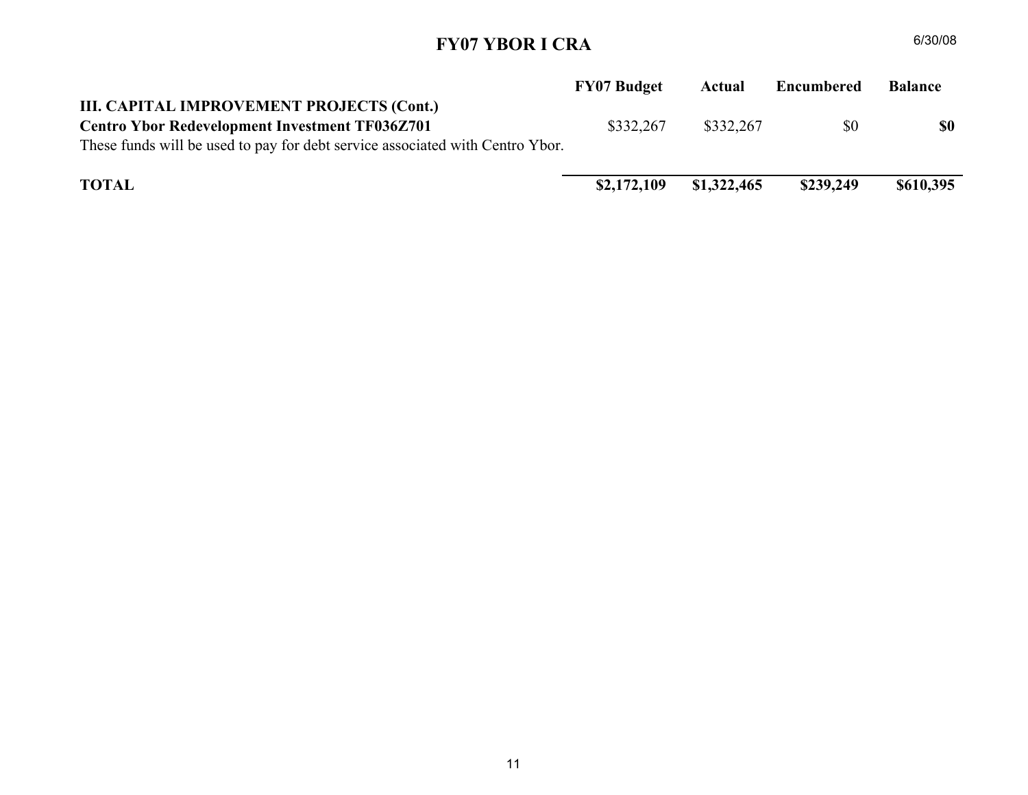# FY07 YBOR I CRA

6/30/08

| | FY07 Budget | Actual | Encumbered | Balance |
|---|---|---|---|---|
| **III. CAPITAL IMPROVEMENT PROJECTS (Cont.)** | | | | |
| **Centro Ybor Redevelopment Investment TF036Z701** | $332,267 | $332,267 | $0 | **$0** |
| These funds will be used to pay for debt service associated with Centro Ybor. | | | | |
| **TOTAL** | **$2,172,109** | **$1,322,465** | **$239,249** | **$610,395** |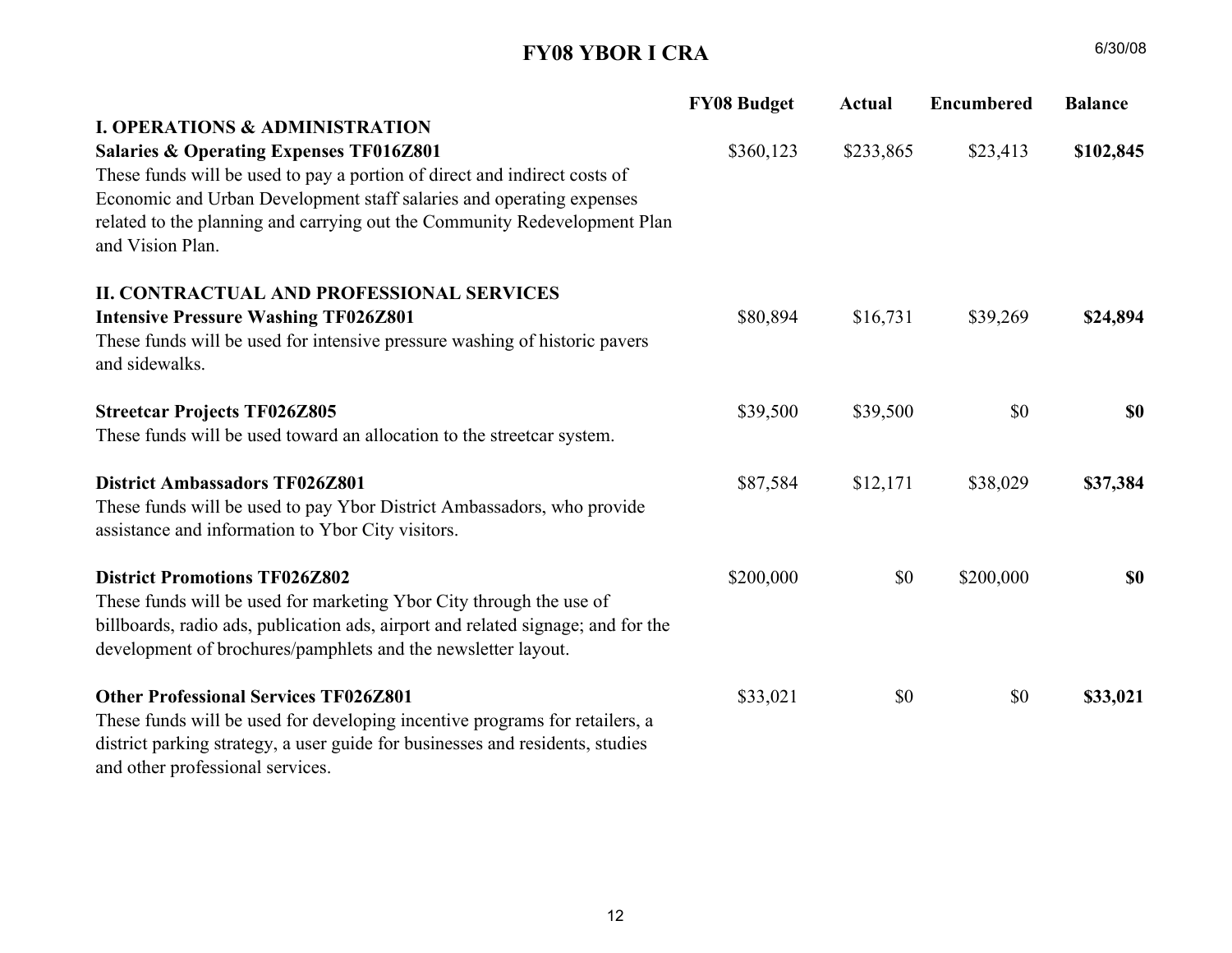# FY08 YBOR I CRA

6/30/08

| | FY08 Budget | Actual | Encumbered | Balance |
|---|---|---|---|---|
| **I. OPERATIONS & ADMINISTRATION** | | | | |
| **Salaries & Operating Expenses TF016Z801**<br>These funds will be used to pay a portion of direct and indirect costs of Economic and Urban Development staff salaries and operating expenses related to the planning and carrying out the Community Redevelopment Plan and Vision Plan. | $360,123 | $233,865 | $23,413 | **$102,845** |
| **II. CONTRACTUAL AND PROFESSIONAL SERVICES** | | | | |
| **Intensive Pressure Washing TF026Z801**<br>These funds will be used for intensive pressure washing of historic pavers and sidewalks. | $80,894 | $16,731 | $39,269 | **$24,894** |
| **Streetcar Projects TF026Z805**<br>These funds will be used toward an allocation to the streetcar system. | $39,500 | $39,500 | $0 | **$0** |
| **District Ambassadors TF026Z801**<br>These funds will be used to pay Ybor District Ambassadors, who provide assistance and information to Ybor City visitors. | $87,584 | $12,171 | $38,029 | **$37,384** |
| **District Promotions TF026Z802**<br>These funds will be used for marketing Ybor City through the use of billboards, radio ads, publication ads, airport and related signage; and for the development of brochures/pamphlets and the newsletter layout. | $200,000 | $0 | $200,000 | **$0** |
| **Other Professional Services TF026Z801**<br>These funds will be used for developing incentive programs for retailers, a district parking strategy, a user guide for businesses and residents, studies and other professional services. | $33,021 | $0 | $0 | **$33,021** |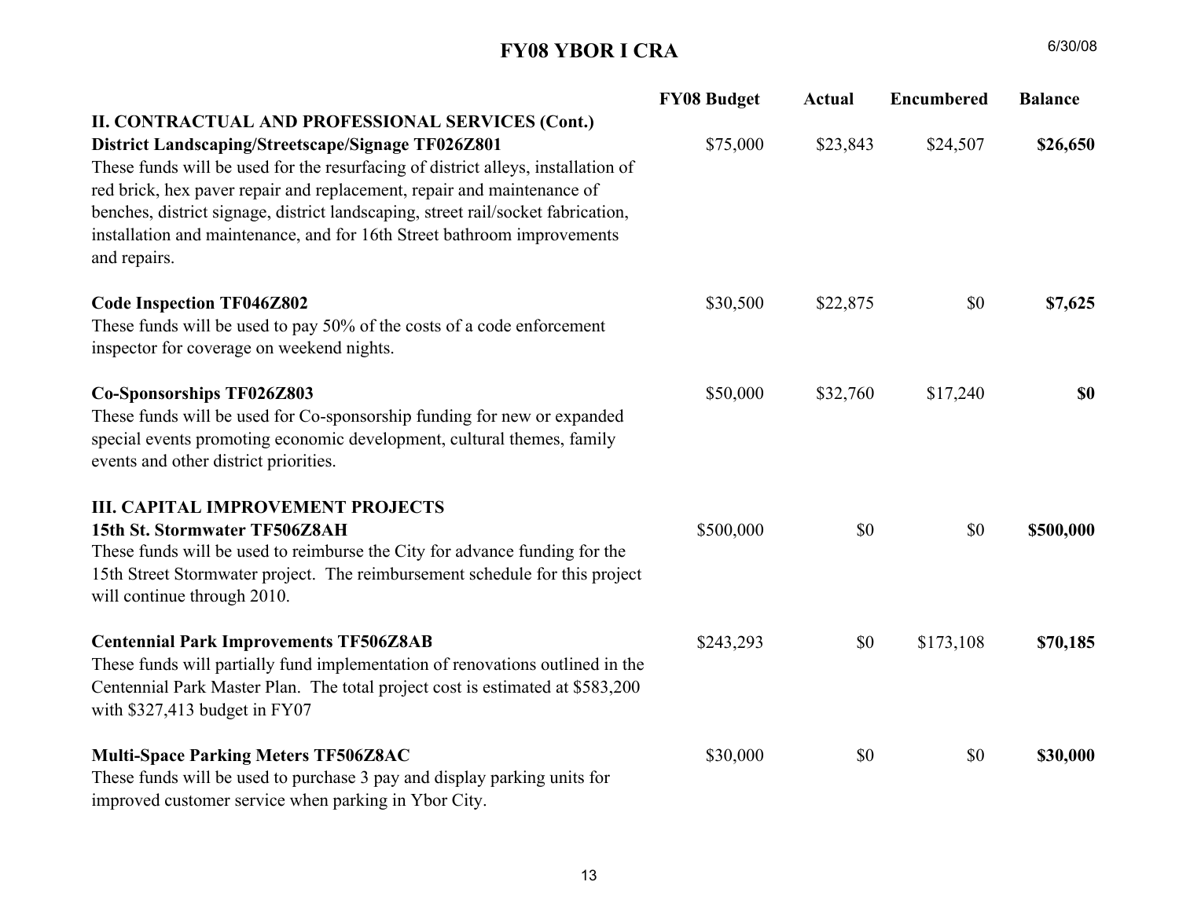# FY08 YBOR I CRA

6/30/08

| | FY08 Budget | Actual | Encumbered | Balance |
|---|---|---|---|---|
| **II. CONTRACTUAL AND PROFESSIONAL SERVICES (Cont.)** | | | | |
| **District Landscaping/Streetscape/Signage TF026Z801**<br>These funds will be used for the resurfacing of district alleys, installation of red brick, hex paver repair and replacement, repair and maintenance of benches, district signage, district landscaping, street rail/socket fabrication, installation and maintenance, and for 16th Street bathroom improvements and repairs. | $75,000 | $23,843 | $24,507 | **$26,650** |
| **Code Inspection TF046Z802**<br>These funds will be used to pay 50% of the costs of a code enforcement inspector for coverage on weekend nights. | $30,500 | $22,875 | $0 | **$7,625** |
| **Co-Sponsorships TF026Z803**<br>These funds will be used for Co-sponsorship funding for new or expanded special events promoting economic development, cultural themes, family events and other district priorities. | $50,000 | $32,760 | $17,240 | **$0** |
| **III. CAPITAL IMPROVEMENT PROJECTS** | | | | |
| **15th St. Stormwater TF506Z8AH**<br>These funds will be used to reimburse the City for advance funding for the 15th Street Stormwater project. The reimbursement schedule for this project will continue through 2010. | $500,000 | $0 | $0 | **$500,000** |
| **Centennial Park Improvements TF506Z8AB**<br>These funds will partially fund implementation of renovations outlined in the Centennial Park Master Plan. The total project cost is estimated at $583,200 with $327,413 budget in FY07 | $243,293 | $0 | $173,108 | **$70,185** |
| **Multi-Space Parking Meters TF506Z8AC**<br>These funds will be used to purchase 3 pay and display parking units for improved customer service when parking in Ybor City. | $30,000 | $0 | $0 | **$30,000** |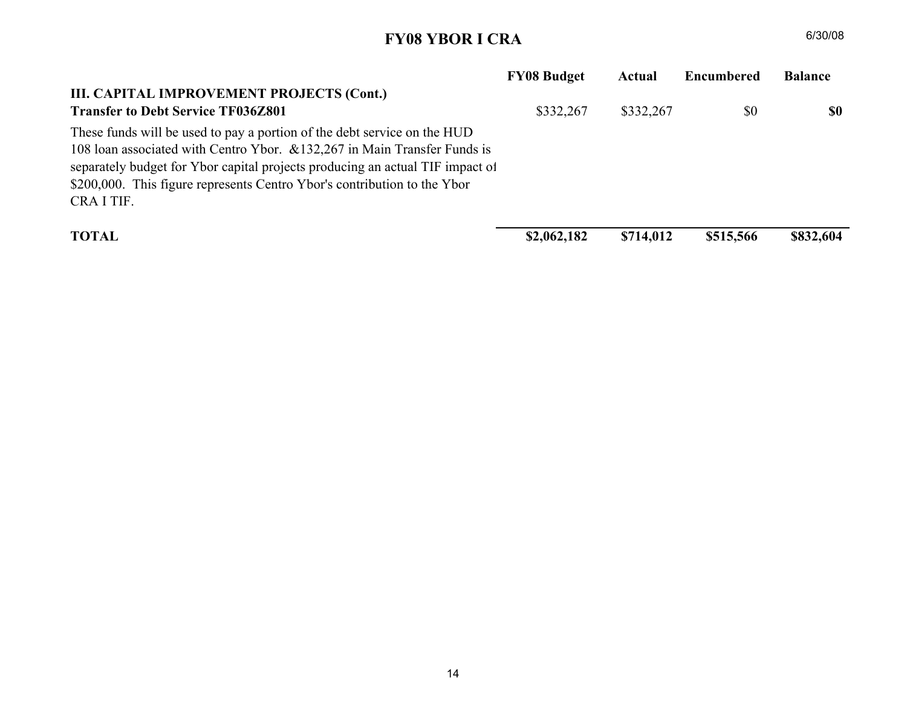# FY08 YBOR I CRA

6/30/08

| | FY08 Budget | Actual | Encumbered | Balance |
|---|---|---|---|---|
| **III. CAPITAL IMPROVEMENT PROJECTS (Cont.)** | | | | |
| **Transfer to Debt Service TF036Z801** | $332,267 | $332,267 | $0 | **$0** |
| These funds will be used to pay a portion of the debt service on the HUD 108 loan associated with Centro Ybor. &132,267 in Main Transfer Funds is separately budget for Ybor capital projects producing an actual TIF impact of $200,000. This figure represents Centro Ybor's contribution to the Ybor CRA I TIF. | | | | |
| **TOTAL** | **$2,062,182** | **$714,012** | **$515,566** | **$832,604** |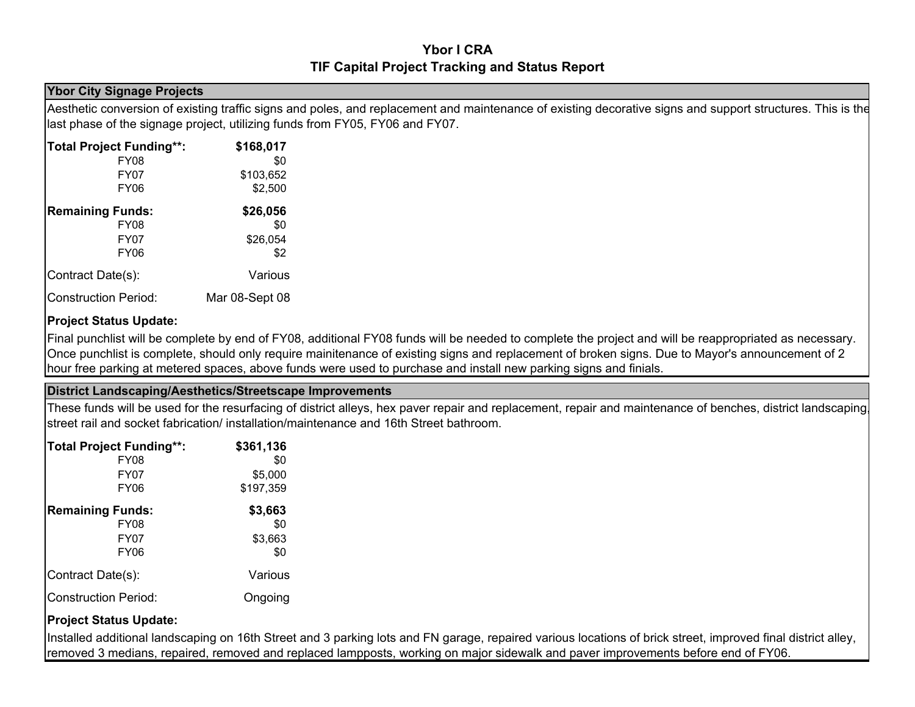# Ybor I CRA
## TIF Capital Project Tracking and Status Report

### Ybor City Signage Projects

Aesthetic conversion of existing traffic signs and poles, and replacement and maintenance of existing decorative signs and support structures. This is the last phase of the signage project, utilizing funds from FY05, FY06 and FY07.

| | |
|---|---|
| **Total Project Funding\*\*:** | **$168,017** |
| FY08 | $0 |
| FY07 | $103,652 |
| FY06 | $2,500 |
| **Remaining Funds:** | **$26,056** |
| FY08 | $0 |
| FY07 | $26,054 |
| FY06 | $2 |
| Contract Date(s): | Various |
| Construction Period: | Mar 08-Sept 08 |

**Project Status Update:**

Final punchlist will be complete by end of FY08, additional FY08 funds will be needed to complete the project and will be reappropriated as necessary. Once punchlist is complete, should only require mainitenance of existing signs and replacement of broken signs. Due to Mayor's announcement of 2 hour free parking at metered spaces, above funds were used to purchase and install new parking signs and finials.

### District Landscaping/Aesthetics/Streetscape Improvements

These funds will be used for the resurfacing of district alleys, hex paver repair and replacement, repair and maintenance of benches, district landscaping, street rail and socket fabrication/ installation/maintenance and 16th Street bathroom.

| | |
|---|---|
| **Total Project Funding\*\*:** | **$361,136** |
| FY08 | $0 |
| FY07 | $5,000 |
| FY06 | $197,359 |
| **Remaining Funds:** | **$3,663** |
| FY08 | $0 |
| FY07 | $3,663 |
| FY06 | $0 |
| Contract Date(s): | Various |
| Construction Period: | Ongoing |

**Project Status Update:**

Installed additional landscaping on 16th Street and 3 parking lots and FN garage, repaired various locations of brick street, improved final district alley, removed 3 medians, repaired, removed and replaced lampposts, working on major sidewalk and paver improvements before end of FY06.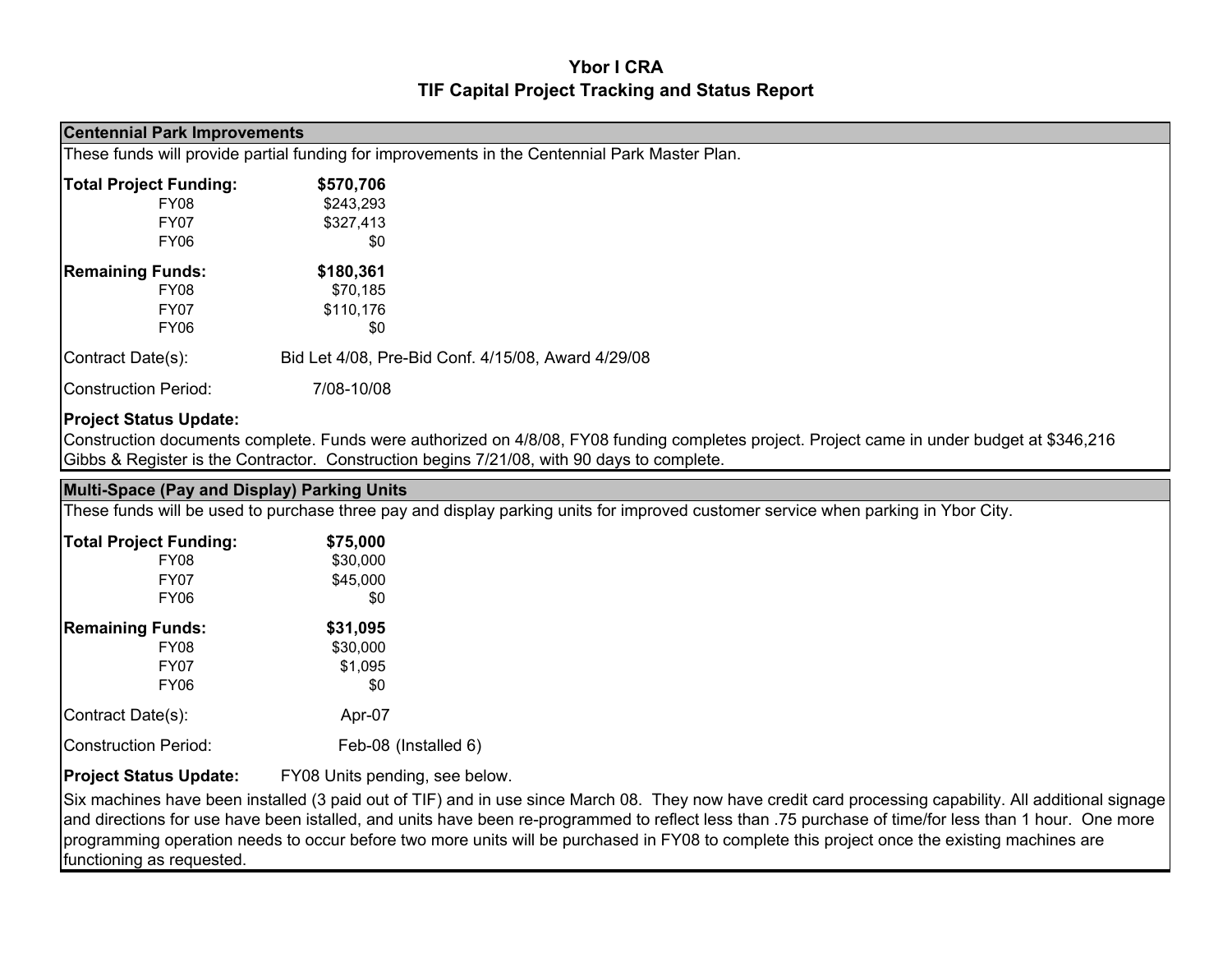# Ybor I CRA
## TIF Capital Project Tracking and Status Report

### Centennial Park Improvements

These funds will provide partial funding for improvements in the Centennial Park Master Plan.

| **Total Project Funding:** | **$570,706** |
|---|---|
| FY08 | $243,293 |
| FY07 | $327,413 |
| FY06 | $0 |

| **Remaining Funds:** | **$180,361** |
|---|---|
| FY08 | $70,185 |
| FY07 | $110,176 |
| FY06 | $0 |

Contract Date(s): Bid Let 4/08, Pre-Bid Conf. 4/15/08, Award 4/29/08

Construction Period: 7/08-10/08

**Project Status Update:**

Construction documents complete. Funds were authorized on 4/8/08, FY08 funding completes project. Project came in under budget at $346,216 Gibbs & Register is the Contractor. Construction begins 7/21/08, with 90 days to complete.

### Multi-Space (Pay and Display) Parking Units

These funds will be used to purchase three pay and display parking units for improved customer service when parking in Ybor City.

| **Total Project Funding:** | **$75,000** |
|---|---|
| FY08 | $30,000 |
| FY07 | $45,000 |
| FY06 | $0 |

| **Remaining Funds:** | **$31,095** |
|---|---|
| FY08 | $30,000 |
| FY07 | $1,095 |
| FY06 | $0 |

Contract Date(s): Apr-07

Construction Period: Feb-08 (Installed 6)

**Project Status Update:** FY08 Units pending, see below.

Six machines have been installed (3 paid out of TIF) and in use since March 08. They now have credit card processing capability. All additional signage and directions for use have been istalled, and units have been re-programmed to reflect less than .75 purchase of time/for less than 1 hour. One more programming operation needs to occur before two more units will be purchased in FY08 to complete this project once the existing machines are functioning as requested.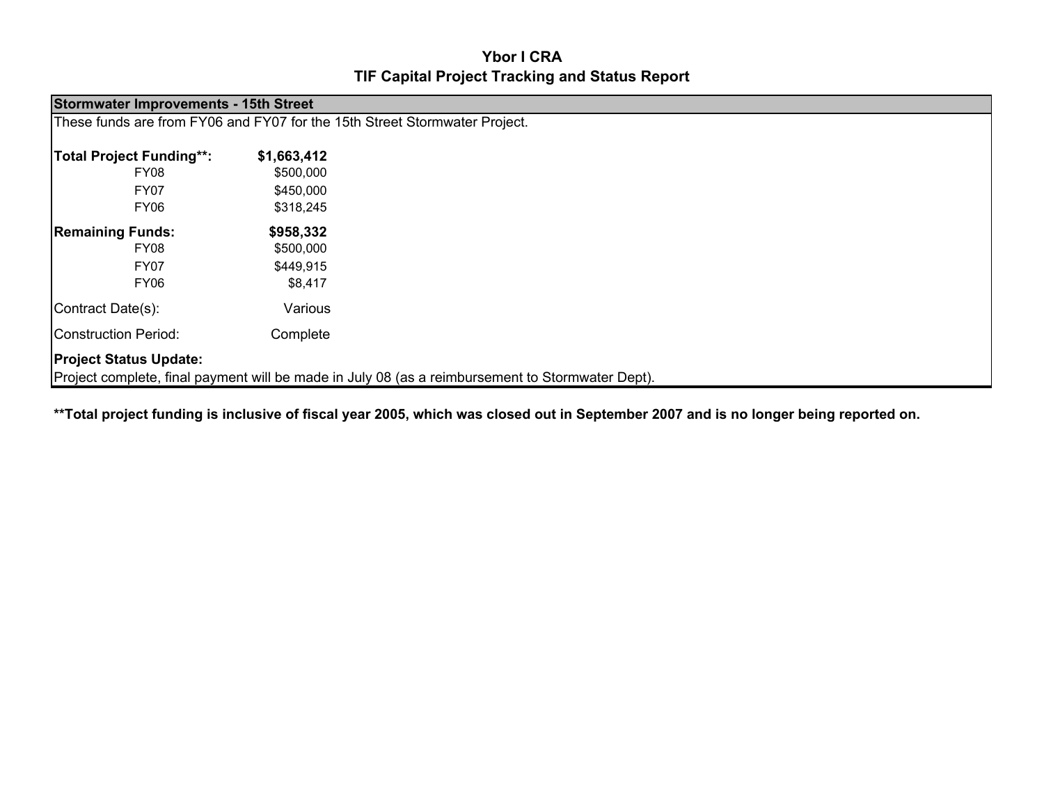# Ybor I CRA
## TIF Capital Project Tracking and Status Report

| **Stormwater Improvements - 15th Street** | |
|---|---|
| These funds are from FY06 and FY07 for the 15th Street Stormwater Project. | |
| **Total Project Funding\*\*:** | **$1,663,412** |
| FY08 | $500,000 |
| FY07 | $450,000 |
| FY06 | $318,245 |
| **Remaining Funds:** | **$958,332** |
| FY08 | $500,000 |
| FY07 | $449,915 |
| FY06 | $8,417 |
| Contract Date(s): | Various |
| Construction Period: | Complete |

**Project Status Update:**

Project complete, final payment will be made in July 08 (as a reimbursement to Stormwater Dept).

**\*\*Total project funding is inclusive of fiscal year 2005, which was closed out in September 2007 and is no longer being reported on.**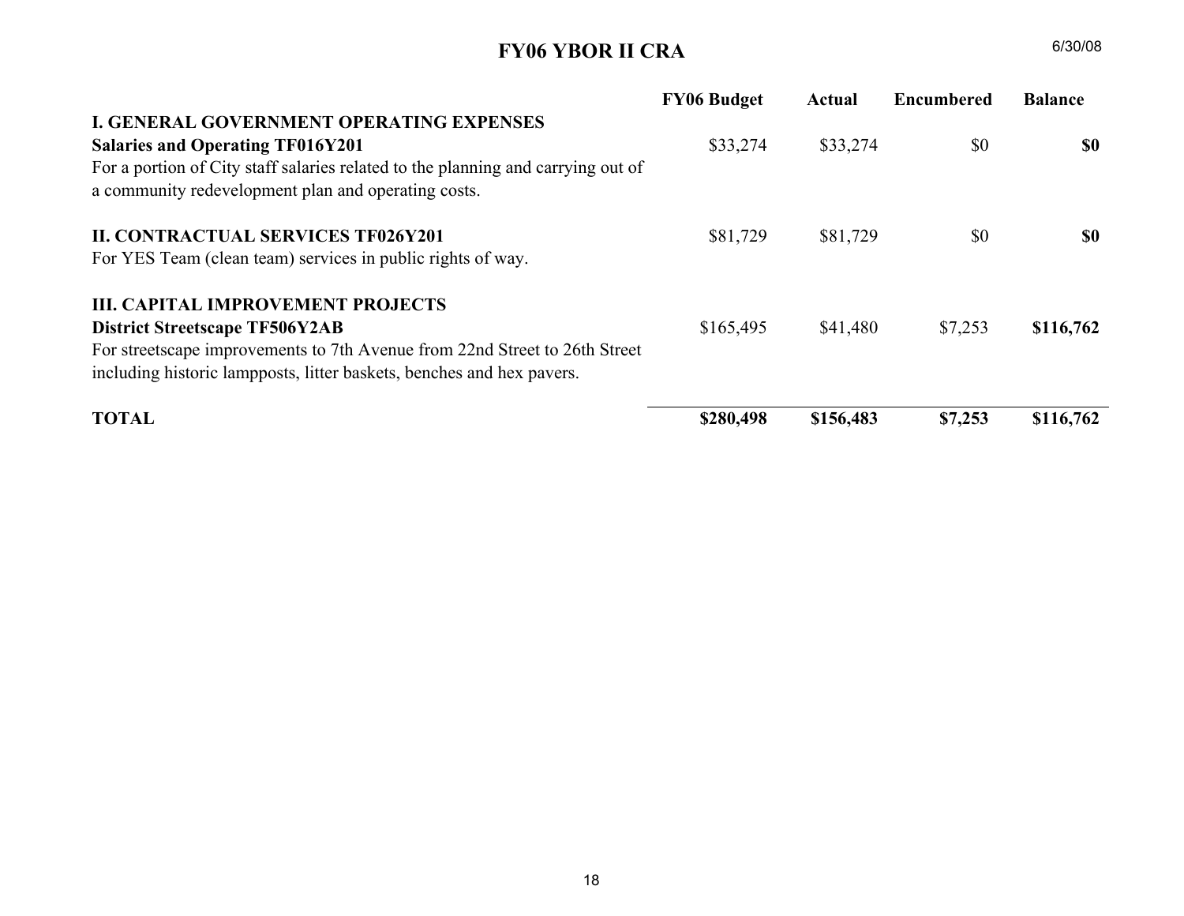# FY06 YBOR II CRA

6/30/08

| | FY06 Budget | Actual | Encumbered | Balance |
|---|---|---|---|---|
| **I. GENERAL GOVERNMENT OPERATING EXPENSES** | | | | |
| **Salaries and Operating TF016Y201** | $33,274 | $33,274 | $0 | **$0** |
| For a portion of City staff salaries related to the planning and carrying out of a community redevelopment plan and operating costs. | | | | |
| **II. CONTRACTUAL SERVICES TF026Y201** | $81,729 | $81,729 | $0 | **$0** |
| For YES Team (clean team) services in public rights of way. | | | | |
| **III. CAPITAL IMPROVEMENT PROJECTS** | | | | |
| **District Streetscape TF506Y2AB** | $165,495 | $41,480 | $7,253 | **$116,762** |
| For streetscape improvements to 7th Avenue from 22nd Street to 26th Street including historic lampposts, litter baskets, benches and hex pavers. | | | | |
| **TOTAL** | **$280,498** | **$156,483** | **$7,253** | **$116,762** |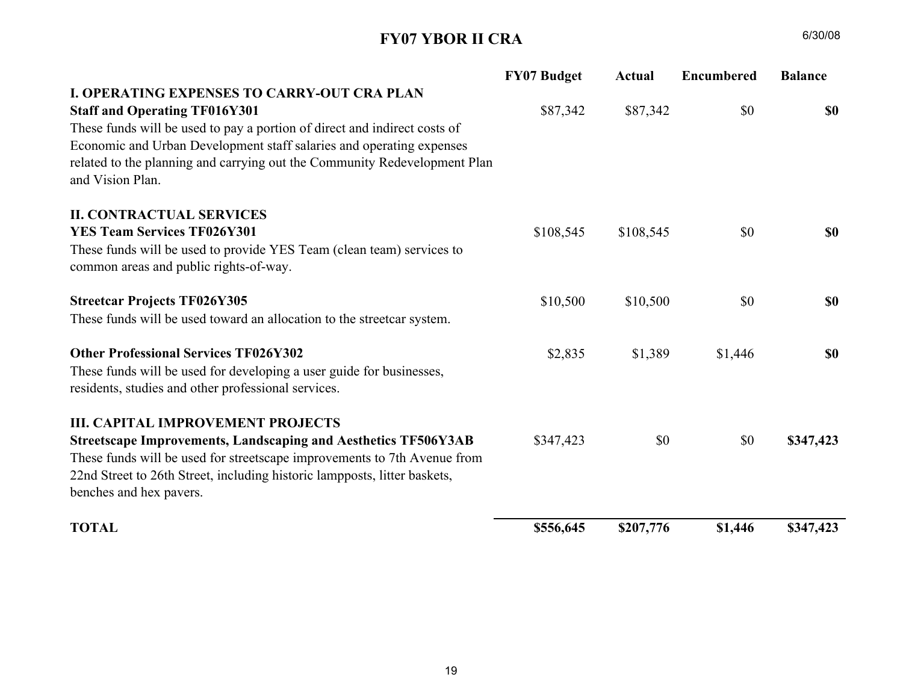# FY07 YBOR II CRA

6/30/08

| | FY07 Budget | Actual | Encumbered | Balance |
|---|---|---|---|---|
| **I. OPERATING EXPENSES TO CARRY-OUT CRA PLAN** | | | | |
| **Staff and Operating TF016Y301** | $87,342 | $87,342 | $0 | **$0** |
| These funds will be used to pay a portion of direct and indirect costs of Economic and Urban Development staff salaries and operating expenses related to the planning and carrying out the Community Redevelopment Plan and Vision Plan. | | | | |
| **II. CONTRACTUAL SERVICES** | | | | |
| **YES Team Services TF026Y301** | $108,545 | $108,545 | $0 | **$0** |
| These funds will be used to provide YES Team (clean team) services to common areas and public rights-of-way. | | | | |
| **Streetcar Projects TF026Y305** | $10,500 | $10,500 | $0 | **$0** |
| These funds will be used toward an allocation to the streetcar system. | | | | |
| **Other Professional Services TF026Y302** | $2,835 | $1,389 | $1,446 | **$0** |
| These funds will be used for developing a user guide for businesses, residents, studies and other professional services. | | | | |
| **III. CAPITAL IMPROVEMENT PROJECTS** | | | | |
| **Streetscape Improvements, Landscaping and Aesthetics TF506Y3AB** | $347,423 | $0 | $0 | **$347,423** |
| These funds will be used for streetscape improvements to 7th Avenue from 22nd Street to 26th Street, including historic lampposts, litter baskets, benches and hex pavers. | | | | |
| **TOTAL** | **$556,645** | **$207,776** | **$1,446** | **$347,423** |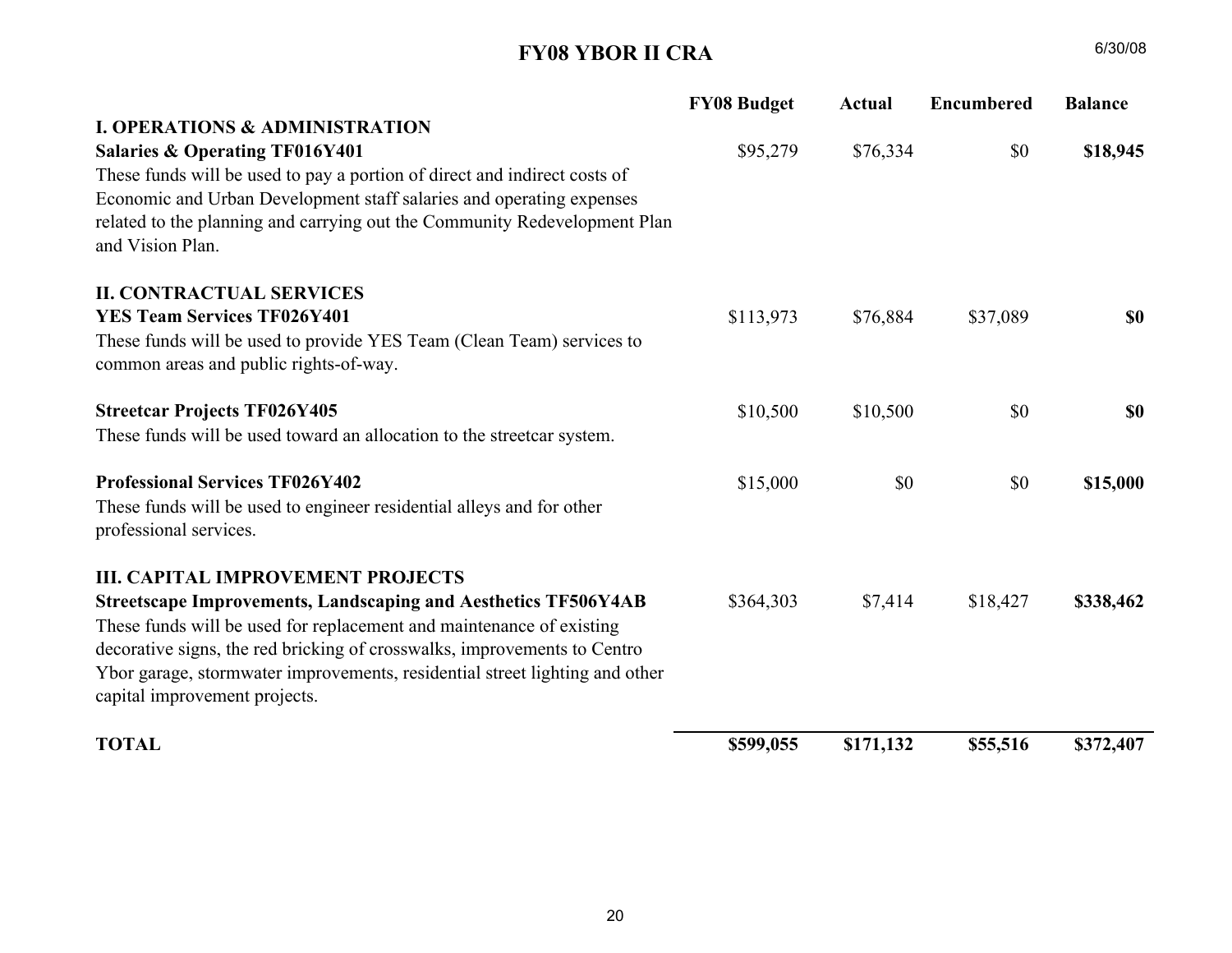# FY08 YBOR II CRA

6/30/08

| | FY08 Budget | Actual | Encumbered | Balance |
|---|---|---|---|---|
| **I. OPERATIONS & ADMINISTRATION** | | | | |
| **Salaries & Operating TF016Y401** | $95,279 | $76,334 | $0 | **$18,945** |
| These funds will be used to pay a portion of direct and indirect costs of Economic and Urban Development staff salaries and operating expenses related to the planning and carrying out the Community Redevelopment Plan and Vision Plan. | | | | |
| **II. CONTRACTUAL SERVICES** | | | | |
| **YES Team Services TF026Y401** | $113,973 | $76,884 | $37,089 | **$0** |
| These funds will be used to provide YES Team (Clean Team) services to common areas and public rights-of-way. | | | | |
| **Streetcar Projects TF026Y405** | $10,500 | $10,500 | $0 | **$0** |
| These funds will be used toward an allocation to the streetcar system. | | | | |
| **Professional Services TF026Y402** | $15,000 | $0 | $0 | **$15,000** |
| These funds will be used to engineer residential alleys and for other professional services. | | | | |
| **III. CAPITAL IMPROVEMENT PROJECTS** | | | | |
| **Streetscape Improvements, Landscaping and Aesthetics TF506Y4AB** | $364,303 | $7,414 | $18,427 | **$338,462** |
| These funds will be used for replacement and maintenance of existing decorative signs, the red bricking of crosswalks, improvements to Centro Ybor garage, stormwater improvements, residential street lighting and other capital improvement projects. | | | | |
| **TOTAL** | **$599,055** | **$171,132** | **$55,516** | **$372,407** |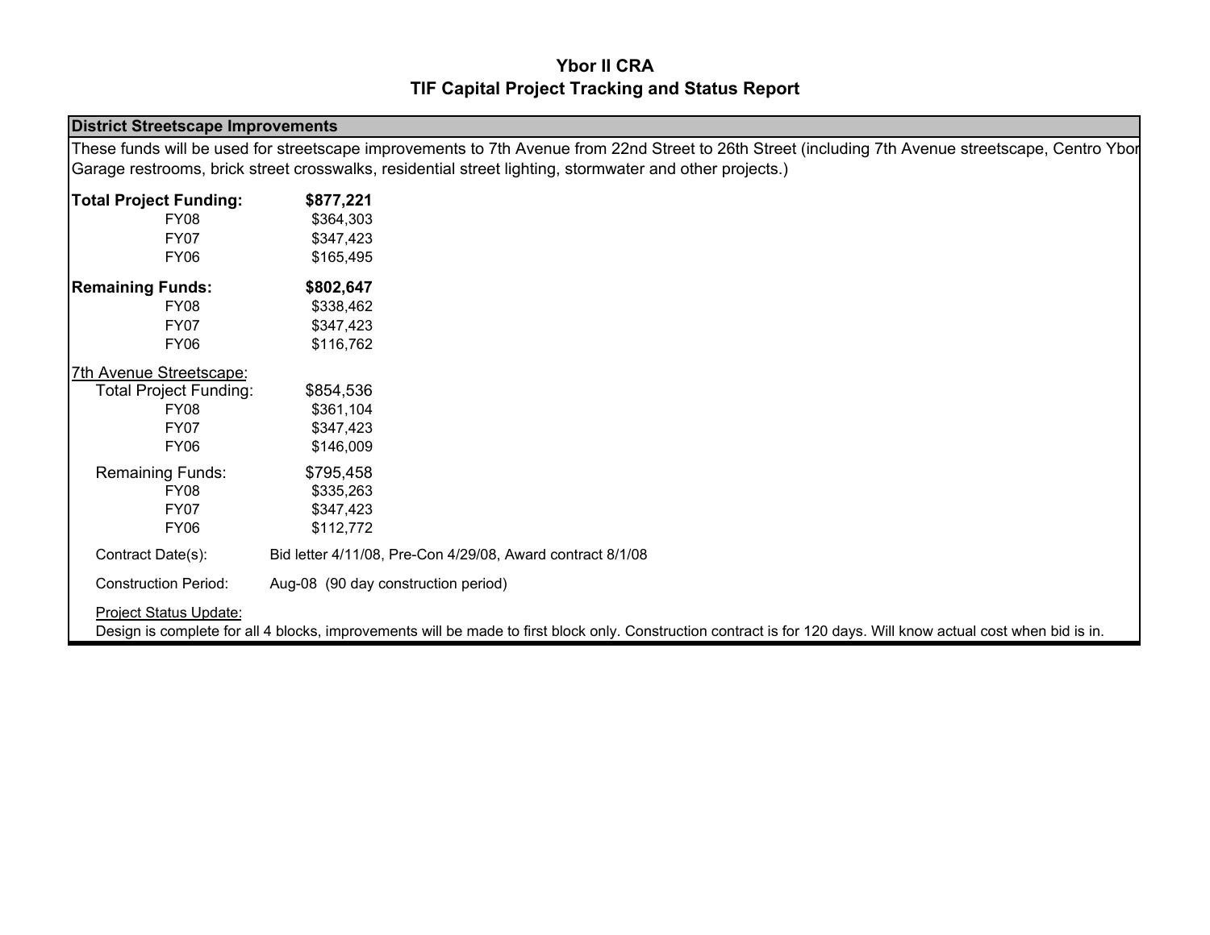# Ybor II CRA
## TIF Capital Project Tracking and Status Report

### District Streetscape Improvements

These funds will be used for streetscape improvements to 7th Avenue from 22nd Street to 26th Street (including 7th Avenue streetscape, Centro Ybor Garage restrooms, brick street crosswalks, residential street lighting, stormwater and other projects.)

| | |
|---|---|
| **Total Project Funding:** | **$877,221** |
| FY08 | $364,303 |
| FY07 | $347,423 |
| FY06 | $165,495 |
| **Remaining Funds:** | **$802,647** |
| FY08 | $338,462 |
| FY07 | $347,423 |
| FY06 | $116,762 |

<u>7th Avenue Streetscape:</u>

| | |
|---|---|
| Total Project Funding: | $854,536 |
| FY08 | $361,104 |
| FY07 | $347,423 |
| FY06 | $146,009 |
| Remaining Funds: | $795,458 |
| FY08 | $335,263 |
| FY07 | $347,423 |
| FY06 | $112,772 |

Contract Date(s): Bid letter 4/11/08, Pre-Con 4/29/08, Award contract 8/1/08

Construction Period: Aug-08 (90 day construction period)

<u>Project Status Update:</u>
Design is complete for all 4 blocks, improvements will be made to first block only. Construction contract is for 120 days. Will know actual cost when bid is in.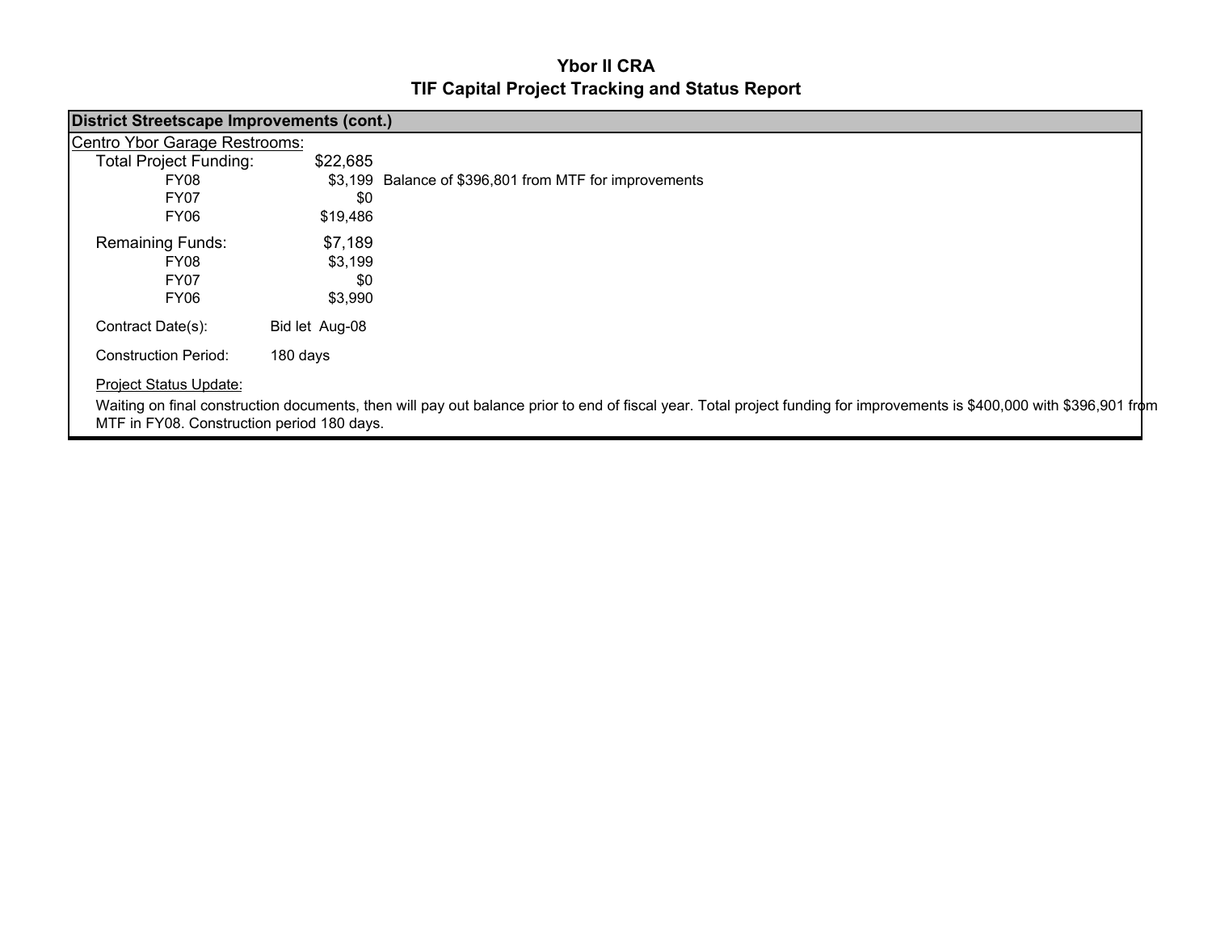# Ybor II CRA
## TIF Capital Project Tracking and Status Report

**District Streetscape Improvements (cont.)**

Centro Ybor Garage Restrooms:

| | | |
|---|---|---|
| Total Project Funding: | $22,685 | |
| FY08 | $3,199 | Balance of $396,801 from MTF for improvements |
| FY07 | $0 | |
| FY06 | $19,486 | |
| Remaining Funds: | $7,189 | |
| FY08 | $3,199 | |
| FY07 | $0 | |
| FY06 | $3,990 | |

Contract Date(s): Bid let Aug-08

Construction Period: 180 days

Project Status Update:

Waiting on final construction documents, then will pay out balance prior to end of fiscal year. Total project funding for improvements is $400,000 with $396,901 from MTF in FY08. Construction period 180 days.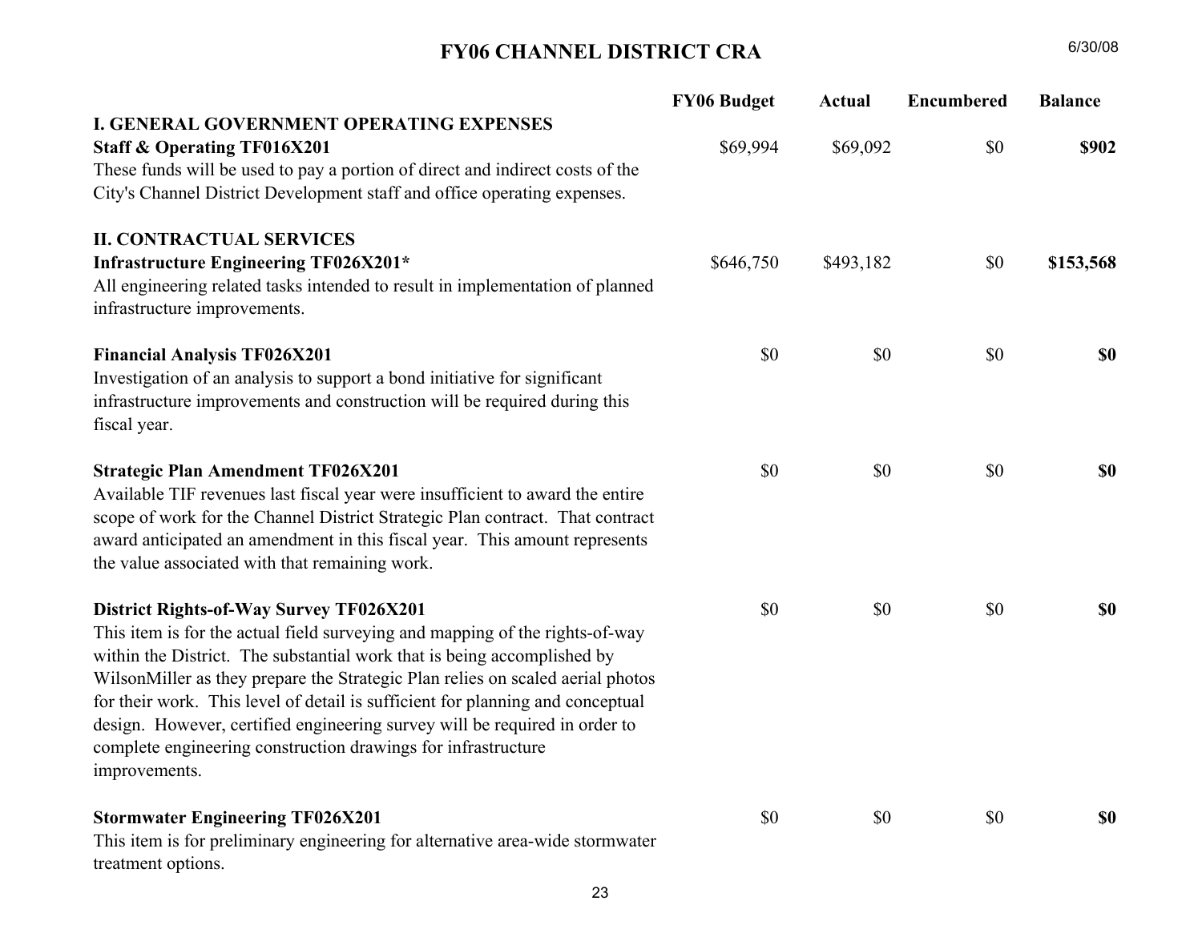# FY06 CHANNEL DISTRICT CRA

6/30/08

| | FY06 Budget | Actual | Encumbered | Balance |
|---|---|---|---|---|
| **I. GENERAL GOVERNMENT OPERATING EXPENSES** | | | | |
| **Staff & Operating TF016X201**<br>These funds will be used to pay a portion of direct and indirect costs of the City's Channel District Development staff and office operating expenses. | $69,994 | $69,092 | $0 | **$902** |
| **II. CONTRACTUAL SERVICES** | | | | |
| **Infrastructure Engineering TF026X201***<br>All engineering related tasks intended to result in implementation of planned infrastructure improvements. | $646,750 | $493,182 | $0 | **$153,568** |
| **Financial Analysis TF026X201**<br>Investigation of an analysis to support a bond initiative for significant infrastructure improvements and construction will be required during this fiscal year. | $0 | $0 | $0 | **$0** |
| **Strategic Plan Amendment TF026X201**<br>Available TIF revenues last fiscal year were insufficient to award the entire scope of work for the Channel District Strategic Plan contract. That contract award anticipated an amendment in this fiscal year. This amount represents the value associated with that remaining work. | $0 | $0 | $0 | **$0** |
| **District Rights-of-Way Survey TF026X201**<br>This item is for the actual field surveying and mapping of the rights-of-way within the District. The substantial work that is being accomplished by WilsonMiller as they prepare the Strategic Plan relies on scaled aerial photos for their work. This level of detail is sufficient for planning and conceptual design. However, certified engineering survey will be required in order to complete engineering construction drawings for infrastructure improvements. | $0 | $0 | $0 | **$0** |
| **Stormwater Engineering TF026X201**<br>This item is for preliminary engineering for alternative area-wide stormwater treatment options. | $0 | $0 | $0 | **$0** |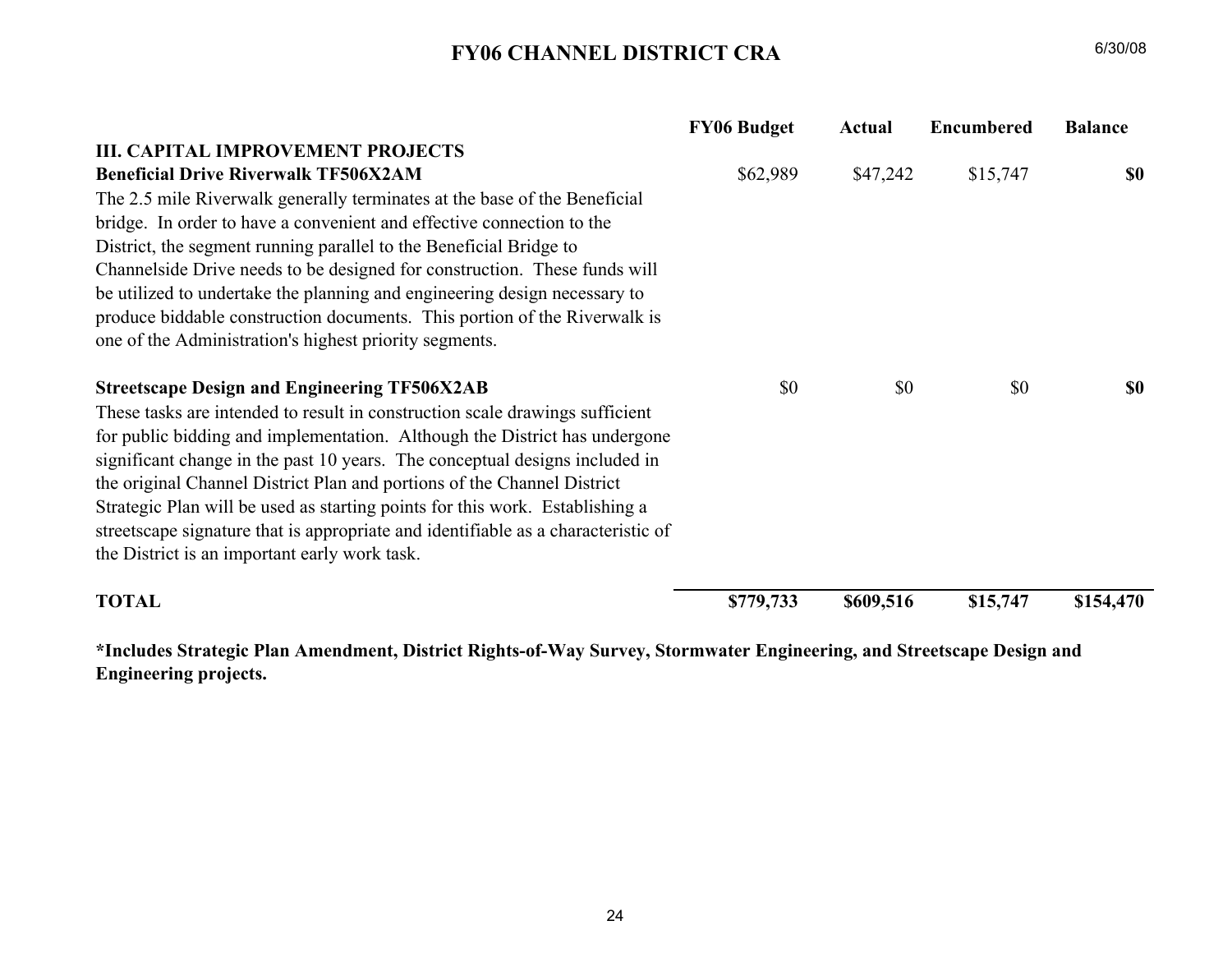# FY06 CHANNEL DISTRICT CRA

6/30/08

| | FY06 Budget | Actual | Encumbered | Balance |
|---|---|---|---|---|
| **III. CAPITAL IMPROVEMENT PROJECTS** | | | | |
| **Beneficial Drive Riverwalk TF506X2AM** | $62,989 | $47,242 | $15,747 | **$0** |
| The 2.5 mile Riverwalk generally terminates at the base of the Beneficial bridge. In order to have a convenient and effective connection to the District, the segment running parallel to the Beneficial Bridge to Channelside Drive needs to be designed for construction. These funds will be utilized to undertake the planning and engineering design necessary to produce biddable construction documents. This portion of the Riverwalk is one of the Administration's highest priority segments. | | | | |
| **Streetscape Design and Engineering TF506X2AB** | $0 | $0 | $0 | **$0** |
| These tasks are intended to result in construction scale drawings sufficient for public bidding and implementation. Although the District has undergone significant change in the past 10 years. The conceptual designs included in the original Channel District Plan and portions of the Channel District Strategic Plan will be used as starting points for this work. Establishing a streetscape signature that is appropriate and identifiable as a characteristic of the District is an important early work task. | | | | |
| **TOTAL** | **$779,733** | **$609,516** | **$15,747** | **$154,470** |

**\*Includes Strategic Plan Amendment, District Rights-of-Way Survey, Stormwater Engineering, and Streetscape Design and Engineering projects.**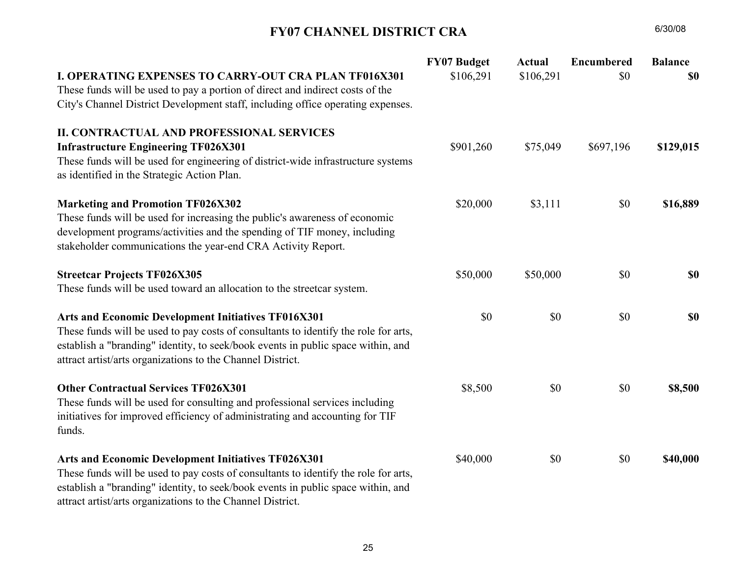# FY07 CHANNEL DISTRICT CRA

6/30/08

| | FY07 Budget | Actual | Encumbered | Balance |
|---|---|---|---|---|
| **I. OPERATING EXPENSES TO CARRY-OUT CRA PLAN TF016X301**<br>These funds will be used to pay a portion of direct and indirect costs of the City's Channel District Development staff, including office operating expenses. | $106,291 | $106,291 | $0 | **$0** |
| **II. CONTRACTUAL AND PROFESSIONAL SERVICES** | | | | |
| **Infrastructure Engineering TF026X301**<br>These funds will be used for engineering of district-wide infrastructure systems as identified in the Strategic Action Plan. | $901,260 | $75,049 | $697,196 | **$129,015** |
| **Marketing and Promotion TF026X302**<br>These funds will be used for increasing the public's awareness of economic development programs/activities and the spending of TIF money, including stakeholder communications the year-end CRA Activity Report. | $20,000 | $3,111 | $0 | **$16,889** |
| **Streetcar Projects TF026X305**<br>These funds will be used toward an allocation to the streetcar system. | $50,000 | $50,000 | $0 | **$0** |
| **Arts and Economic Development Initiatives TF016X301**<br>These funds will be used to pay costs of consultants to identify the role for arts, establish a "branding" identity, to seek/book events in public space within, and attract artist/arts organizations to the Channel District. | $0 | $0 | $0 | **$0** |
| **Other Contractual Services TF026X301**<br>These funds will be used for consulting and professional services including initiatives for improved efficiency of administrating and accounting for TIF funds. | $8,500 | $0 | $0 | **$8,500** |
| **Arts and Economic Development Initiatives TF026X301**<br>These funds will be used to pay costs of consultants to identify the role for arts, establish a "branding" identity, to seek/book events in public space within, and attract artist/arts organizations to the Channel District. | $40,000 | $0 | $0 | **$40,000** |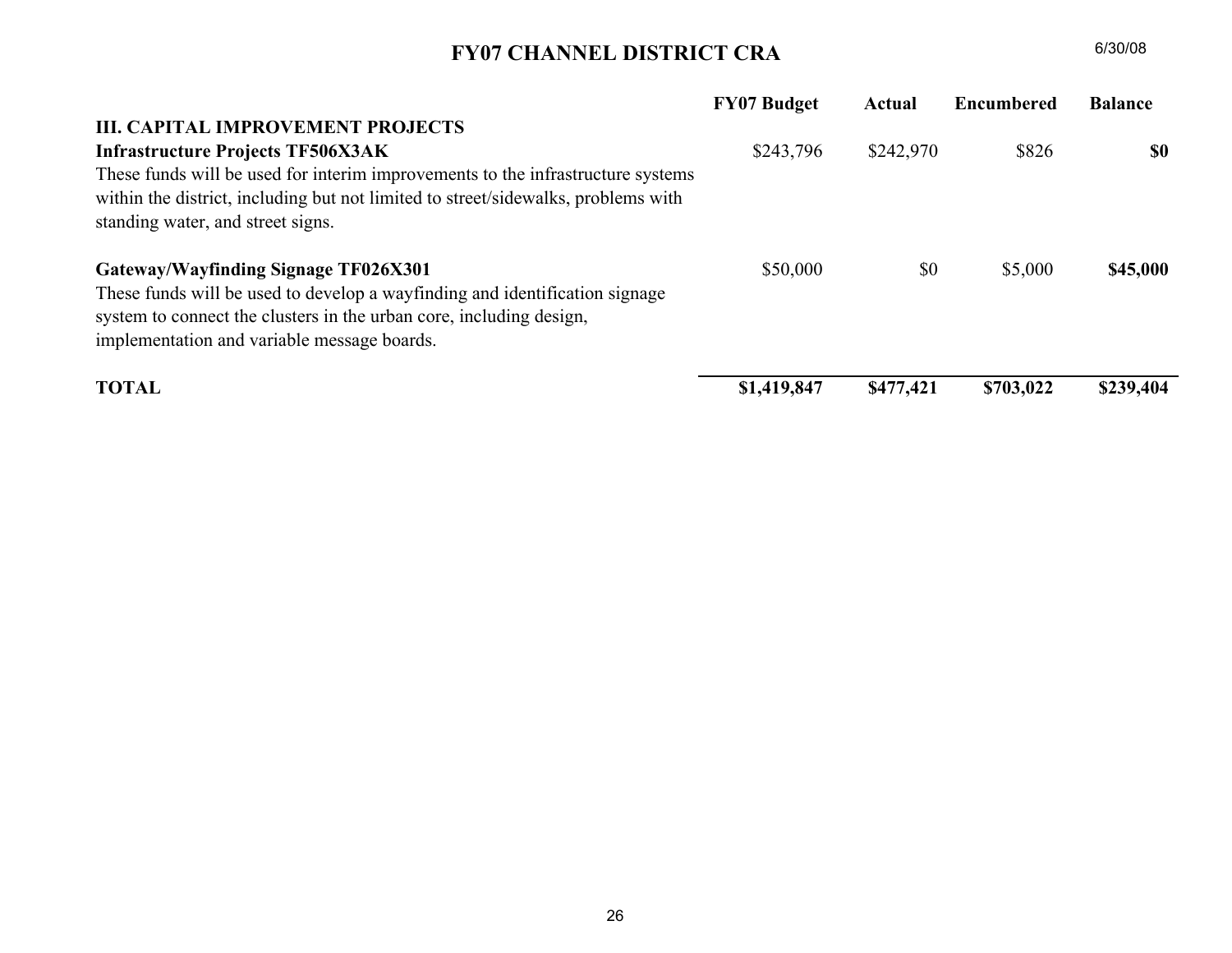# FY07 CHANNEL DISTRICT CRA

6/30/08

| | FY07 Budget | Actual | Encumbered | Balance |
|---|---|---|---|---|
| **III. CAPITAL IMPROVEMENT PROJECTS** | | | | |
| **Infrastructure Projects TF506X3AK**<br>These funds will be used for interim improvements to the infrastructure systems within the district, including but not limited to street/sidewalks, problems with standing water, and street signs. | $243,796 | $242,970 | $826 | **$0** |
| **Gateway/Wayfinding Signage TF026X301**<br>These funds will be used to develop a wayfinding and identification signage system to connect the clusters in the urban core, including design, implementation and variable message boards. | $50,000 | $0 | $5,000 | **$45,000** |
| **TOTAL** | **$1,419,847** | **$477,421** | **$703,022** | **$239,404** |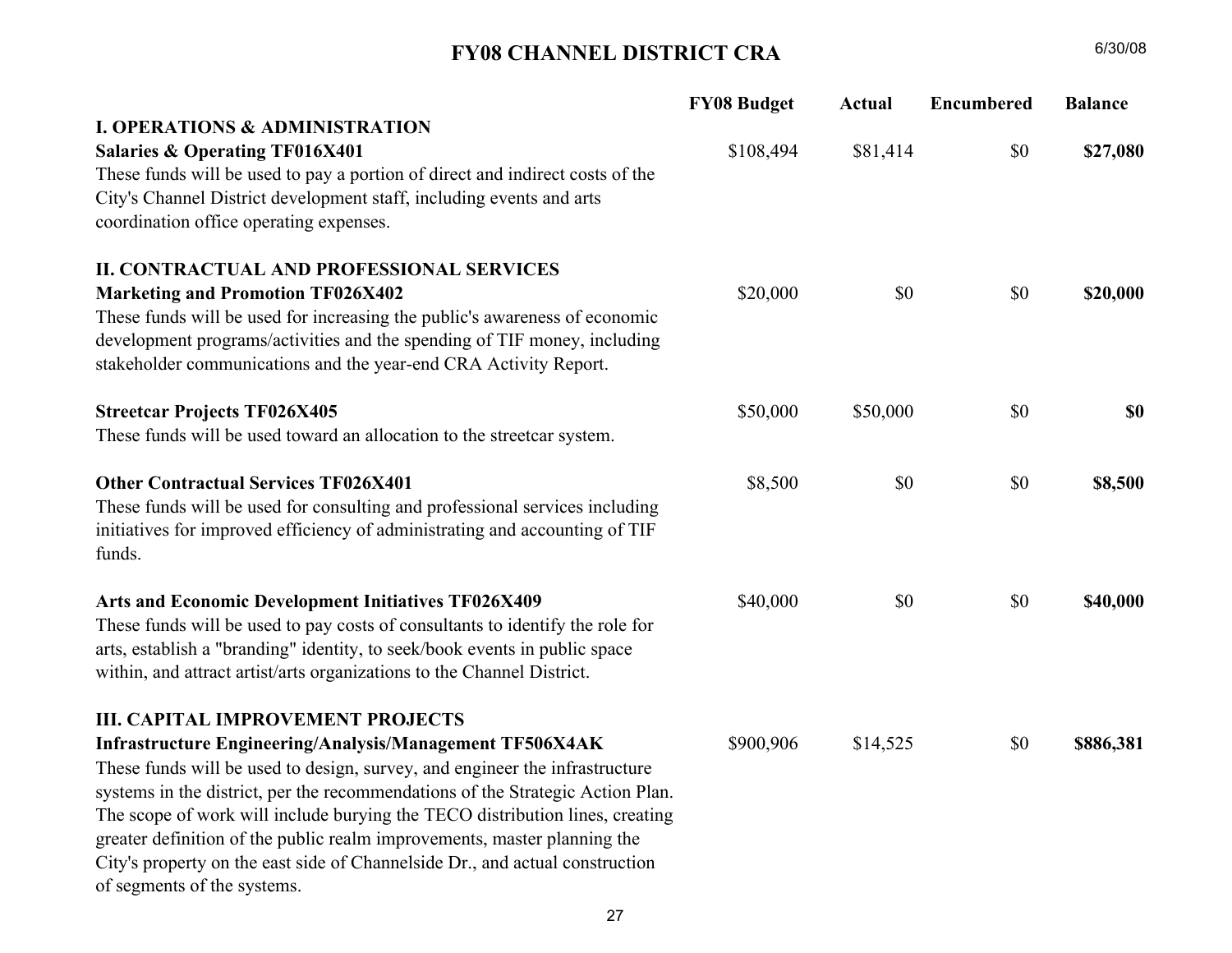# FY08 CHANNEL DISTRICT CRA

6/30/08

| | FY08 Budget | Actual | Encumbered | Balance |
|---|---|---|---|---|
| **I. OPERATIONS & ADMINISTRATION** | | | | |
| **Salaries & Operating TF016X401**<br>These funds will be used to pay a portion of direct and indirect costs of the City's Channel District development staff, including events and arts coordination office operating expenses. | $108,494 | $81,414 | $0 | **$27,080** |
| **II. CONTRACTUAL AND PROFESSIONAL SERVICES** | | | | |
| **Marketing and Promotion TF026X402**<br>These funds will be used for increasing the public's awareness of economic development programs/activities and the spending of TIF money, including stakeholder communications and the year-end CRA Activity Report. | $20,000 | $0 | $0 | **$20,000** |
| **Streetcar Projects TF026X405**<br>These funds will be used toward an allocation to the streetcar system. | $50,000 | $50,000 | $0 | **$0** |
| **Other Contractual Services TF026X401**<br>These funds will be used for consulting and professional services including initiatives for improved efficiency of administrating and accounting of TIF funds. | $8,500 | $0 | $0 | **$8,500** |
| **Arts and Economic Development Initiatives TF026X409**<br>These funds will be used to pay costs of consultants to identify the role for arts, establish a "branding" identity, to seek/book events in public space within, and attract artist/arts organizations to the Channel District. | $40,000 | $0 | $0 | **$40,000** |
| **III. CAPITAL IMPROVEMENT PROJECTS** | | | | |
| **Infrastructure Engineering/Analysis/Management TF506X4AK**<br>These funds will be used to design, survey, and engineer the infrastructure systems in the district, per the recommendations of the Strategic Action Plan. The scope of work will include burying the TECO distribution lines, creating greater definition of the public realm improvements, master planning the City's property on the east side of Channelside Dr., and actual construction of segments of the systems. | $900,906 | $14,525 | $0 | **$886,381** |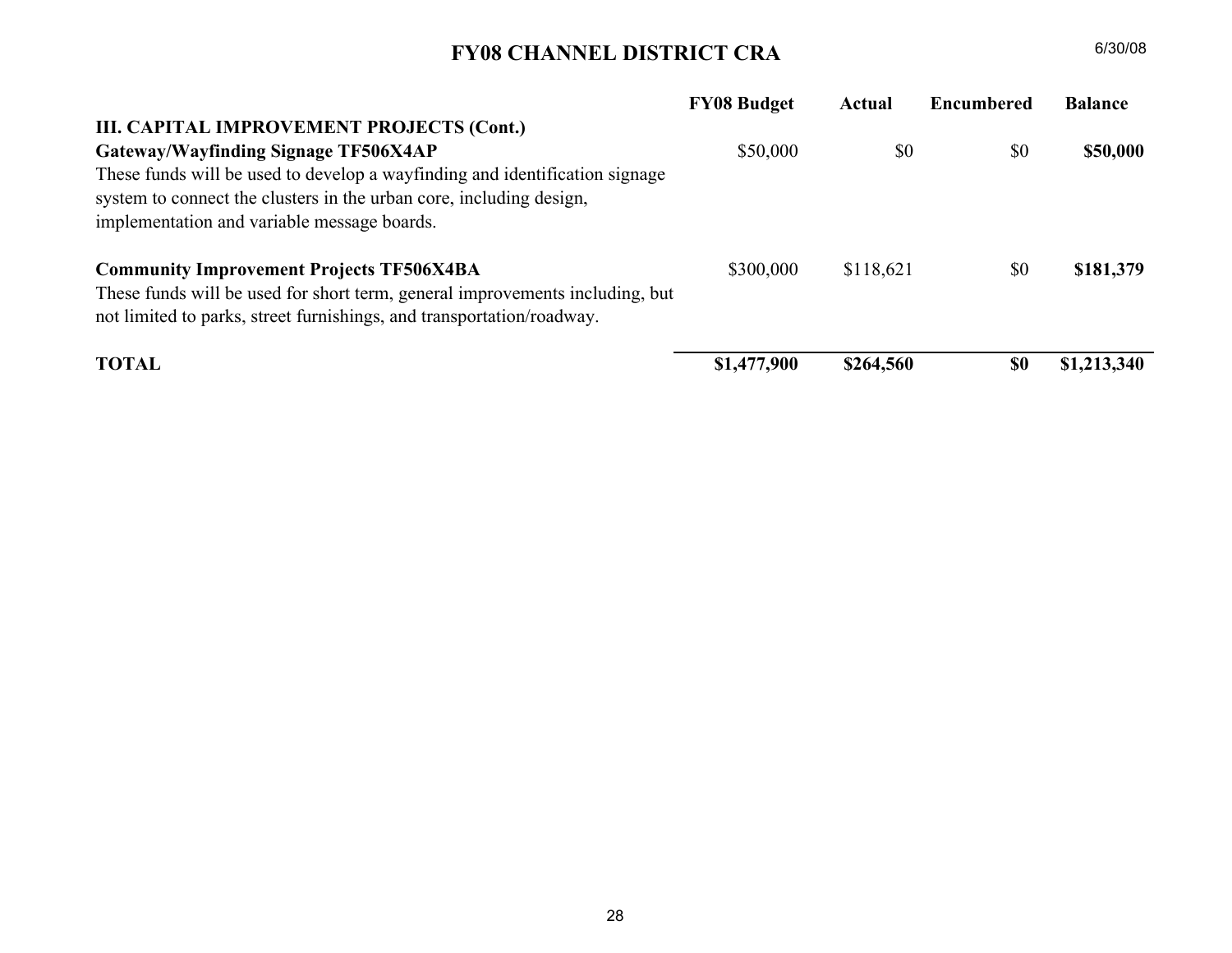# FY08 CHANNEL DISTRICT CRA

6/30/08

| | FY08 Budget | Actual | Encumbered | Balance |
|---|---|---|---|---|
| **III. CAPITAL IMPROVEMENT PROJECTS (Cont.)** | | | | |
| **Gateway/Wayfinding Signage TF506X4AP**<br>These funds will be used to develop a wayfinding and identification signage system to connect the clusters in the urban core, including design, implementation and variable message boards. | $50,000 | $0 | $0 | **$50,000** |
| **Community Improvement Projects TF506X4BA**<br>These funds will be used for short term, general improvements including, but not limited to parks, street furnishings, and transportation/roadway. | $300,000 | $118,621 | $0 | **$181,379** |
| **TOTAL** | **$1,477,900** | **$264,560** | **$0** | **$1,213,340** |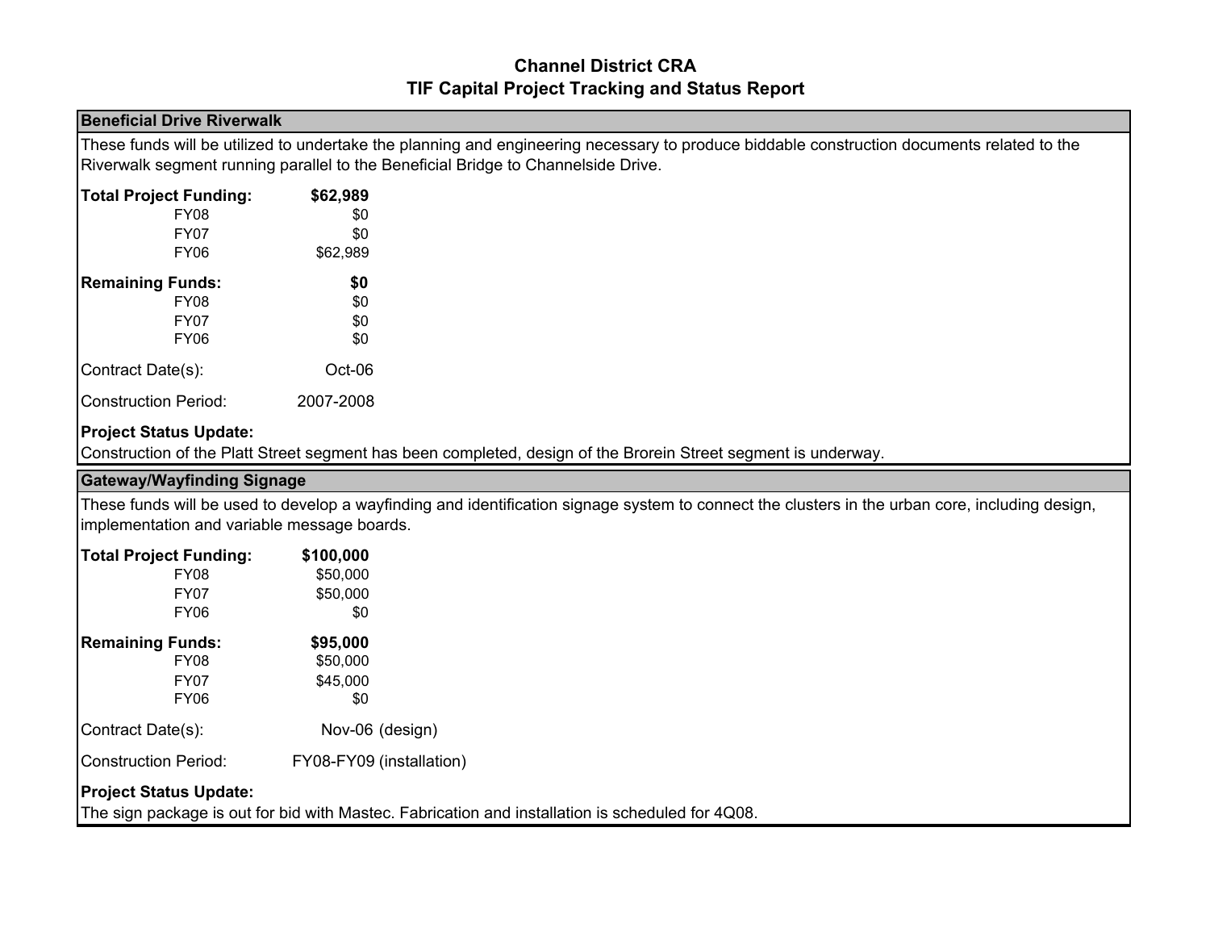# Channel District CRA
## TIF Capital Project Tracking and Status Report

### Beneficial Drive Riverwalk

These funds will be utilized to undertake the planning and engineering necessary to produce biddable construction documents related to the Riverwalk segment running parallel to the Beneficial Bridge to Channelside Drive.

| **Total Project Funding:** | **$62,989** |
|---|---|
| FY08 | $0 |
| FY07 | $0 |
| FY06 | $62,989 |

| **Remaining Funds:** | **$0** |
|---|---|
| FY08 | $0 |
| FY07 | $0 |
| FY06 | $0 |

Contract Date(s): Oct-06

Construction Period: 2007-2008

**Project Status Update:**
Construction of the Platt Street segment has been completed, design of the Brorein Street segment is underway.

### Gateway/Wayfinding Signage

These funds will be used to develop a wayfinding and identification signage system to connect the clusters in the urban core, including design, implementation and variable message boards.

| **Total Project Funding:** | **$100,000** |
|---|---|
| FY08 | $50,000 |
| FY07 | $50,000 |
| FY06 | $0 |

| **Remaining Funds:** | **$95,000** |
|---|---|
| FY08 | $50,000 |
| FY07 | $45,000 |
| FY06 | $0 |

Contract Date(s): Nov-06 (design)

Construction Period: FY08-FY09 (installation)

**Project Status Update:**
The sign package is out for bid with Mastec. Fabrication and installation is scheduled for 4Q08.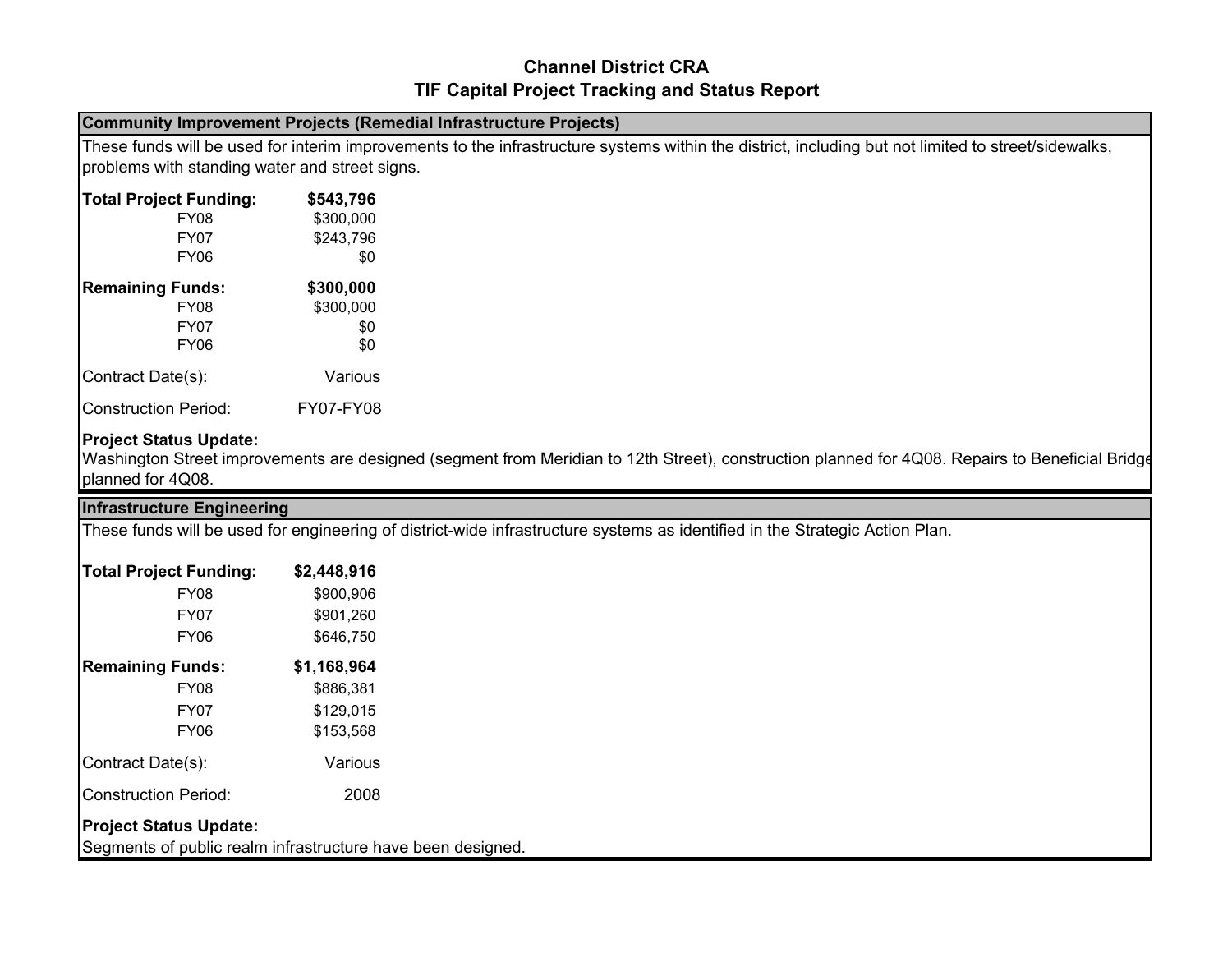# Channel District CRA
## TIF Capital Project Tracking and Status Report

### Community Improvement Projects (Remedial Infrastructure Projects)

These funds will be used for interim improvements to the infrastructure systems within the district, including but not limited to street/sidewalks, problems with standing water and street signs.

| | |
|---|---|
| **Total Project Funding:** | **$543,796** |
| FY08 | $300,000 |
| FY07 | $243,796 |
| FY06 | $0 |
| **Remaining Funds:** | **$300,000** |
| FY08 | $300,000 |
| FY07 | $0 |
| FY06 | $0 |
| Contract Date(s): | Various |
| Construction Period: | FY07-FY08 |

**Project Status Update:**
Washington Street improvements are designed (segment from Meridian to 12th Street), construction planned for 4Q08. Repairs to Beneficial Bridge planned for 4Q08.

### Infrastructure Engineering

These funds will be used for engineering of district-wide infrastructure systems as identified in the Strategic Action Plan.

| | |
|---|---|
| **Total Project Funding:** | **$2,448,916** |
| FY08 | $900,906 |
| FY07 | $901,260 |
| FY06 | $646,750 |
| **Remaining Funds:** | **$1,168,964** |
| FY08 | $886,381 |
| FY07 | $129,015 |
| FY06 | $153,568 |
| Contract Date(s): | Various |
| Construction Period: | 2008 |

**Project Status Update:**
Segments of public realm infrastructure have been designed.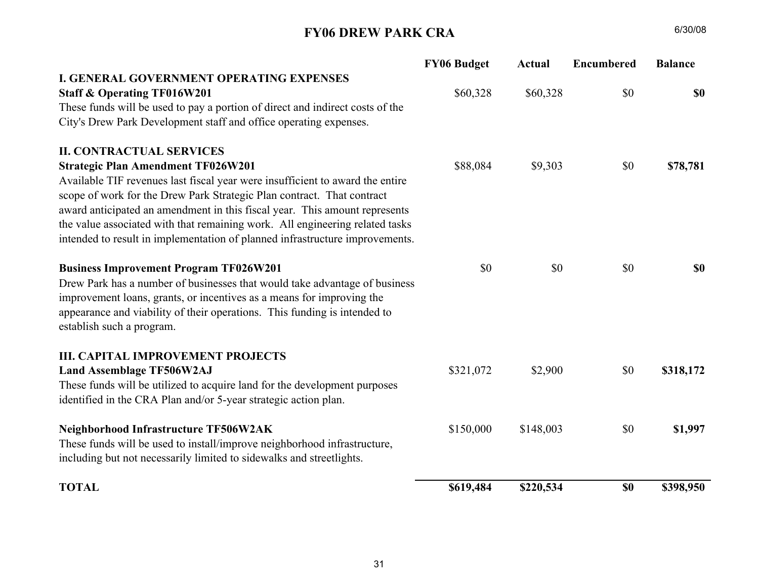# FY06 DREW PARK CRA

6/30/08

| | FY06 Budget | Actual | Encumbered | Balance |
|---|---|---|---|---|
| **I. GENERAL GOVERNMENT OPERATING EXPENSES** | | | | |
| **Staff & Operating TF016W201** | $60,328 | $60,328 | $0 | **$0** |
| These funds will be used to pay a portion of direct and indirect costs of the City's Drew Park Development staff and office operating expenses. | | | | |
| **II. CONTRACTUAL SERVICES** | | | | |
| **Strategic Plan Amendment TF026W201** | $88,084 | $9,303 | $0 | **$78,781** |
| Available TIF revenues last fiscal year were insufficient to award the entire scope of work for the Drew Park Strategic Plan contract. That contract award anticipated an amendment in this fiscal year. This amount represents the value associated with that remaining work. All engineering related tasks intended to result in implementation of planned infrastructure improvements. | | | | |
| **Business Improvement Program TF026W201** | $0 | $0 | $0 | **$0** |
| Drew Park has a number of businesses that would take advantage of business improvement loans, grants, or incentives as a means for improving the appearance and viability of their operations. This funding is intended to establish such a program. | | | | |
| **III. CAPITAL IMPROVEMENT PROJECTS** | | | | |
| **Land Assemblage TF506W2AJ** | $321,072 | $2,900 | $0 | **$318,172** |
| These funds will be utilized to acquire land for the development purposes identified in the CRA Plan and/or 5-year strategic action plan. | | | | |
| **Neighborhood Infrastructure TF506W2AK** | $150,000 | $148,003 | $0 | **$1,997** |
| These funds will be used to install/improve neighborhood infrastructure, including but not necessarily limited to sidewalks and streetlights. | | | | |
| **TOTAL** | **$619,484** | **$220,534** | **$0** | **$398,950** |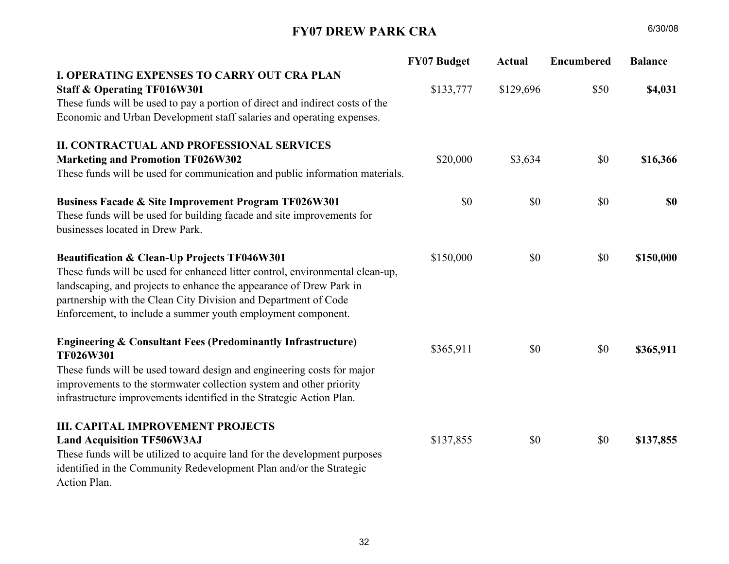# FY07 DREW PARK CRA

6/30/08

| | FY07 Budget | Actual | Encumbered | Balance |
|---|---|---|---|---|
| **I. OPERATING EXPENSES TO CARRY OUT CRA PLAN** | | | | |
| **Staff & Operating TF016W301**<br>These funds will be used to pay a portion of direct and indirect costs of the Economic and Urban Development staff salaries and operating expenses. | $133,777 | $129,696 | $50 | **$4,031** |
| **II. CONTRACTUAL AND PROFESSIONAL SERVICES** | | | | |
| **Marketing and Promotion TF026W302**<br>These funds will be used for communication and public information materials. | $20,000 | $3,634 | $0 | **$16,366** |
| **Business Facade & Site Improvement Program TF026W301**<br>These funds will be used for building facade and site improvements for businesses located in Drew Park. | $0 | $0 | $0 | **$0** |
| **Beautification & Clean-Up Projects TF046W301**<br>These funds will be used for enhanced litter control, environmental clean-up, landscaping, and projects to enhance the appearance of Drew Park in partnership with the Clean City Division and Department of Code Enforcement, to include a summer youth employment component. | $150,000 | $0 | $0 | **$150,000** |
| **Engineering & Consultant Fees (Predominantly Infrastructure) TF026W301**<br>These funds will be used toward design and engineering costs for major improvements to the stormwater collection system and other priority infrastructure improvements identified in the Strategic Action Plan. | $365,911 | $0 | $0 | **$365,911** |
| **III. CAPITAL IMPROVEMENT PROJECTS** | | | | |
| **Land Acquisition TF506W3AJ**<br>These funds will be utilized to acquire land for the development purposes identified in the Community Redevelopment Plan and/or the Strategic Action Plan. | $137,855 | $0 | $0 | **$137,855** |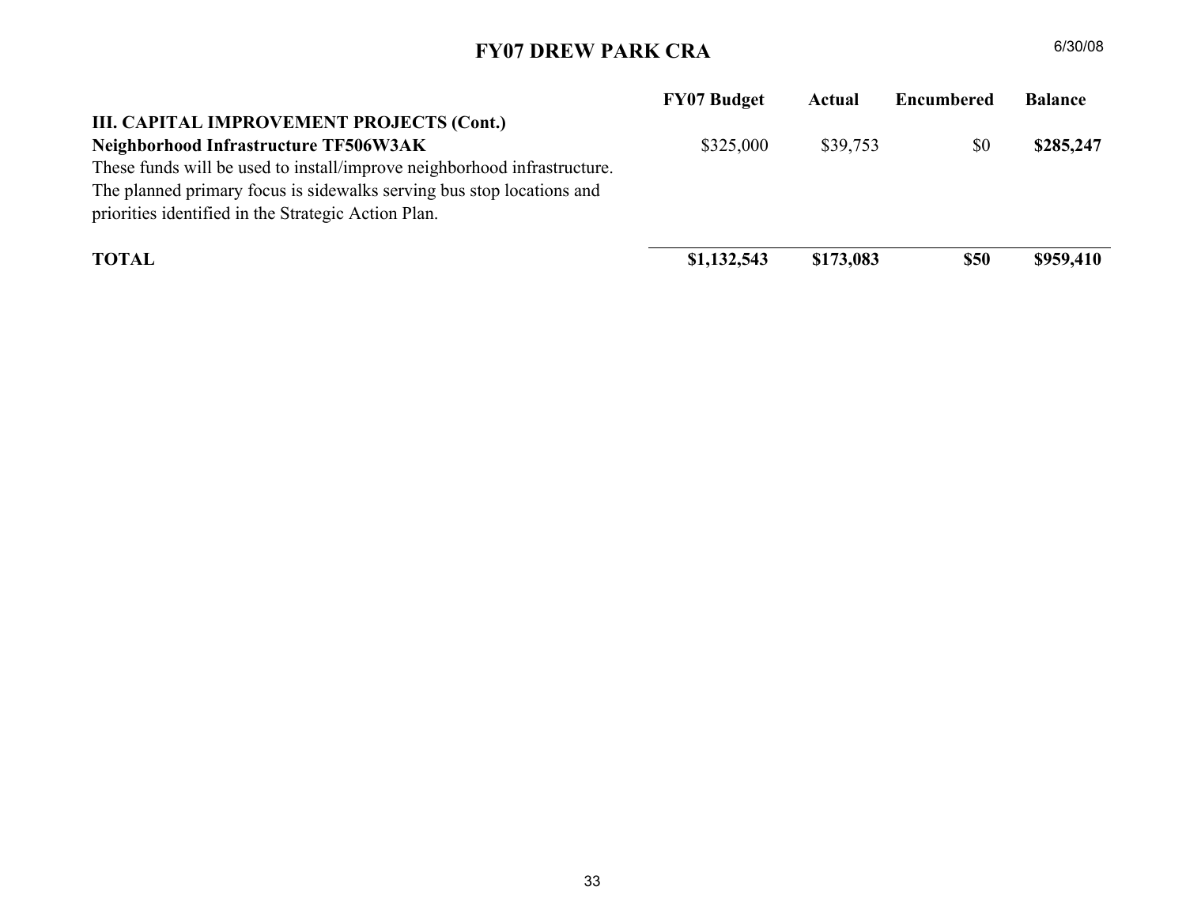# FY07 DREW PARK CRA

6/30/08

| | FY07 Budget | Actual | Encumbered | Balance |
|---|---|---|---|---|
| **III. CAPITAL IMPROVEMENT PROJECTS (Cont.)** | | | | |
| **Neighborhood Infrastructure TF506W3AK** | $325,000 | $39,753 | $0 | **$285,247** |
| These funds will be used to install/improve neighborhood infrastructure. The planned primary focus is sidewalks serving bus stop locations and priorities identified in the Strategic Action Plan. | | | | |
| **TOTAL** | **$1,132,543** | **$173,083** | **$50** | **$959,410** |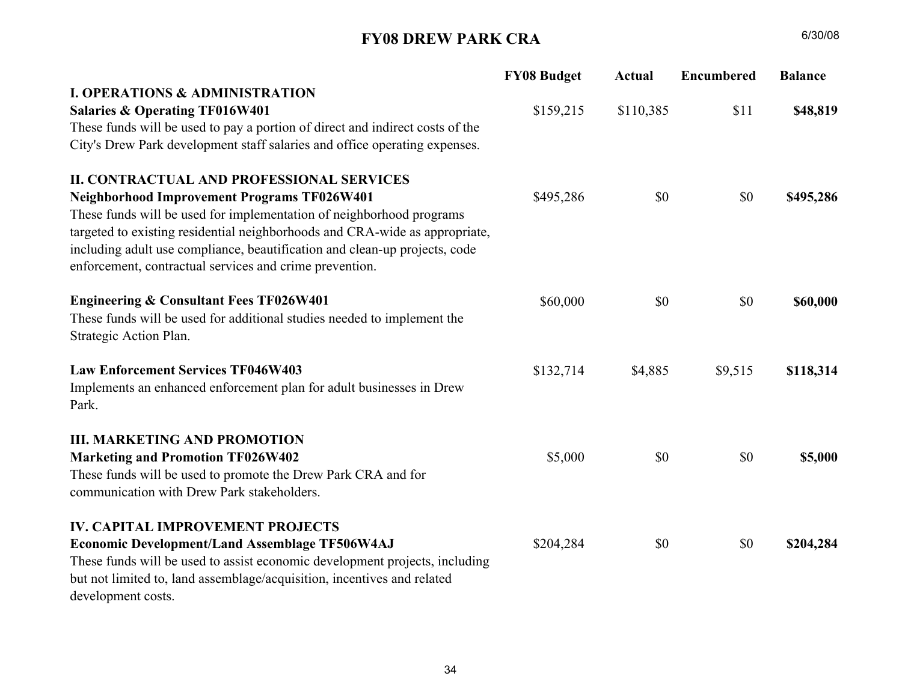# FY08 DREW PARK CRA

6/30/08

| | FY08 Budget | Actual | Encumbered | Balance |
|---|---|---|---|---|
| **I. OPERATIONS & ADMINISTRATION** | | | | |
| **Salaries & Operating TF016W401**<br>These funds will be used to pay a portion of direct and indirect costs of the City's Drew Park development staff salaries and office operating expenses. | $159,215 | $110,385 | $11 | **$48,819** |
| **II. CONTRACTUAL AND PROFESSIONAL SERVICES** | | | | |
| **Neighborhood Improvement Programs TF026W401**<br>These funds will be used for implementation of neighborhood programs targeted to existing residential neighborhoods and CRA-wide as appropriate, including adult use compliance, beautification and clean-up projects, code enforcement, contractual services and crime prevention. | $495,286 | $0 | $0 | **$495,286** |
| **Engineering & Consultant Fees TF026W401**<br>These funds will be used for additional studies needed to implement the Strategic Action Plan. | $60,000 | $0 | $0 | **$60,000** |
| **Law Enforcement Services TF046W403**<br>Implements an enhanced enforcement plan for adult businesses in Drew Park. | $132,714 | $4,885 | $9,515 | **$118,314** |
| **III. MARKETING AND PROMOTION** | | | | |
| **Marketing and Promotion TF026W402**<br>These funds will be used to promote the Drew Park CRA and for communication with Drew Park stakeholders. | $5,000 | $0 | $0 | **$5,000** |
| **IV. CAPITAL IMPROVEMENT PROJECTS** | | | | |
| **Economic Development/Land Assemblage TF506W4AJ**<br>These funds will be used to assist economic development projects, including but not limited to, land assemblage/acquisition, incentives and related development costs. | $204,284 | $0 | $0 | **$204,284** |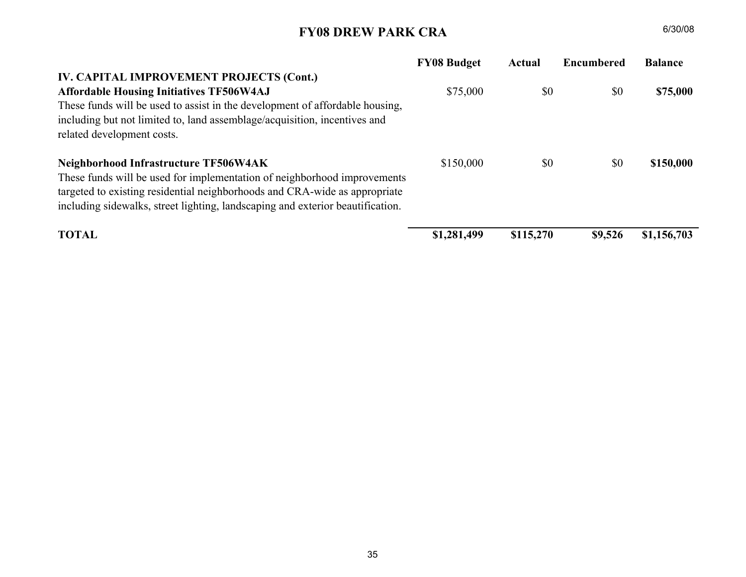# FY08 DREW PARK CRA

6/30/08

| | FY08 Budget | Actual | Encumbered | Balance |
|---|---|---|---|---|
| **IV. CAPITAL IMPROVEMENT PROJECTS (Cont.)** | | | | |
| **Affordable Housing Initiatives TF506W4AJ** | $75,000 | $0 | $0 | **$75,000** |
| These funds will be used to assist in the development of affordable housing, including but not limited to, land assemblage/acquisition, incentives and related development costs. | | | | |
| **Neighborhood Infrastructure TF506W4AK** | $150,000 | $0 | $0 | **$150,000** |
| These funds will be used for implementation of neighborhood improvements targeted to existing residential neighborhoods and CRA-wide as appropriate including sidewalks, street lighting, landscaping and exterior beautification. | | | | |
| **TOTAL** | **$1,281,499** | **$115,270** | **$9,526** | **$1,156,703** |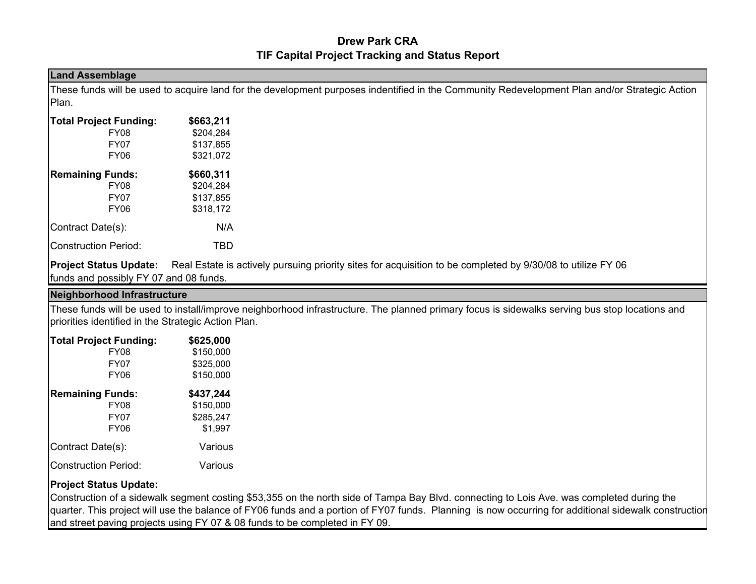# Drew Park CRA
## TIF Capital Project Tracking and Status Report

### Land Assemblage

These funds will be used to acquire land for the development purposes indentified in the Community Redevelopment Plan and/or Strategic Action Plan.

| | |
|---|---|
| **Total Project Funding:** | **$663,211** |
| FY08 | $204,284 |
| FY07 | $137,855 |
| FY06 | $321,072 |
| **Remaining Funds:** | **$660,311** |
| FY08 | $204,284 |
| FY07 | $137,855 |
| FY06 | $318,172 |
| Contract Date(s): | N/A |
| Construction Period: | TBD |

**Project Status Update:** Real Estate is actively pursuing priority sites for acquisition to be completed by 9/30/08 to utilize FY 06 funds and possibly FY 07 and 08 funds.

### Neighborhood Infrastructure

These funds will be used to install/improve neighborhood infrastructure. The planned primary focus is sidewalks serving bus stop locations and priorities identified in the Strategic Action Plan.

| | |
|---|---|
| **Total Project Funding:** | **$625,000** |
| FY08 | $150,000 |
| FY07 | $325,000 |
| FY06 | $150,000 |
| **Remaining Funds:** | **$437,244** |
| FY08 | $150,000 |
| FY07 | $285,247 |
| FY06 | $1,997 |
| Contract Date(s): | Various |
| Construction Period: | Various |

**Project Status Update:**

Construction of a sidewalk segment costing $53,355 on the north side of Tampa Bay Blvd. connecting to Lois Ave. was completed during the quarter. This project will use the balance of FY06 funds and a portion of FY07 funds. Planning is now occurring for additional sidewalk construction and street paving projects using FY 07 & 08 funds to be completed in FY 09.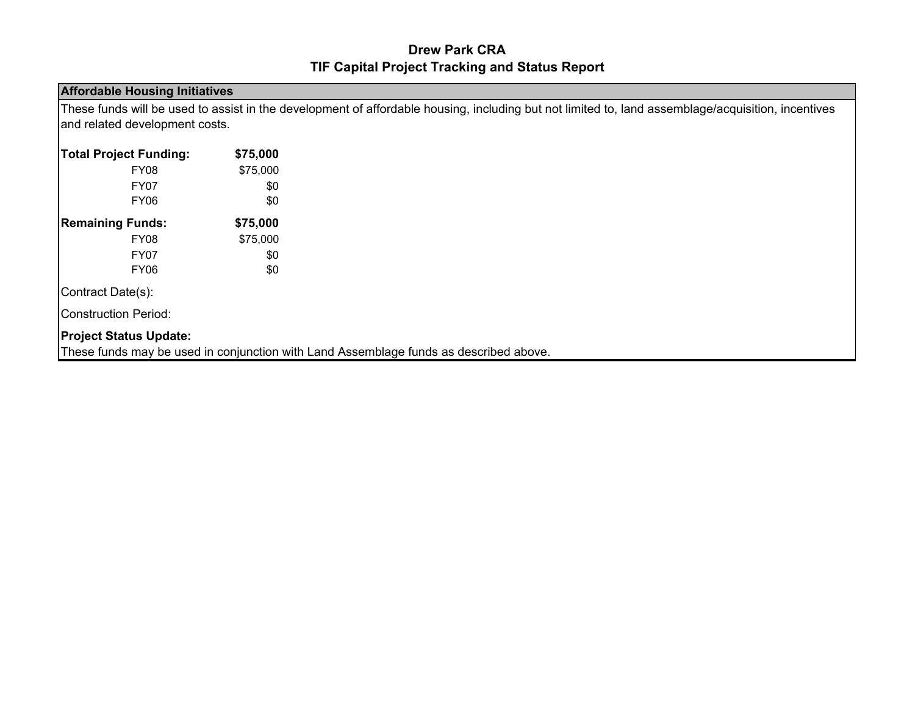# Drew Park CRA
## TIF Capital Project Tracking and Status Report

### Affordable Housing Initiatives

These funds will be used to assist in the development of affordable housing, including but not limited to, land assemblage/acquisition, incentives and related development costs.

| | |
|---|---|
| **Total Project Funding:** | **$75,000** |
| FY08 | $75,000 |
| FY07 | $0 |
| FY06 | $0 |
| **Remaining Funds:** | **$75,000** |
| FY08 | $75,000 |
| FY07 | $0 |
| FY06 | $0 |

Contract Date(s):

Construction Period:

**Project Status Update:**
These funds may be used in conjunction with Land Assemblage funds as described above.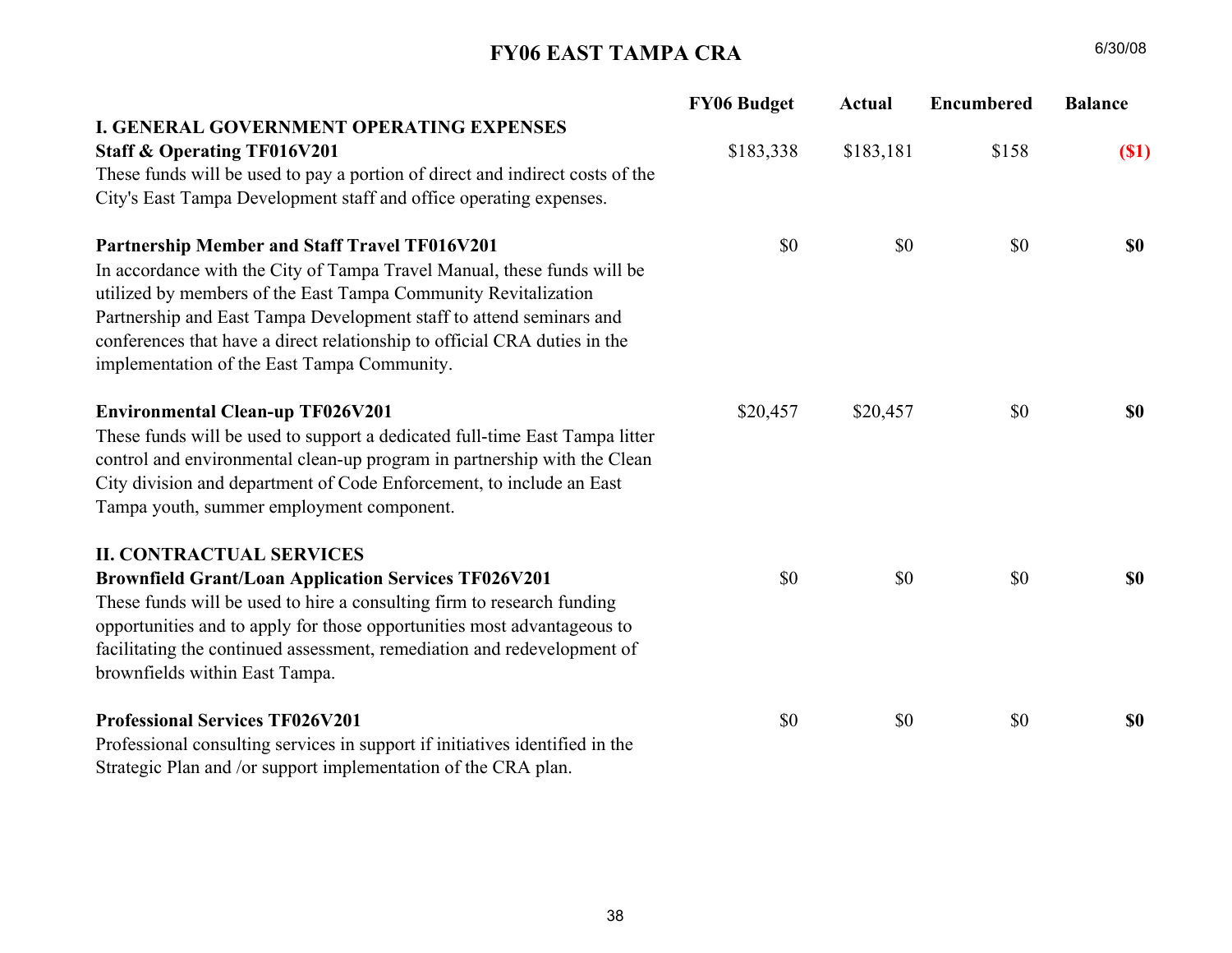# FY06 EAST TAMPA CRA

6/30/08

| | FY06 Budget | Actual | Encumbered | Balance |
|---|---|---|---|---|
| **I. GENERAL GOVERNMENT OPERATING EXPENSES** | | | | |
| **Staff & Operating TF016V201**<br>These funds will be used to pay a portion of direct and indirect costs of the City's East Tampa Development staff and office operating expenses. | $183,338 | $183,181 | $158 | **($1)** |
| **Partnership Member and Staff Travel TF016V201**<br>In accordance with the City of Tampa Travel Manual, these funds will be utilized by members of the East Tampa Community Revitalization Partnership and East Tampa Development staff to attend seminars and conferences that have a direct relationship to official CRA duties in the implementation of the East Tampa Community. | $0 | $0 | $0 | **$0** |
| **Environmental Clean-up TF026V201**<br>These funds will be used to support a dedicated full-time East Tampa litter control and environmental clean-up program in partnership with the Clean City division and department of Code Enforcement, to include an East Tampa youth, summer employment component. | $20,457 | $20,457 | $0 | **$0** |
| **II. CONTRACTUAL SERVICES** | | | | |
| **Brownfield Grant/Loan Application Services TF026V201**<br>These funds will be used to hire a consulting firm to research funding opportunities and to apply for those opportunities most advantageous to facilitating the continued assessment, remediation and redevelopment of brownfields within East Tampa. | $0 | $0 | $0 | **$0** |
| **Professional Services TF026V201**<br>Professional consulting services in support if initiatives identified in the Strategic Plan and /or support implementation of the CRA plan. | $0 | $0 | $0 | **$0** |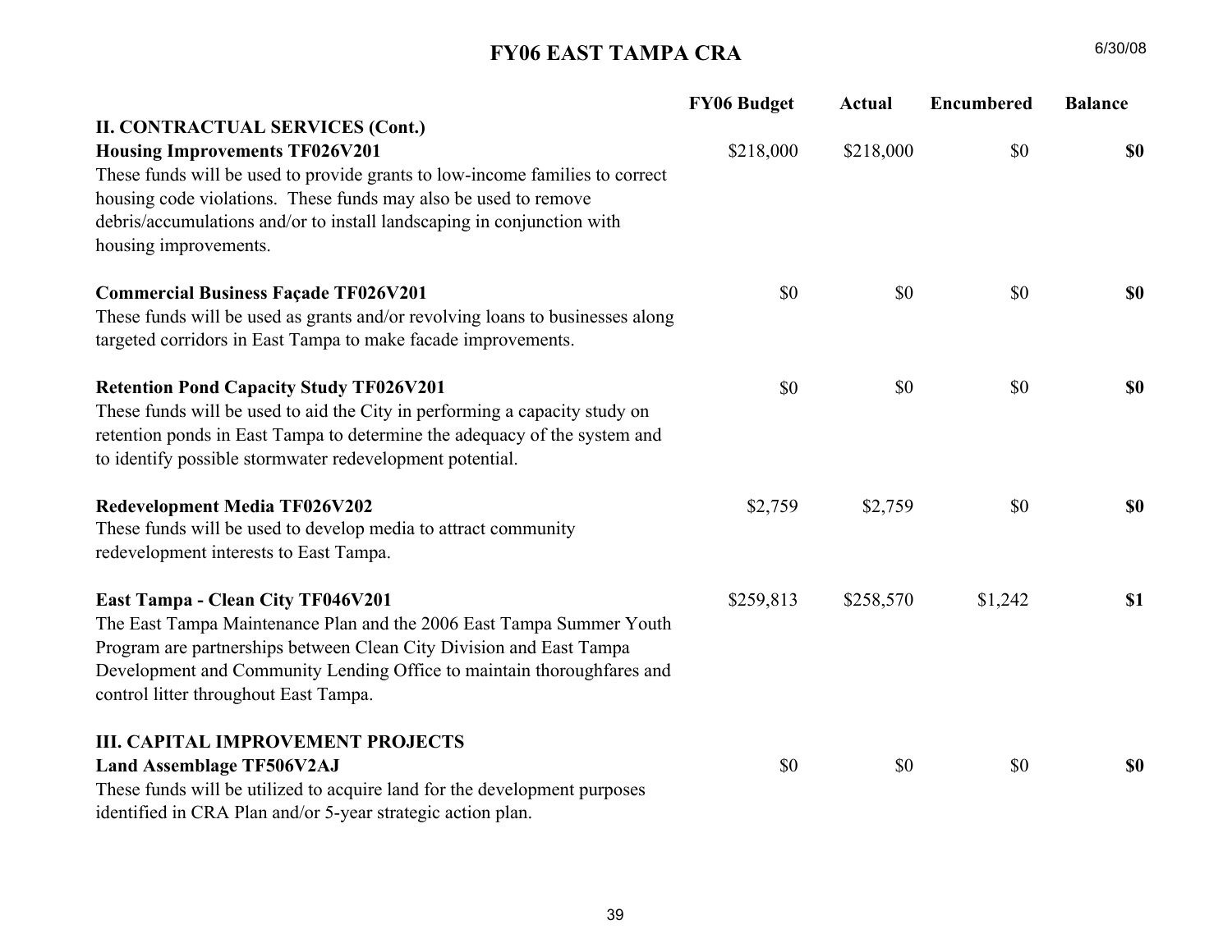# FY06 EAST TAMPA CRA

6/30/08

| | FY06 Budget | Actual | Encumbered | Balance |
|---|---|---|---|---|
| **II. CONTRACTUAL SERVICES (Cont.)** | | | | |
| **Housing Improvements TF026V201**<br>These funds will be used to provide grants to low-income families to correct housing code violations. These funds may also be used to remove debris/accumulations and/or to install landscaping in conjunction with housing improvements. | $218,000 | $218,000 | $0 | **$0** |
| **Commercial Business Façade TF026V201**<br>These funds will be used as grants and/or revolving loans to businesses along targeted corridors in East Tampa to make facade improvements. | $0 | $0 | $0 | **$0** |
| **Retention Pond Capacity Study TF026V201**<br>These funds will be used to aid the City in performing a capacity study on retention ponds in East Tampa to determine the adequacy of the system and to identify possible stormwater redevelopment potential. | $0 | $0 | $0 | **$0** |
| **Redevelopment Media TF026V202**<br>These funds will be used to develop media to attract community redevelopment interests to East Tampa. | $2,759 | $2,759 | $0 | **$0** |
| **East Tampa - Clean City TF046V201**<br>The East Tampa Maintenance Plan and the 2006 East Tampa Summer Youth Program are partnerships between Clean City Division and East Tampa Development and Community Lending Office to maintain thoroughfares and control litter throughout East Tampa. | $259,813 | $258,570 | $1,242 | **$1** |
| **III. CAPITAL IMPROVEMENT PROJECTS** | | | | |
| **Land Assemblage TF506V2AJ**<br>These funds will be utilized to acquire land for the development purposes identified in CRA Plan and/or 5-year strategic action plan. | $0 | $0 | $0 | **$0** |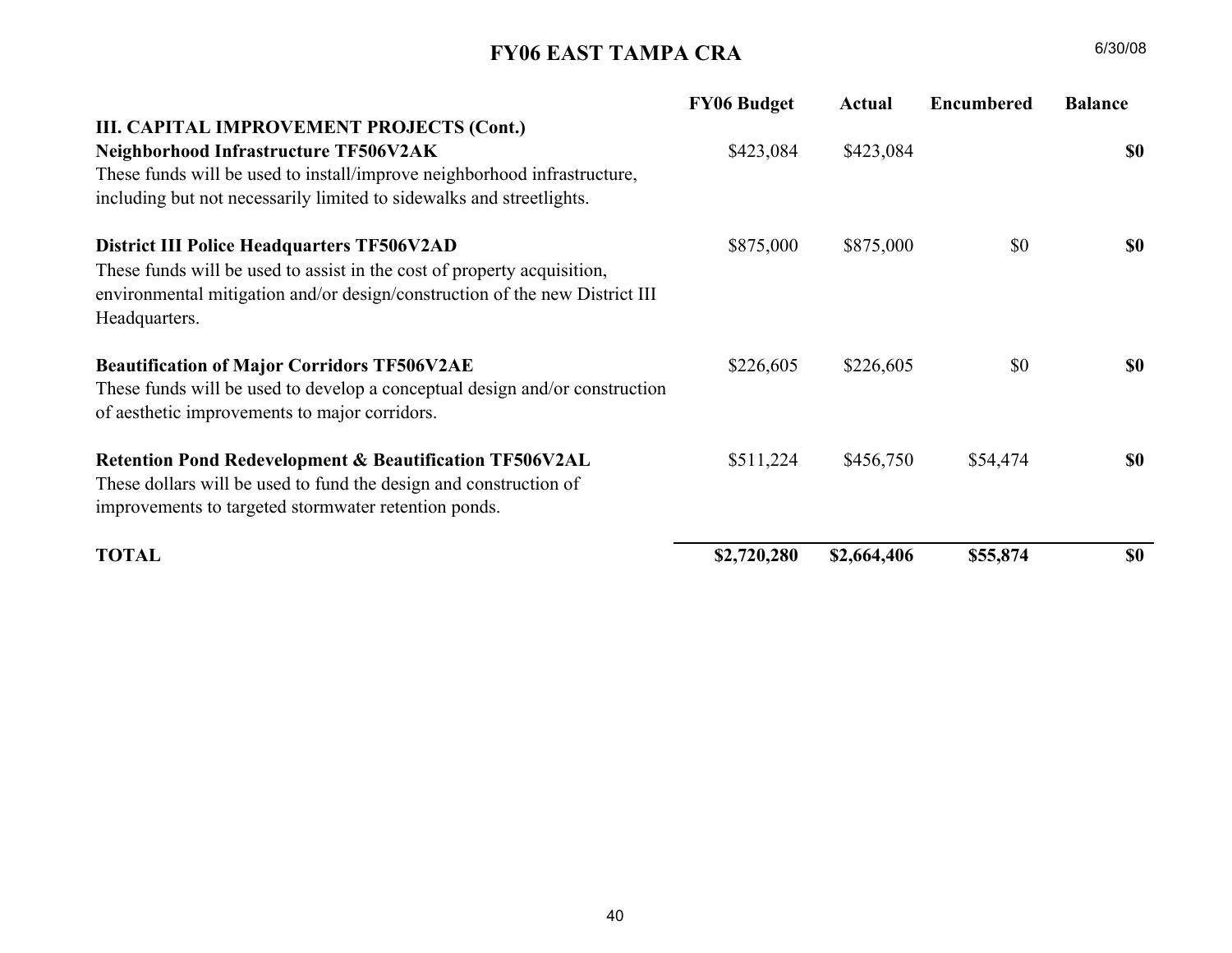# FY06 EAST TAMPA CRA

6/30/08

| | FY06 Budget | Actual | Encumbered | Balance |
|---|---|---|---|---|
| **III. CAPITAL IMPROVEMENT PROJECTS (Cont.)** | | | | |
| **Neighborhood Infrastructure TF506V2AK**<br>These funds will be used to install/improve neighborhood infrastructure, including but not necessarily limited to sidewalks and streetlights. | $423,084 | $423,084 | | **$0** |
| **District III Police Headquarters TF506V2AD**<br>These funds will be used to assist in the cost of property acquisition, environmental mitigation and/or design/construction of the new District III Headquarters. | $875,000 | $875,000 | $0 | **$0** |
| **Beautification of Major Corridors TF506V2AE**<br>These funds will be used to develop a conceptual design and/or construction of aesthetic improvements to major corridors. | $226,605 | $226,605 | $0 | **$0** |
| **Retention Pond Redevelopment & Beautification TF506V2AL**<br>These dollars will be used to fund the design and construction of improvements to targeted stormwater retention ponds. | $511,224 | $456,750 | $54,474 | **$0** |
| **TOTAL** | **$2,720,280** | **$2,664,406** | **$55,874** | **$0** |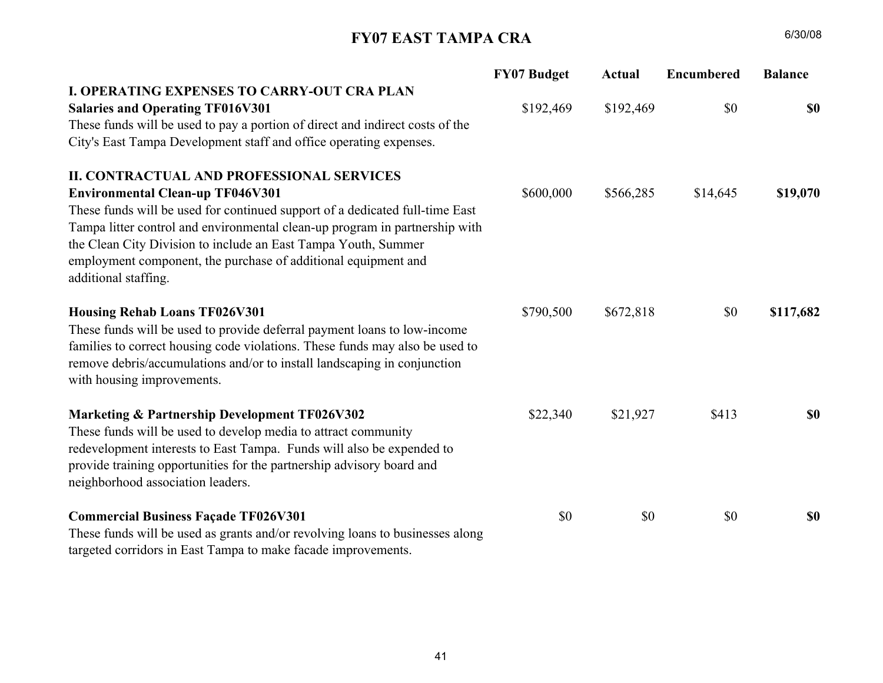# FY07 EAST TAMPA CRA

6/30/08

| | FY07 Budget | Actual | Encumbered | Balance |
|---|---|---|---|---|
| **I. OPERATING EXPENSES TO CARRY-OUT CRA PLAN** | | | | |
| **Salaries and Operating TF016V301**<br>These funds will be used to pay a portion of direct and indirect costs of the City's East Tampa Development staff and office operating expenses. | $192,469 | $192,469 | $0 | **$0** |
| **II. CONTRACTUAL AND PROFESSIONAL SERVICES** | | | | |
| **Environmental Clean-up TF046V301**<br>These funds will be used for continued support of a dedicated full-time East Tampa litter control and environmental clean-up program in partnership with the Clean City Division to include an East Tampa Youth, Summer employment component, the purchase of additional equipment and additional staffing. | $600,000 | $566,285 | $14,645 | **$19,070** |
| **Housing Rehab Loans TF026V301**<br>These funds will be used to provide deferral payment loans to low-income families to correct housing code violations. These funds may also be used to remove debris/accumulations and/or to install landscaping in conjunction with housing improvements. | $790,500 | $672,818 | $0 | **$117,682** |
| **Marketing & Partnership Development TF026V302**<br>These funds will be used to develop media to attract community redevelopment interests to East Tampa. Funds will also be expended to provide training opportunities for the partnership advisory board and neighborhood association leaders. | $22,340 | $21,927 | $413 | **$0** |
| **Commercial Business Façade TF026V301**<br>These funds will be used as grants and/or revolving loans to businesses along targeted corridors in East Tampa to make facade improvements. | $0 | $0 | $0 | **$0** |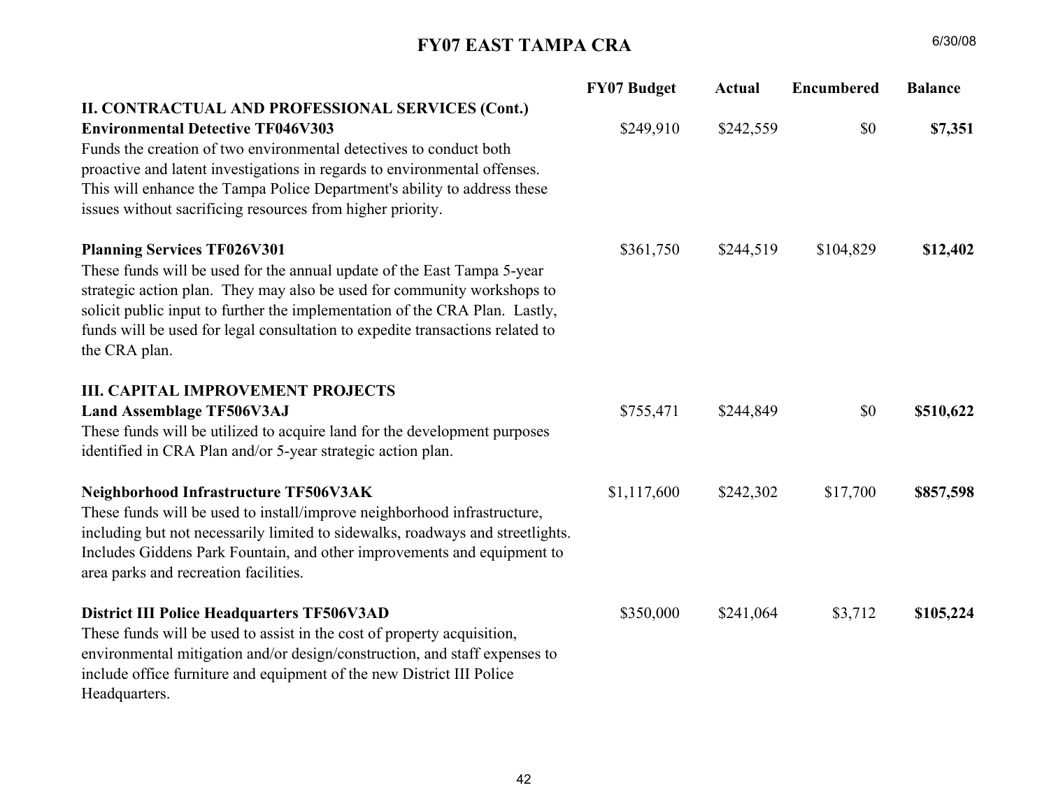# FY07 EAST TAMPA CRA

6/30/08

| | FY07 Budget | Actual | Encumbered | Balance |
|---|---|---|---|---|
| **II. CONTRACTUAL AND PROFESSIONAL SERVICES (Cont.)** | | | | |
| **Environmental Detective TF046V303**<br>Funds the creation of two environmental detectives to conduct both proactive and latent investigations in regards to environmental offenses. This will enhance the Tampa Police Department's ability to address these issues without sacrificing resources from higher priority. | $249,910 | $242,559 | $0 | **$7,351** |
| **Planning Services TF026V301**<br>These funds will be used for the annual update of the East Tampa 5-year strategic action plan. They may also be used for community workshops to solicit public input to further the implementation of the CRA Plan. Lastly, funds will be used for legal consultation to expedite transactions related to the CRA plan. | $361,750 | $244,519 | $104,829 | **$12,402** |
| **III. CAPITAL IMPROVEMENT PROJECTS** | | | | |
| **Land Assemblage TF506V3AJ**<br>These funds will be utilized to acquire land for the development purposes identified in CRA Plan and/or 5-year strategic action plan. | $755,471 | $244,849 | $0 | **$510,622** |
| **Neighborhood Infrastructure TF506V3AK**<br>These funds will be used to install/improve neighborhood infrastructure, including but not necessarily limited to sidewalks, roadways and streetlights. Includes Giddens Park Fountain, and other improvements and equipment to area parks and recreation facilities. | $1,117,600 | $242,302 | $17,700 | **$857,598** |
| **District III Police Headquarters TF506V3AD**<br>These funds will be used to assist in the cost of property acquisition, environmental mitigation and/or design/construction, and staff expenses to include office furniture and equipment of the new District III Police Headquarters. | $350,000 | $241,064 | $3,712 | **$105,224** |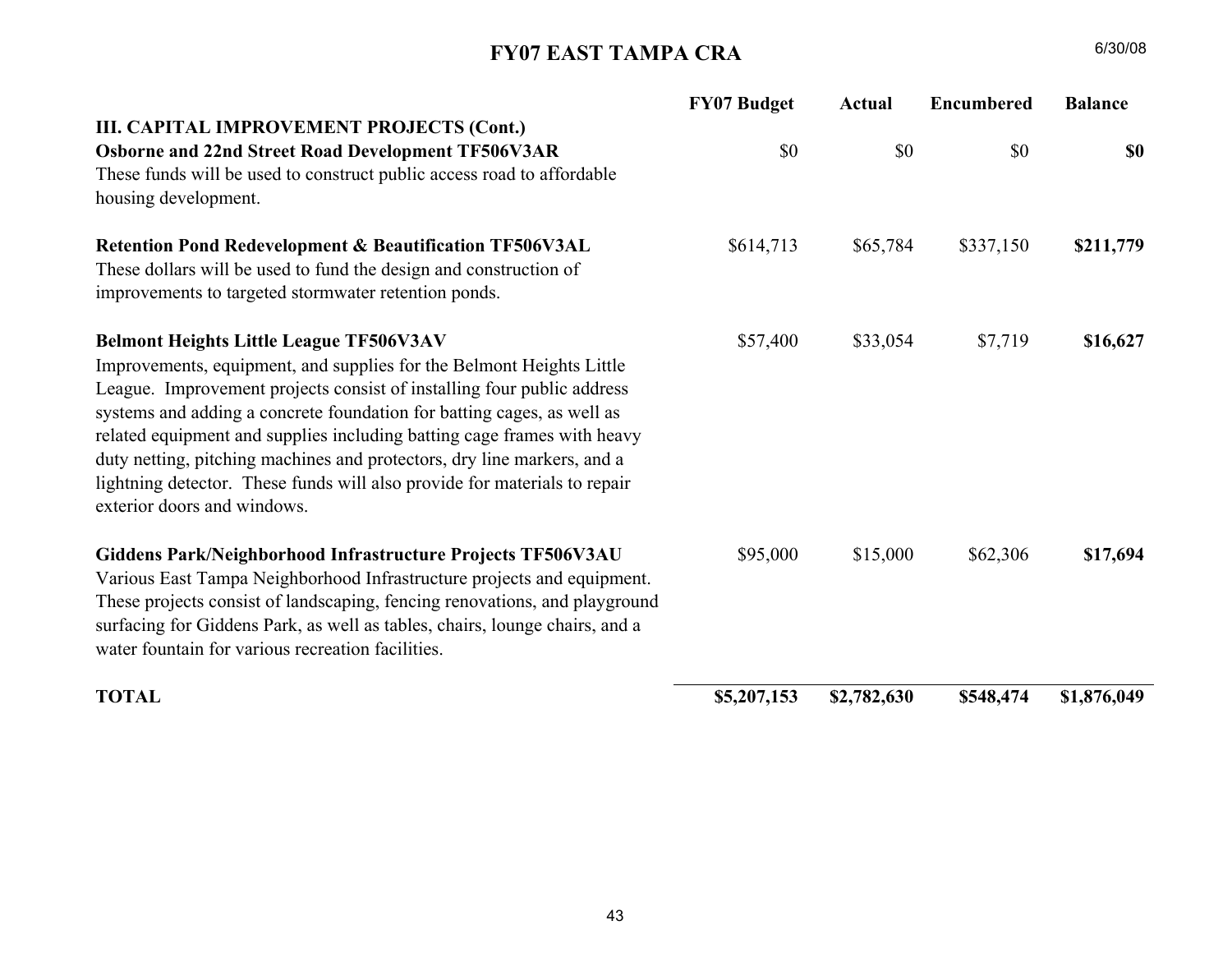# FY07 EAST TAMPA CRA

6/30/08

| | FY07 Budget | Actual | Encumbered | Balance |
|---|---|---|---|---|
| **III. CAPITAL IMPROVEMENT PROJECTS (Cont.)** | | | | |
| **Osborne and 22nd Street Road Development TF506V3AR**<br>These funds will be used to construct public access road to affordable housing development. | $0 | $0 | $0 | **$0** |
| **Retention Pond Redevelopment & Beautification TF506V3AL**<br>These dollars will be used to fund the design and construction of improvements to targeted stormwater retention ponds. | $614,713 | $65,784 | $337,150 | **$211,779** |
| **Belmont Heights Little League TF506V3AV**<br>Improvements, equipment, and supplies for the Belmont Heights Little League. Improvement projects consist of installing four public address systems and adding a concrete foundation for batting cages, as well as related equipment and supplies including batting cage frames with heavy duty netting, pitching machines and protectors, dry line markers, and a lightning detector. These funds will also provide for materials to repair exterior doors and windows. | $57,400 | $33,054 | $7,719 | **$16,627** |
| **Giddens Park/Neighborhood Infrastructure Projects TF506V3AU**<br>Various East Tampa Neighborhood Infrastructure projects and equipment. These projects consist of landscaping, fencing renovations, and playground surfacing for Giddens Park, as well as tables, chairs, lounge chairs, and a water fountain for various recreation facilities. | $95,000 | $15,000 | $62,306 | **$17,694** |
| **TOTAL** | **$5,207,153** | **$2,782,630** | **$548,474** | **$1,876,049** |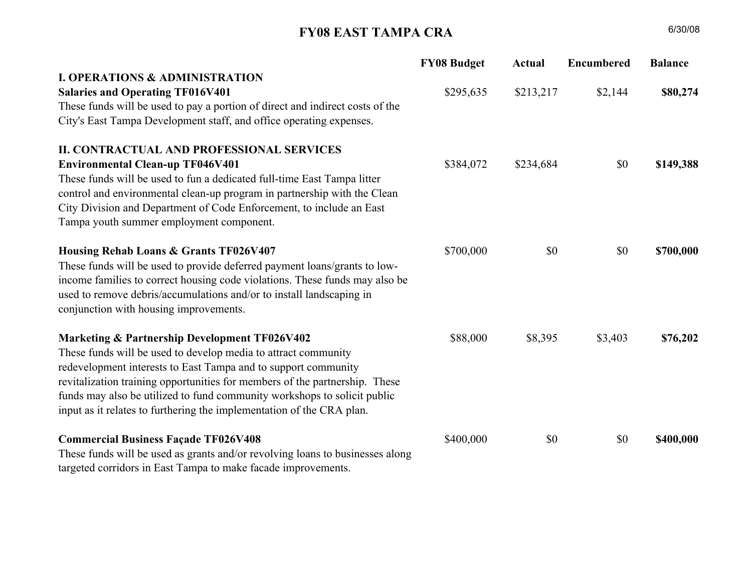# FY08 EAST TAMPA CRA

6/30/08

| | FY08 Budget | Actual | Encumbered | Balance |
|---|---|---|---|---|
| **I. OPERATIONS & ADMINISTRATION** | | | | |
| **Salaries and Operating TF016V401**<br>These funds will be used to pay a portion of direct and indirect costs of the City's East Tampa Development staff, and office operating expenses. | $295,635 | $213,217 | $2,144 | **$80,274** |
| **II. CONTRACTUAL AND PROFESSIONAL SERVICES** | | | | |
| **Environmental Clean-up TF046V401**<br>These funds will be used to fun a dedicated full-time East Tampa litter control and environmental clean-up program in partnership with the Clean City Division and Department of Code Enforcement, to include an East Tampa youth summer employment component. | $384,072 | $234,684 | $0 | **$149,388** |
| **Housing Rehab Loans & Grants TF026V407**<br>These funds will be used to provide deferred payment loans/grants to low-income families to correct housing code violations. These funds may also be used to remove debris/accumulations and/or to install landscaping in conjunction with housing improvements. | $700,000 | $0 | $0 | **$700,000** |
| **Marketing & Partnership Development TF026V402**<br>These funds will be used to develop media to attract community redevelopment interests to East Tampa and to support community revitalization training opportunities for members of the partnership. These funds may also be utilized to fund community workshops to solicit public input as it relates to furthering the implementation of the CRA plan. | $88,000 | $8,395 | $3,403 | **$76,202** |
| **Commercial Business Façade TF026V408**<br>These funds will be used as grants and/or revolving loans to businesses along targeted corridors in East Tampa to make facade improvements. | $400,000 | $0 | $0 | **$400,000** |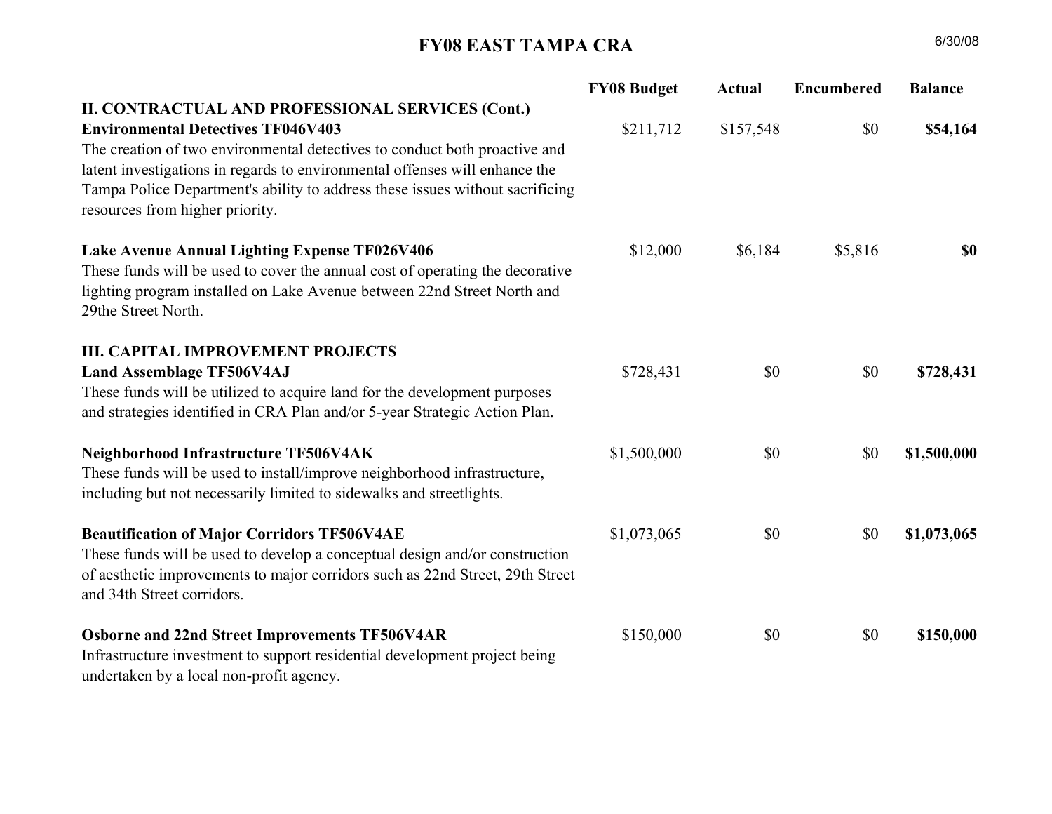# FY08 EAST TAMPA CRA

6/30/08

| | FY08 Budget | Actual | Encumbered | Balance |
|---|---|---|---|---|
| **II. CONTRACTUAL AND PROFESSIONAL SERVICES (Cont.)** | | | | |
| **Environmental Detectives TF046V403**<br>The creation of two environmental detectives to conduct both proactive and latent investigations in regards to environmental offenses will enhance the Tampa Police Department's ability to address these issues without sacrificing resources from higher priority. | $211,712 | $157,548 | $0 | **$54,164** |
| **Lake Avenue Annual Lighting Expense TF026V406**<br>These funds will be used to cover the annual cost of operating the decorative lighting program installed on Lake Avenue between 22nd Street North and 29the Street North. | $12,000 | $6,184 | $5,816 | **$0** |
| **III. CAPITAL IMPROVEMENT PROJECTS** | | | | |
| **Land Assemblage TF506V4AJ**<br>These funds will be utilized to acquire land for the development purposes and strategies identified in CRA Plan and/or 5-year Strategic Action Plan. | $728,431 | $0 | $0 | **$728,431** |
| **Neighborhood Infrastructure TF506V4AK**<br>These funds will be used to install/improve neighborhood infrastructure, including but not necessarily limited to sidewalks and streetlights. | $1,500,000 | $0 | $0 | **$1,500,000** |
| **Beautification of Major Corridors TF506V4AE**<br>These funds will be used to develop a conceptual design and/or construction of aesthetic improvements to major corridors such as 22nd Street, 29th Street and 34th Street corridors. | $1,073,065 | $0 | $0 | **$1,073,065** |
| **Osborne and 22nd Street Improvements TF506V4AR**<br>Infrastructure investment to support residential development project being undertaken by a local non-profit agency. | $150,000 | $0 | $0 | **$150,000** |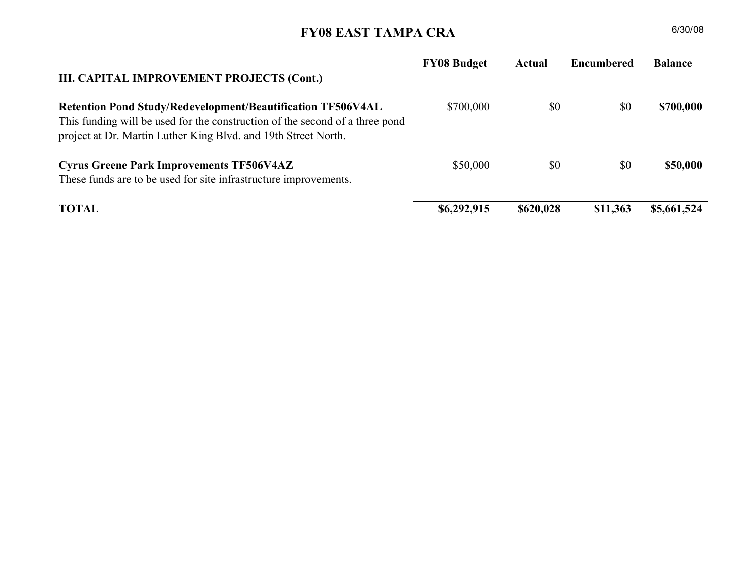## FY08 EAST TAMPA CRA

6/30/08

| III. CAPITAL IMPROVEMENT PROJECTS (Cont.) | FY08 Budget | Actual | Encumbered | Balance |
|---|---|---|---|---|
| **Retention Pond Study/Redevelopment/Beautification TF506V4AL**<br>This funding will be used for the construction of the second of a three pond project at Dr. Martin Luther King Blvd. and 19th Street North. | $700,000 | $0 | $0 | **$700,000** |
| **Cyrus Greene Park Improvements TF506V4AZ**<br>These funds are to be used for site infrastructure improvements. | $50,000 | $0 | $0 | **$50,000** |
| **TOTAL** | **$6,292,915** | **$620,028** | **$11,363** | **$5,661,524** |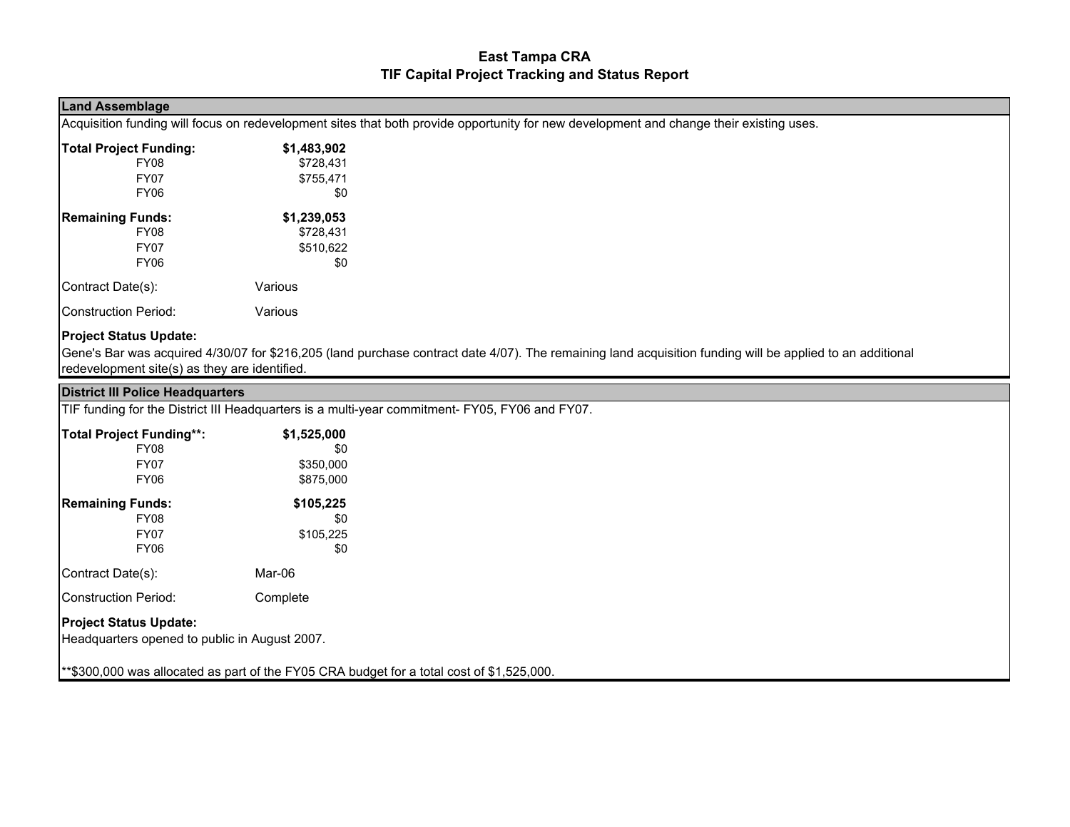# East Tampa CRA
## TIF Capital Project Tracking and Status Report

### Land Assemblage

Acquisition funding will focus on redevelopment sites that both provide opportunity for new development and change their existing uses.

| | |
|---|---|
| **Total Project Funding:** | **$1,483,902** |
| FY08 | $728,431 |
| FY07 | $755,471 |
| FY06 | $0 |
| **Remaining Funds:** | **$1,239,053** |
| FY08 | $728,431 |
| FY07 | $510,622 |
| FY06 | $0 |

Contract Date(s): Various

Construction Period: Various

**Project Status Update:**

Gene's Bar was acquired 4/30/07 for $216,205 (land purchase contract date 4/07). The remaining land acquisition funding will be applied to an additional redevelopment site(s) as they are identified.

### District III Police Headquarters

TIF funding for the District III Headquarters is a multi-year commitment- FY05, FY06 and FY07.

| | |
|---|---|
| **Total Project Funding**:** | **$1,525,000** |
| FY08 | $0 |
| FY07 | $350,000 |
| FY06 | $875,000 |
| **Remaining Funds:** | **$105,225** |
| FY08 | $0 |
| FY07 | $105,225 |
| FY06 | $0 |

Contract Date(s): Mar-06

Construction Period: Complete

**Project Status Update:**

Headquarters opened to public in August 2007.

**$300,000 was allocated as part of the FY05 CRA budget for a total cost of $1,525,000.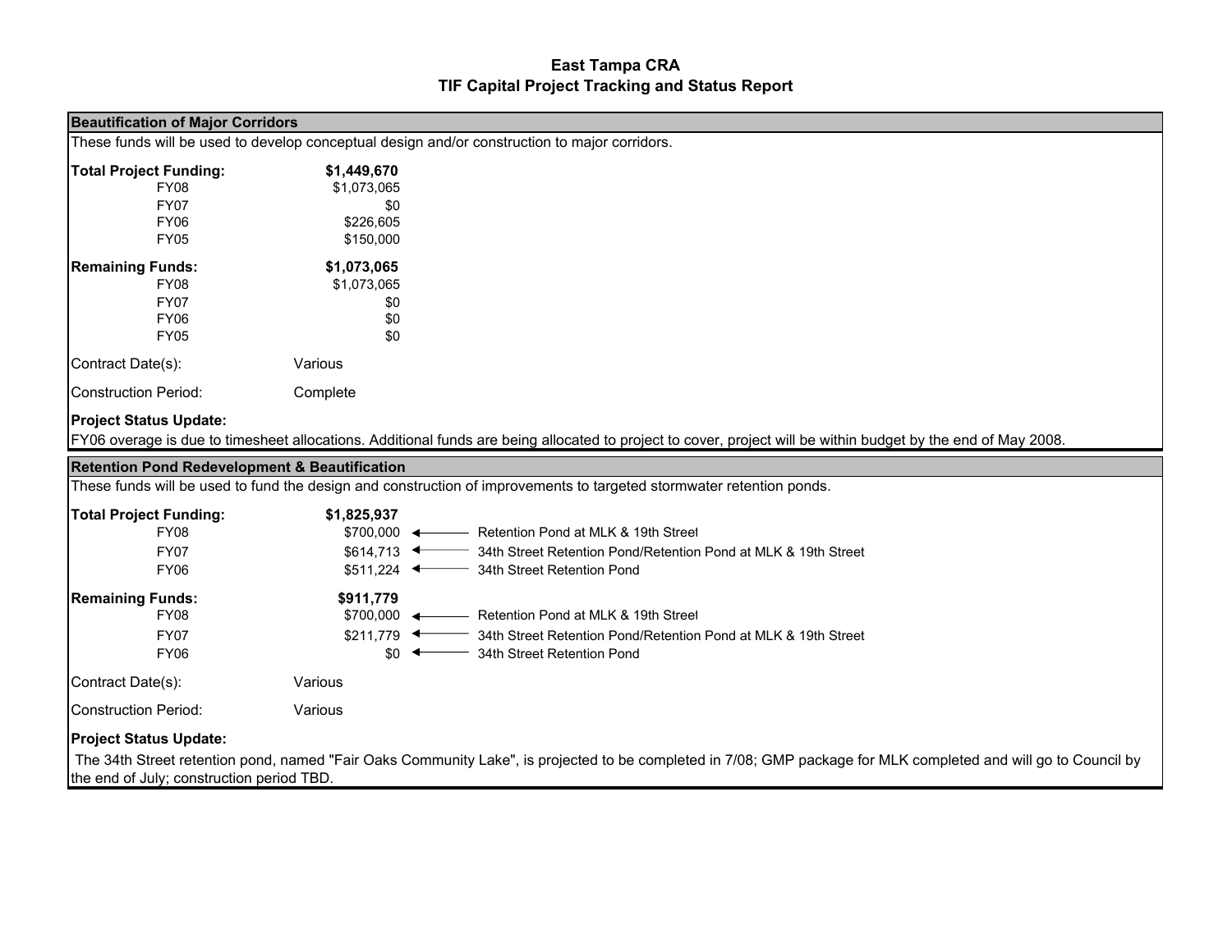# East Tampa CRA
## TIF Capital Project Tracking and Status Report

### Beautification of Major Corridors

These funds will be used to develop conceptual design and/or construction to major corridors.

| | |
|---|---|
| **Total Project Funding:** | **$1,449,670** |
| FY08 | $1,073,065 |
| FY07 | $0 |
| FY06 | $226,605 |
| FY05 | $150,000 |
| **Remaining Funds:** | **$1,073,065** |
| FY08 | $1,073,065 |
| FY07 | $0 |
| FY06 | $0 |
| FY05 | $0 |

Contract Date(s): Various

Construction Period: Complete

**Project Status Update:**

FY06 overage is due to timesheet allocations. Additional funds are being allocated to project to cover, project will be within budget by the end of May 2008.

### Retention Pond Redevelopment & Beautification

These funds will be used to fund the design and construction of improvements to targeted stormwater retention ponds.

| | | |
|---|---|---|
| **Total Project Funding:** | **$1,825,937** | |
| FY08 | $700,000 | ← Retention Pond at MLK & 19th Street |
| FY07 | $614,713 | ← 34th Street Retention Pond/Retention Pond at MLK & 19th Street |
| FY06 | $511,224 | ← 34th Street Retention Pond |
| **Remaining Funds:** | **$911,779** | |
| FY08 | $700,000 | ← Retention Pond at MLK & 19th Street |
| FY07 | $211,779 | ← 34th Street Retention Pond/Retention Pond at MLK & 19th Street |
| FY06 | $0 | ← 34th Street Retention Pond |

Contract Date(s): Various

Construction Period: Various

**Project Status Update:**

The 34th Street retention pond, named "Fair Oaks Community Lake", is projected to be completed in 7/08; GMP package for MLK completed and will go to Council by the end of July; construction period TBD.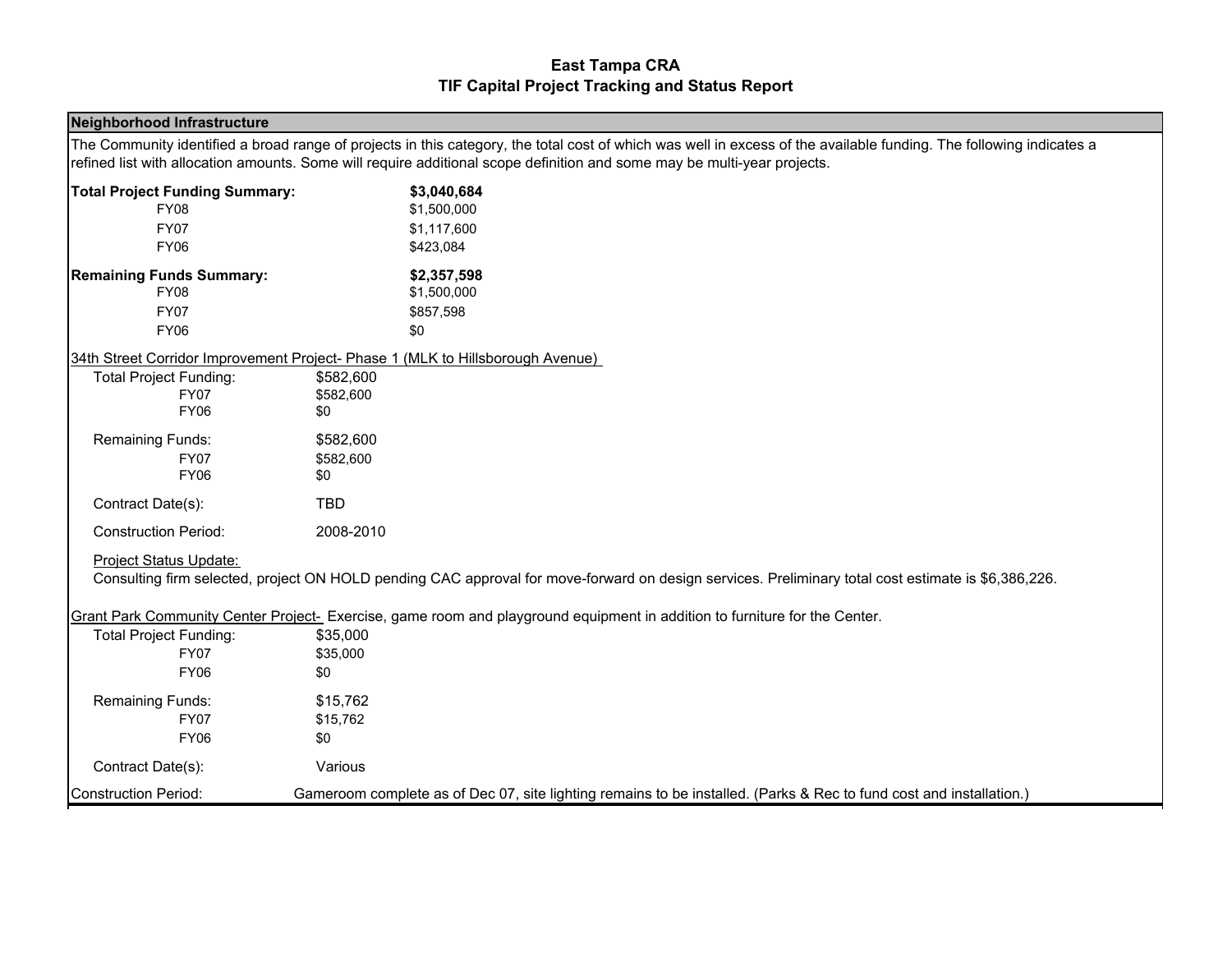# East Tampa CRA
## TIF Capital Project Tracking and Status Report

### Neighborhood Infrastructure

The Community identified a broad range of projects in this category, the total cost of which was well in excess of the available funding. The following indicates a refined list with allocation amounts. Some will require additional scope definition and some may be multi-year projects.

| **Total Project Funding Summary:** | **$3,040,684** |
|---|---|
| FY08 | $1,500,000 |
| FY07 | $1,117,600 |
| FY06 | $423,084 |

| **Remaining Funds Summary:** | **$2,357,598** |
|---|---|
| FY08 | $1,500,000 |
| FY07 | $857,598 |
| FY06 | $0 |

<u>34th Street Corridor Improvement Project- Phase 1 (MLK to Hillsborough Avenue)</u>

| Total Project Funding: | $582,600 |
|---|---|
| FY07 | $582,600 |
| FY06 | $0 |
| Remaining Funds: | $582,600 |
| FY07 | $582,600 |
| FY06 | $0 |
| Contract Date(s): | TBD |
| Construction Period: | 2008-2010 |

<u>Project Status Update:</u>

Consulting firm selected, project ON HOLD pending CAC approval for move-forward on design services. Preliminary total cost estimate is $6,386,226.

<u>Grant Park Community Center Project-</u> Exercise, game room and playground equipment in addition to furniture for the Center.

| Total Project Funding: | $35,000 |
|---|---|
| FY07 | $35,000 |
| FY06 | $0 |
| Remaining Funds: | $15,762 |
| FY07 | $15,762 |
| FY06 | $0 |
| Contract Date(s): | Various |
| Construction Period: | Gameroom complete as of Dec 07, site lighting remains to be installed. (Parks & Rec to fund cost and installation.) |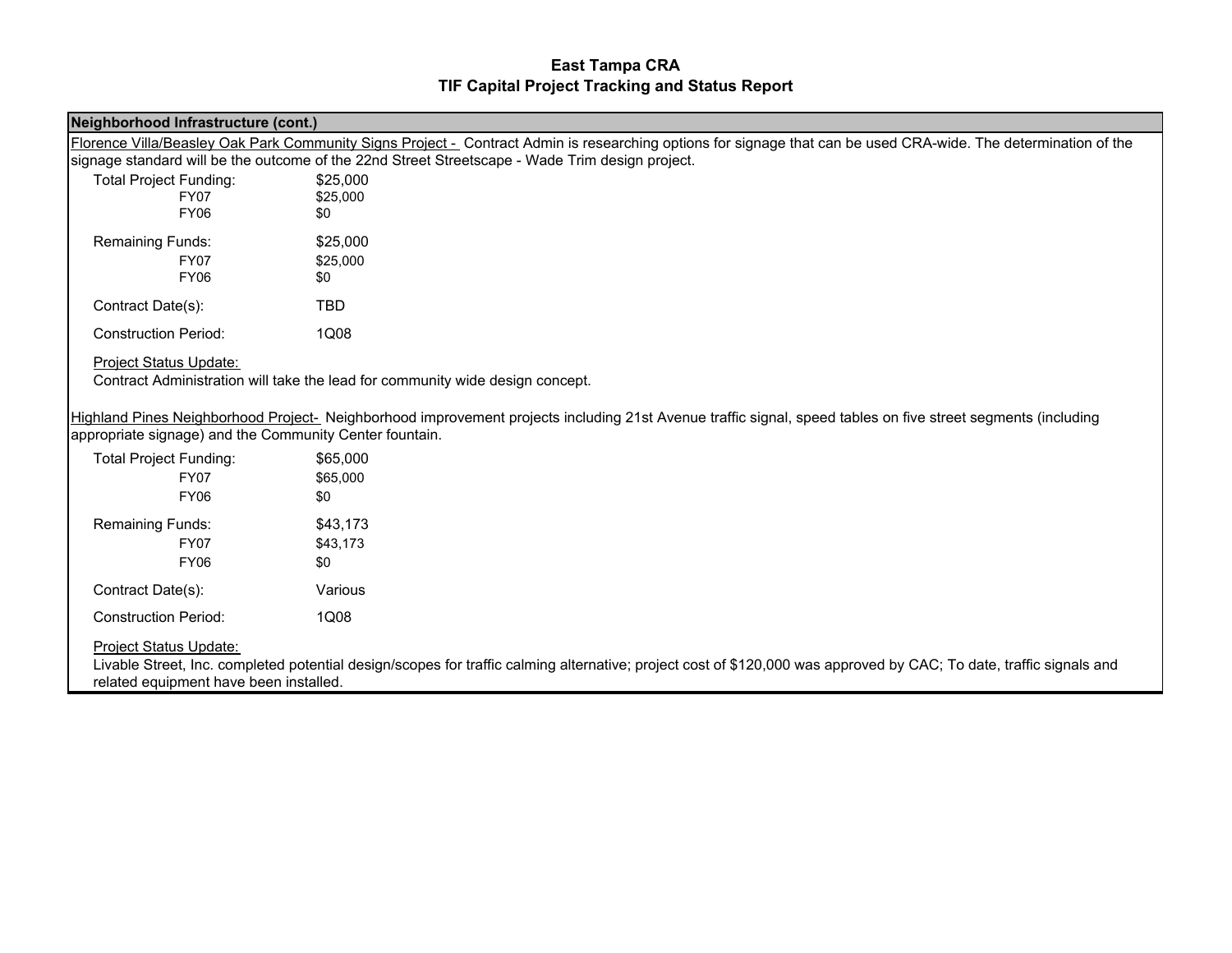# East Tampa CRA
## TIF Capital Project Tracking and Status Report

**Neighborhood Infrastructure (cont.)**

Florence Villa/Beasley Oak Park Community Signs Project - Contract Admin is researching options for signage that can be used CRA-wide. The determination of the signage standard will be the outcome of the 22nd Street Streetscape - Wade Trim design project.

| | |
|---|---|
| Total Project Funding: | $25,000 |
| FY07 | $25,000 |
| FY06 | $0 |
| Remaining Funds: | $25,000 |
| FY07 | $25,000 |
| FY06 | $0 |
| Contract Date(s): | TBD |
| Construction Period: | 1Q08 |

Project Status Update:

Contract Administration will take the lead for community wide design concept.

Highland Pines Neighborhood Project- Neighborhood improvement projects including 21st Avenue traffic signal, speed tables on five street segments (including appropriate signage) and the Community Center fountain.

| | |
|---|---|
| Total Project Funding: | $65,000 |
| FY07 | $65,000 |
| FY06 | $0 |
| Remaining Funds: | $43,173 |
| FY07 | $43,173 |
| FY06 | $0 |
| Contract Date(s): | Various |
| Construction Period: | 1Q08 |

Project Status Update:

Livable Street, Inc. completed potential design/scopes for traffic calming alternative; project cost of $120,000 was approved by CAC; To date, traffic signals and related equipment have been installed.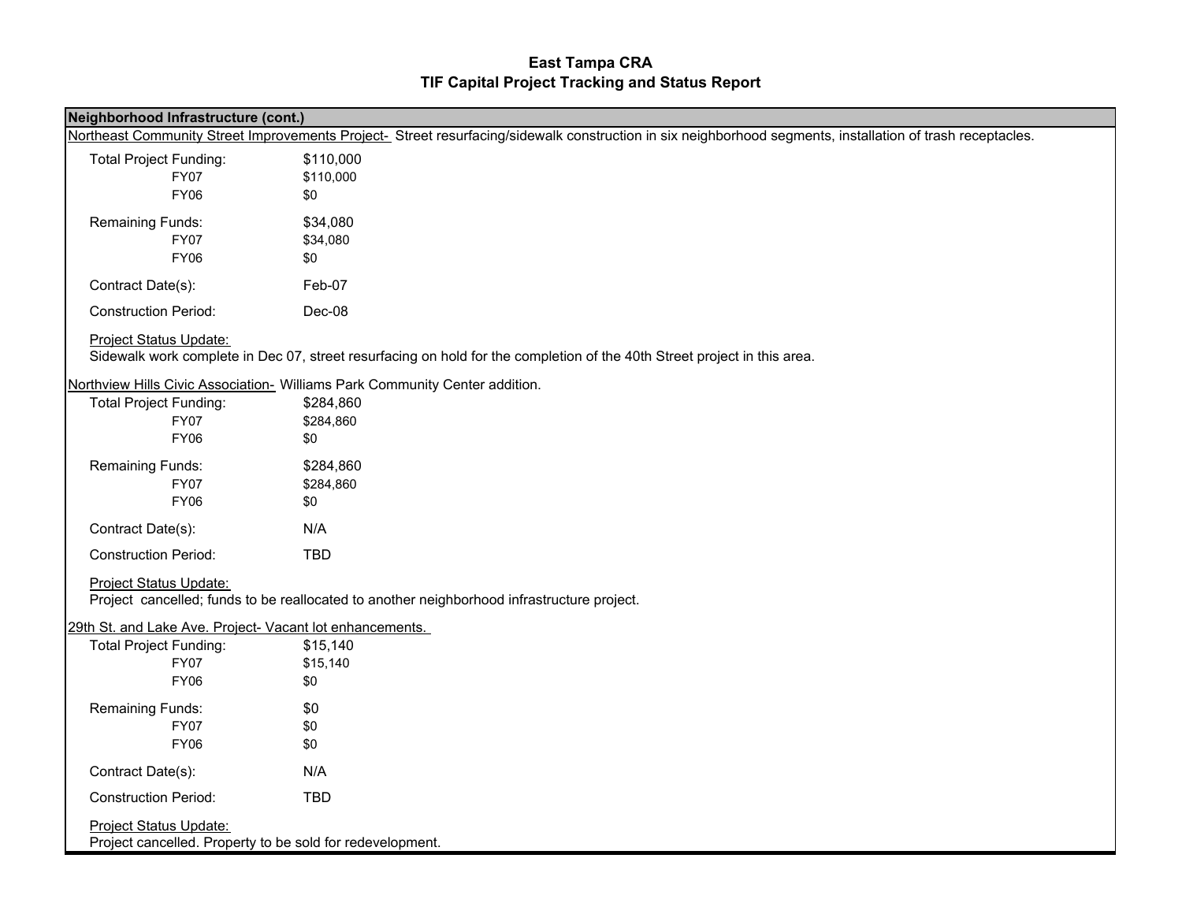# East Tampa CRA
## TIF Capital Project Tracking and Status Report

**Neighborhood Infrastructure (cont.)**

Northeast Community Street Improvements Project- Street resurfacing/sidewalk construction in six neighborhood segments, installation of trash receptacles.

| | |
|---|---|
| Total Project Funding: | $110,000 |
| FY07 | $110,000 |
| FY06 | $0 |
| Remaining Funds: | $34,080 |
| FY07 | $34,080 |
| FY06 | $0 |
| Contract Date(s): | Feb-07 |
| Construction Period: | Dec-08 |

Project Status Update:
Sidewalk work complete in Dec 07, street resurfacing on hold for the completion of the 40th Street project in this area.

Northview Hills Civic Association- Williams Park Community Center addition.

| | |
|---|---|
| Total Project Funding: | $284,860 |
| FY07 | $284,860 |
| FY06 | $0 |
| Remaining Funds: | $284,860 |
| FY07 | $284,860 |
| FY06 | $0 |
| Contract Date(s): | N/A |
| Construction Period: | TBD |

Project Status Update:
Project cancelled; funds to be reallocated to another neighborhood infrastructure project.

29th St. and Lake Ave. Project- Vacant lot enhancements.

| | |
|---|---|
| Total Project Funding: | $15,140 |
| FY07 | $15,140 |
| FY06 | $0 |
| Remaining Funds: | $0 |
| FY07 | $0 |
| FY06 | $0 |
| Contract Date(s): | N/A |
| Construction Period: | TBD |

Project Status Update:
Project cancelled. Property to be sold for redevelopment.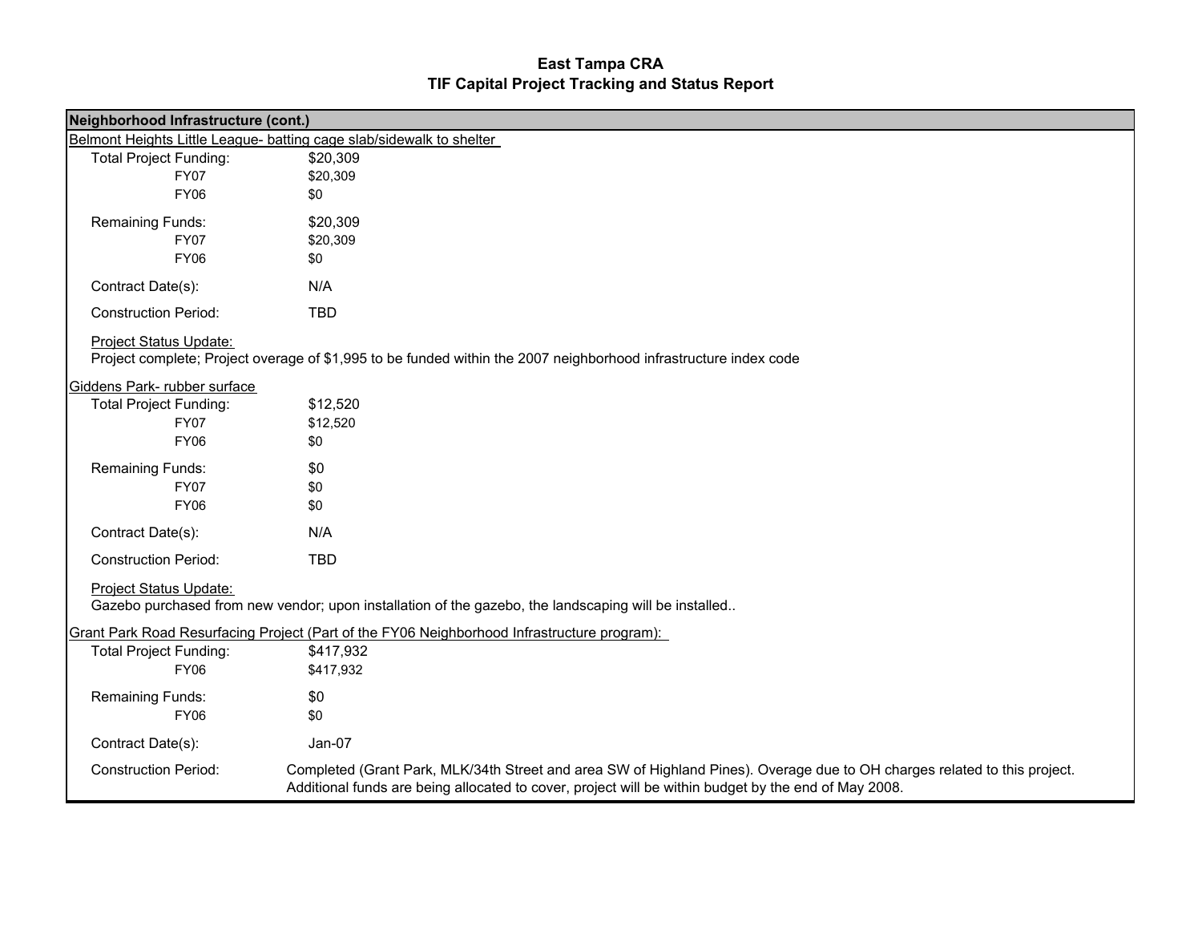# East Tampa CRA
## TIF Capital Project Tracking and Status Report

**Neighborhood Infrastructure (cont.)**

Belmont Heights Little League- batting cage slab/sidewalk to shelter

| | |
|---|---|
| Total Project Funding: | $20,309 |
| FY07 | $20,309 |
| FY06 | $0 |
| Remaining Funds: | $20,309 |
| FY07 | $20,309 |
| FY06 | $0 |
| Contract Date(s): | N/A |
| Construction Period: | TBD |

Project Status Update:
Project complete; Project overage of $1,995 to be funded within the 2007 neighborhood infrastructure index code

Giddens Park- rubber surface

| | |
|---|---|
| Total Project Funding: | $12,520 |
| FY07 | $12,520 |
| FY06 | $0 |
| Remaining Funds: | $0 |
| FY07 | $0 |
| FY06 | $0 |
| Contract Date(s): | N/A |
| Construction Period: | TBD |

Project Status Update:
Gazebo purchased from new vendor; upon installation of the gazebo, the landscaping will be installed..

Grant Park Road Resurfacing Project (Part of the FY06 Neighborhood Infrastructure program):

| | |
|---|---|
| Total Project Funding: | $417,932 |
| FY06 | $417,932 |
| Remaining Funds: | $0 |
| FY06 | $0 |
| Contract Date(s): | Jan-07 |
| Construction Period: | Completed (Grant Park, MLK/34th Street and area SW of Highland Pines). Overage due to OH charges related to this project. Additional funds are being allocated to cover, project will be within budget by the end of May 2008. |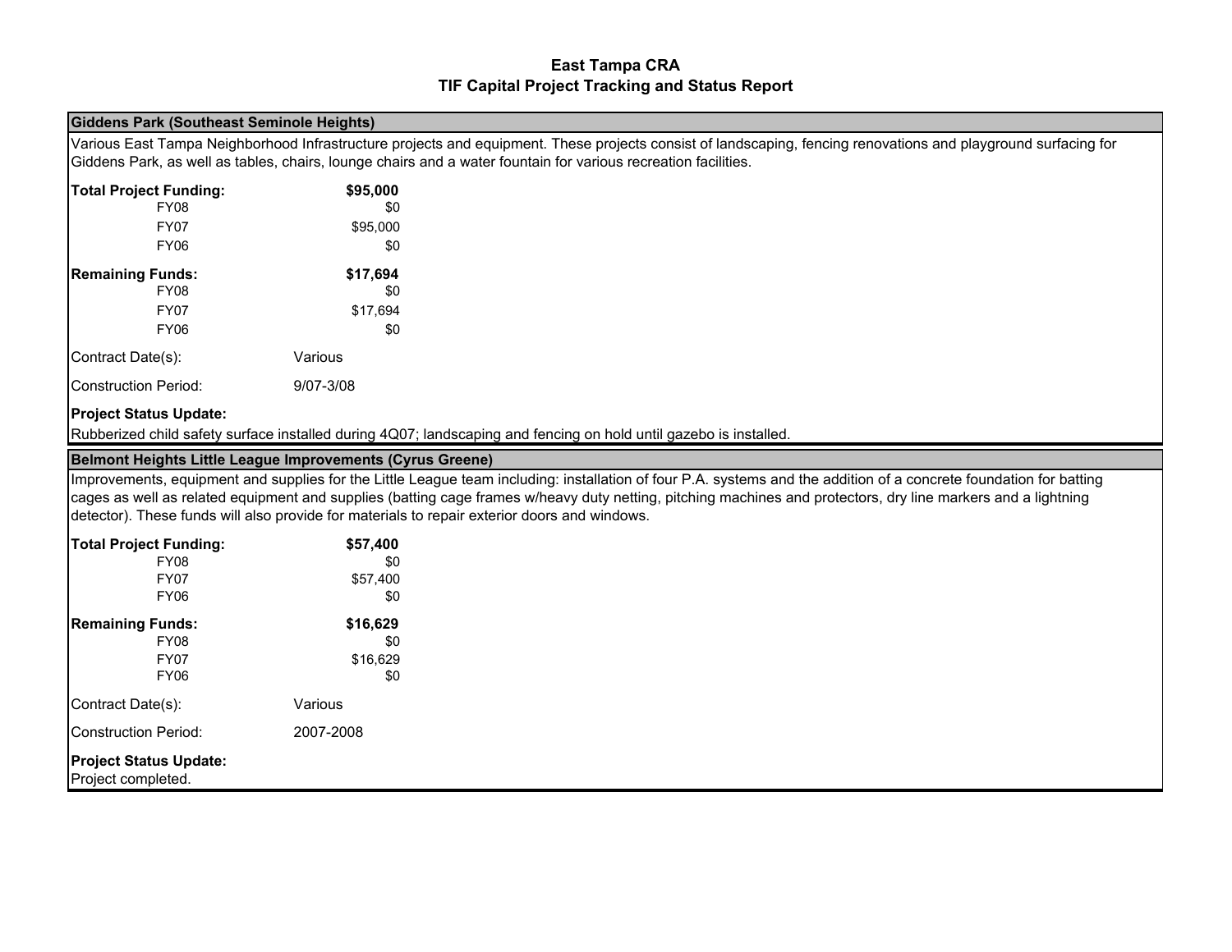# East Tampa CRA
## TIF Capital Project Tracking and Status Report

### Giddens Park (Southeast Seminole Heights)

Various East Tampa Neighborhood Infrastructure projects and equipment. These projects consist of landscaping, fencing renovations and playground surfacing for Giddens Park, as well as tables, chairs, lounge chairs and a water fountain for various recreation facilities.

| | |
|---|---|
| **Total Project Funding:** | **$95,000** |
| FY08 | $0 |
| FY07 | $95,000 |
| FY06 | $0 |
| **Remaining Funds:** | **$17,694** |
| FY08 | $0 |
| FY07 | $17,694 |
| FY06 | $0 |

Contract Date(s): Various

Construction Period: 9/07-3/08

**Project Status Update:**

Rubberized child safety surface installed during 4Q07; landscaping and fencing on hold until gazebo is installed.

### Belmont Heights Little League Improvements (Cyrus Greene)

Improvements, equipment and supplies for the Little League team including: installation of four P.A. systems and the addition of a concrete foundation for batting cages as well as related equipment and supplies (batting cage frames w/heavy duty netting, pitching machines and protectors, dry line markers and a lightning detector). These funds will also provide for materials to repair exterior doors and windows.

| | |
|---|---|
| **Total Project Funding:** | **$57,400** |
| FY08 | $0 |
| FY07 | $57,400 |
| FY06 | $0 |
| **Remaining Funds:** | **$16,629** |
| FY08 | $0 |
| FY07 | $16,629 |
| FY06 | $0 |

Contract Date(s): Various

Construction Period: 2007-2008

**Project Status Update:**

Project completed.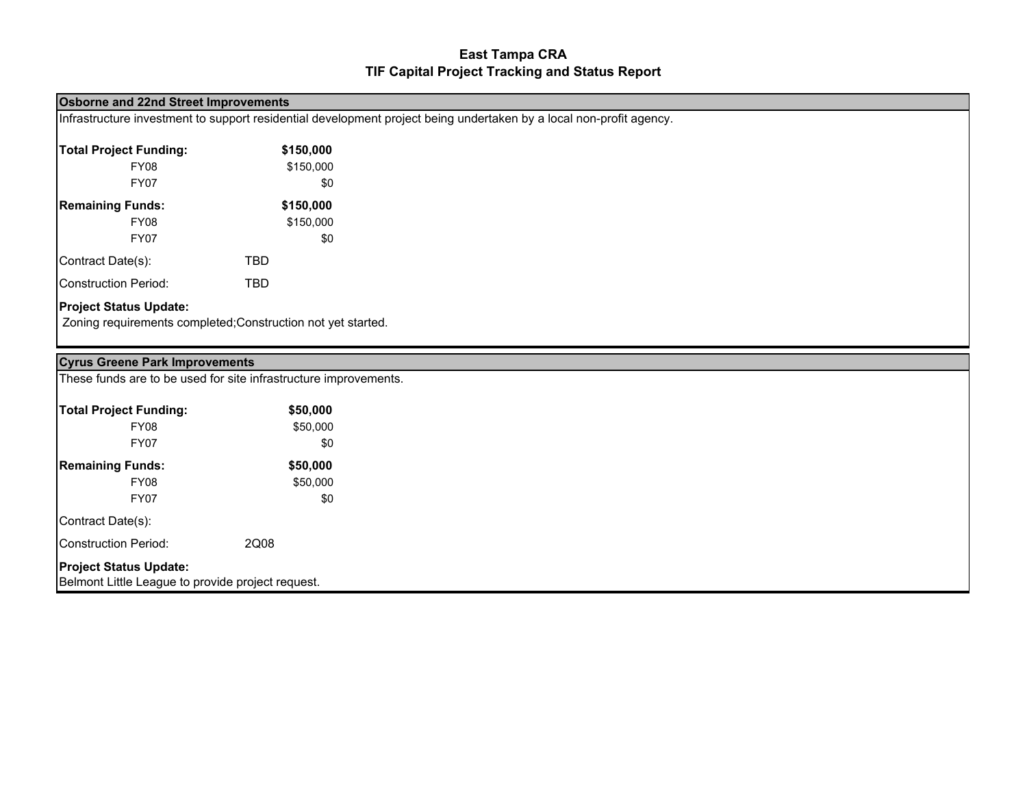# East Tampa CRA
## TIF Capital Project Tracking and Status Report

### Osborne and 22nd Street Improvements

Infrastructure investment to support residential development project being undertaken by a local non-profit agency.

| | |
|---|---|
| **Total Project Funding:** | **$150,000** |
| FY08 | $150,000 |
| FY07 | $0 |
| **Remaining Funds:** | **$150,000** |
| FY08 | $150,000 |
| FY07 | $0 |

Contract Date(s): TBD

Construction Period: TBD

**Project Status Update:**
Zoning requirements completed;Construction not yet started.

### Cyrus Greene Park Improvements

These funds are to be used for site infrastructure improvements.

| | |
|---|---|
| **Total Project Funding:** | **$50,000** |
| FY08 | $50,000 |
| FY07 | $0 |
| **Remaining Funds:** | **$50,000** |
| FY08 | $50,000 |
| FY07 | $0 |

Contract Date(s):

Construction Period: 2Q08

**Project Status Update:**
Belmont Little League to provide project request.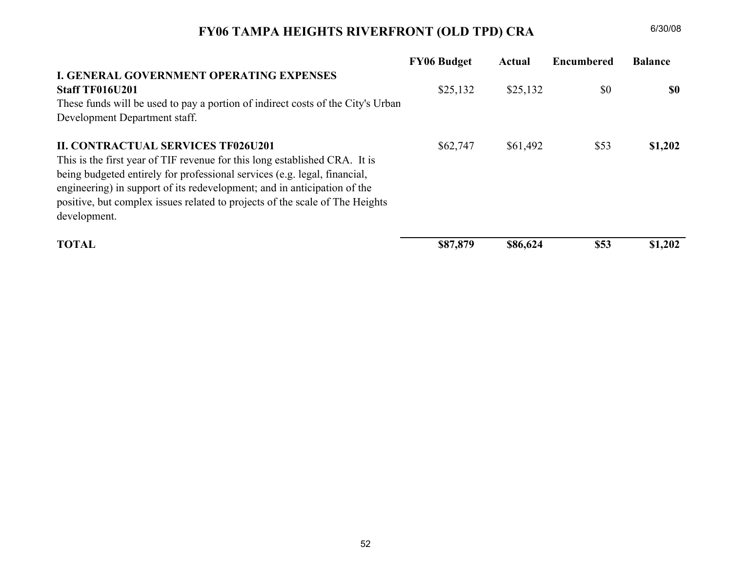# FY06 TAMPA HEIGHTS RIVERFRONT (OLD TPD) CRA

6/30/08

| | FY06 Budget | Actual | Encumbered | Balance |
|---|---|---|---|---|
| **I. GENERAL GOVERNMENT OPERATING EXPENSES** | | | | |
| **Staff TF016U201** | $25,132 | $25,132 | $0 | **$0** |
| These funds will be used to pay a portion of indirect costs of the City's Urban Development Department staff. | | | | |
| **II. CONTRACTUAL SERVICES TF026U201** | $62,747 | $61,492 | $53 | **$1,202** |
| This is the first year of TIF revenue for this long established CRA. It is being budgeted entirely for professional services (e.g. legal, financial, engineering) in support of its redevelopment; and in anticipation of the positive, but complex issues related to projects of the scale of The Heights development. | | | | |
| **TOTAL** | **$87,879** | **$86,624** | **$53** | **$1,202** |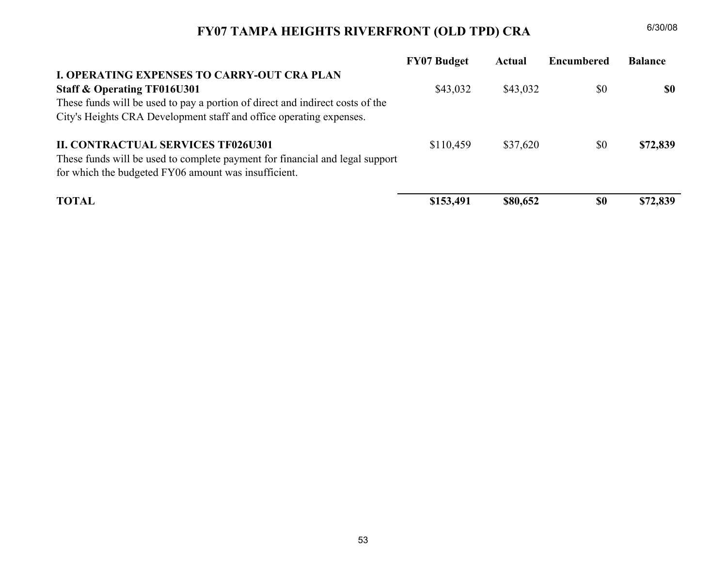# FY07 TAMPA HEIGHTS RIVERFRONT (OLD TPD) CRA

6/30/08

| | FY07 Budget | Actual | Encumbered | Balance |
|---|---|---|---|---|
| **I. OPERATING EXPENSES TO CARRY-OUT CRA PLAN** | | | | |
| **Staff & Operating TF016U301** | $43,032 | $43,032 | $0 | **$0** |
| These funds will be used to pay a portion of direct and indirect costs of the City's Heights CRA Development staff and office operating expenses. | | | | |
| **II. CONTRACTUAL SERVICES TF026U301** | $110,459 | $37,620 | $0 | **$72,839** |
| These funds will be used to complete payment for financial and legal support for which the budgeted FY06 amount was insufficient. | | | | |
| **TOTAL** | **$153,491** | **$80,652** | **$0** | **$72,839** |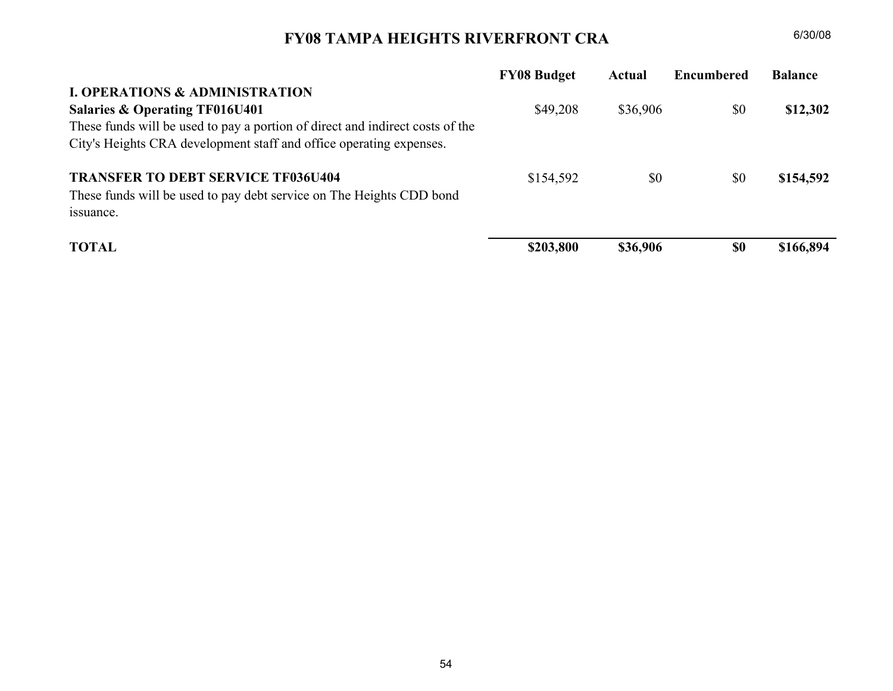# FY08 TAMPA HEIGHTS RIVERFRONT CRA

6/30/08

| | FY08 Budget | Actual | Encumbered | Balance |
|---|---|---|---|---|
| **I. OPERATIONS & ADMINISTRATION** | | | | |
| **Salaries & Operating TF016U401** | $49,208 | $36,906 | $0 | **$12,302** |
| These funds will be used to pay a portion of direct and indirect costs of the City's Heights CRA development staff and office operating expenses. | | | | |
| **TRANSFER TO DEBT SERVICE TF036U404** | $154,592 | $0 | $0 | **$154,592** |
| These funds will be used to pay debt service on The Heights CDD bond issuance. | | | | |
| **TOTAL** | **$203,800** | **$36,906** | **$0** | **$166,894** |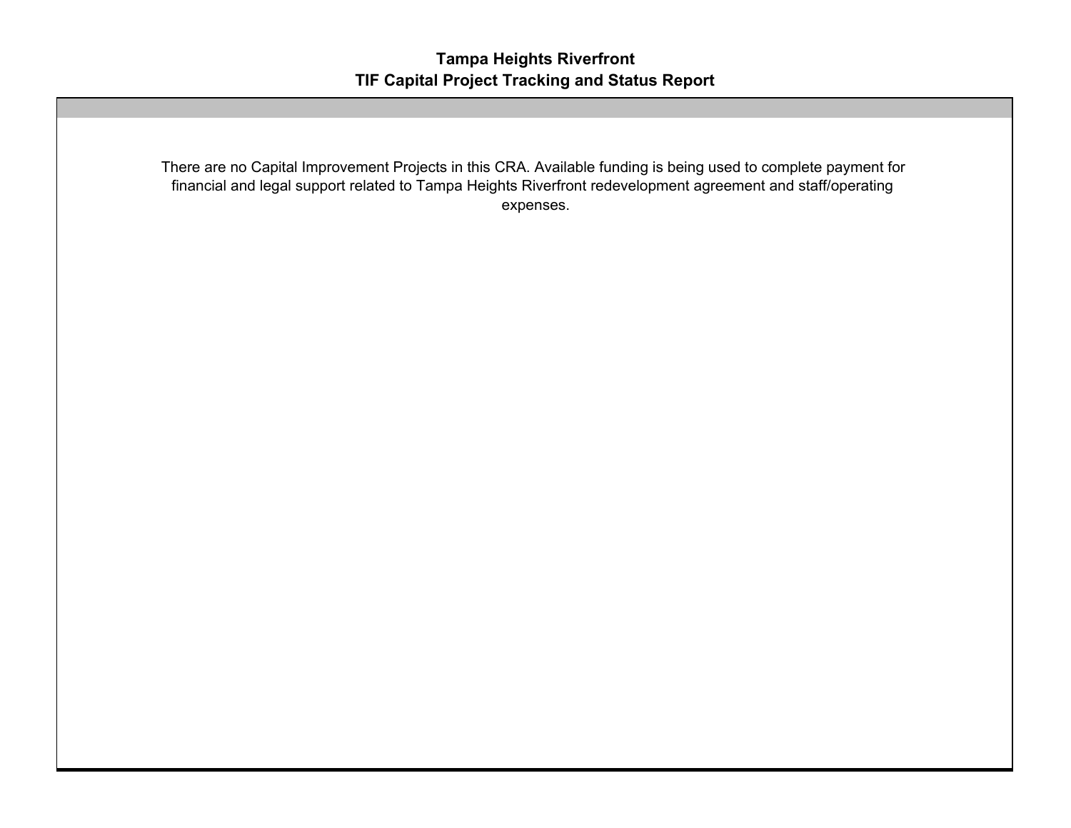# Tampa Heights Riverfront
## TIF Capital Project Tracking and Status Report

There are no Capital Improvement Projects in this CRA. Available funding is being used to complete payment for financial and legal support related to Tampa Heights Riverfront redevelopment agreement and staff/operating expenses.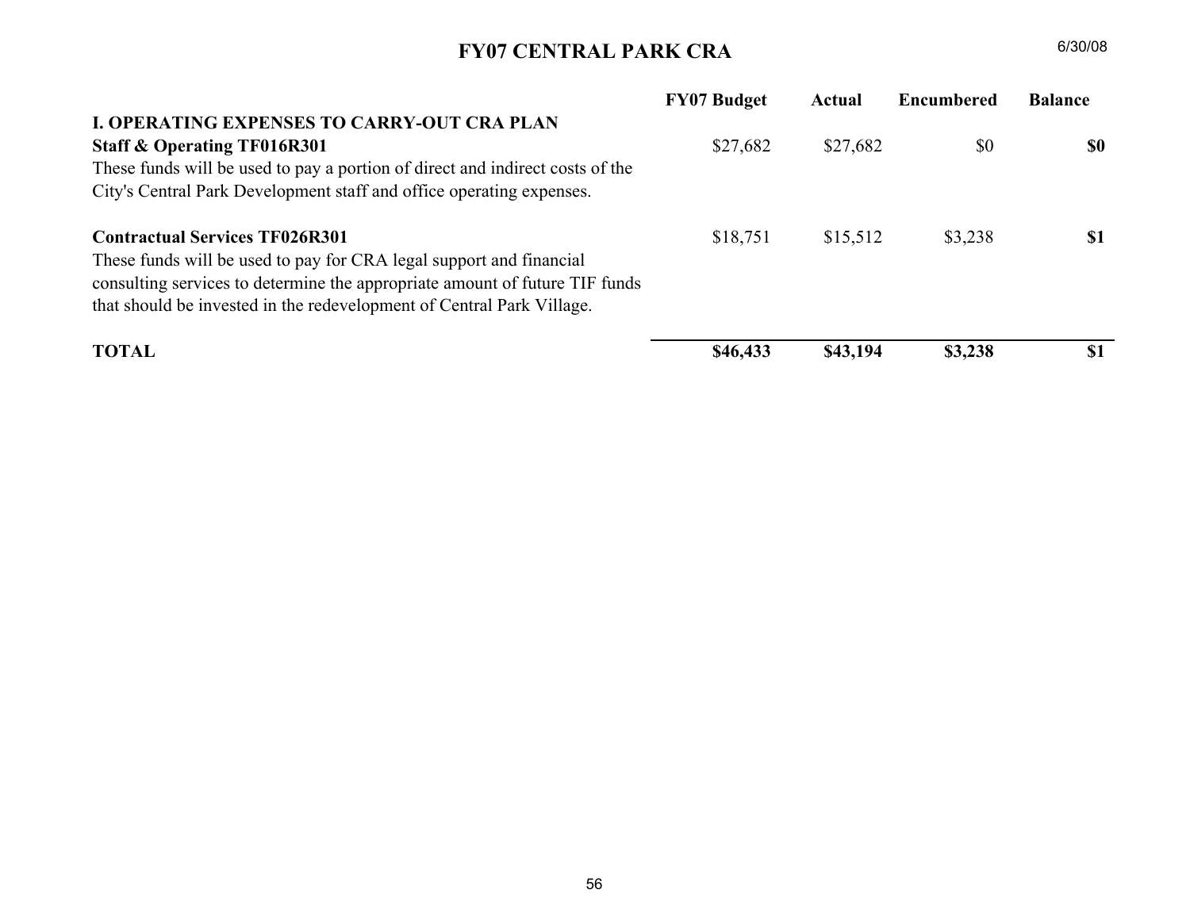# FY07 CENTRAL PARK CRA

6/30/08

| | FY07 Budget | Actual | Encumbered | Balance |
|---|---|---|---|---|
| **I. OPERATING EXPENSES TO CARRY-OUT CRA PLAN** | | | | |
| **Staff & Operating TF016R301** | $27,682 | $27,682 | $0 | **$0** |
| These funds will be used to pay a portion of direct and indirect costs of the City's Central Park Development staff and office operating expenses. | | | | |
| **Contractual Services TF026R301** | $18,751 | $15,512 | $3,238 | **$1** |
| These funds will be used to pay for CRA legal support and financial consulting services to determine the appropriate amount of future TIF funds that should be invested in the redevelopment of Central Park Village. | | | | |
| **TOTAL** | **$46,433** | **$43,194** | **$3,238** | **$1** |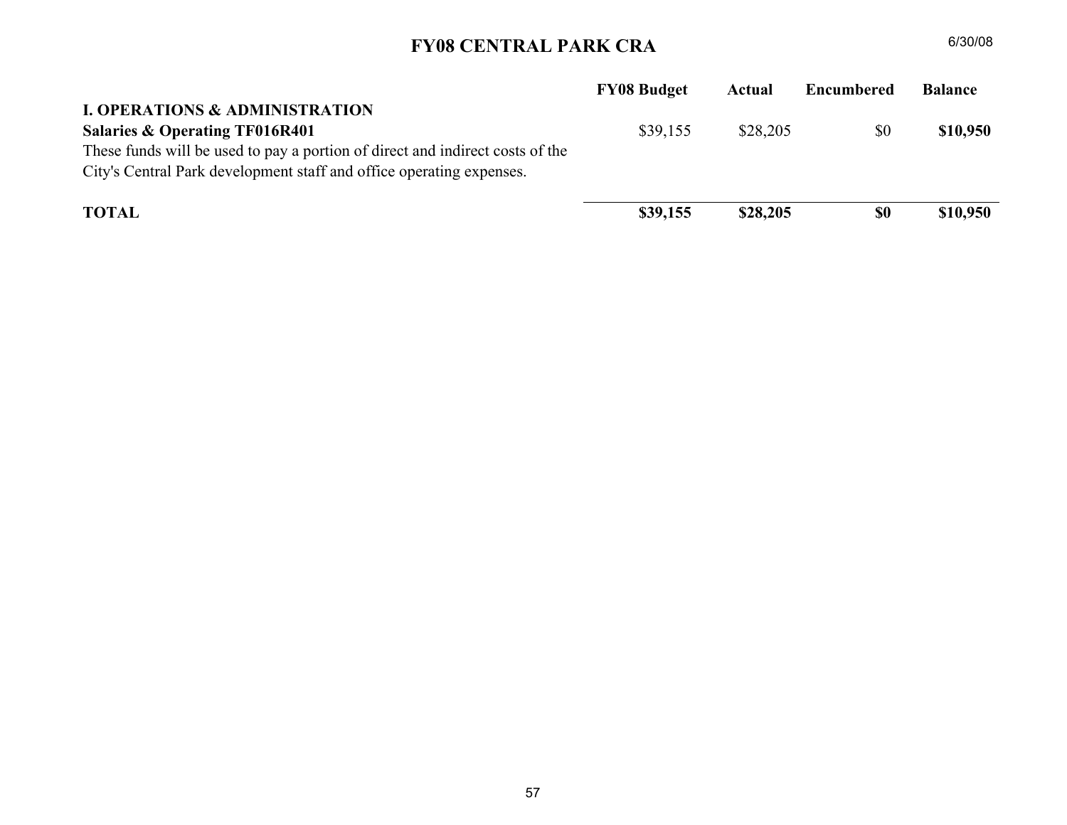# FY08 CENTRAL PARK CRA

6/30/08

| | FY08 Budget | Actual | Encumbered | Balance |
|---|---|---|---|---|
| **I. OPERATIONS & ADMINISTRATION** | | | | |
| **Salaries & Operating TF016R401** | $39,155 | $28,205 | $0 | **$10,950** |
| These funds will be used to pay a portion of direct and indirect costs of the City's Central Park development staff and office operating expenses. | | | | |
| **TOTAL** | **$39,155** | **$28,205** | **$0** | **$10,950** |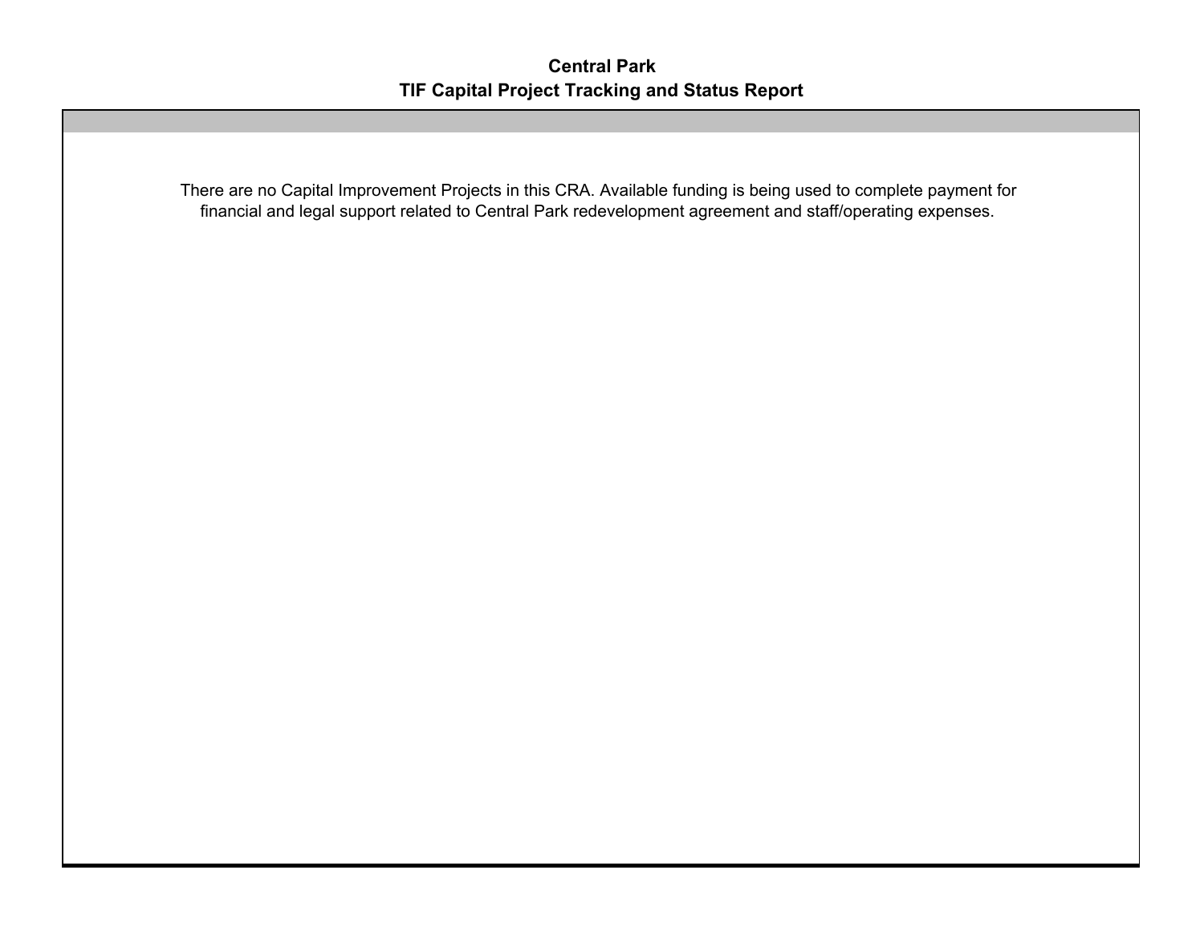# Central Park
## TIF Capital Project Tracking and Status Report

There are no Capital Improvement Projects in this CRA. Available funding is being used to complete payment for financial and legal support related to Central Park redevelopment agreement and staff/operating expenses.